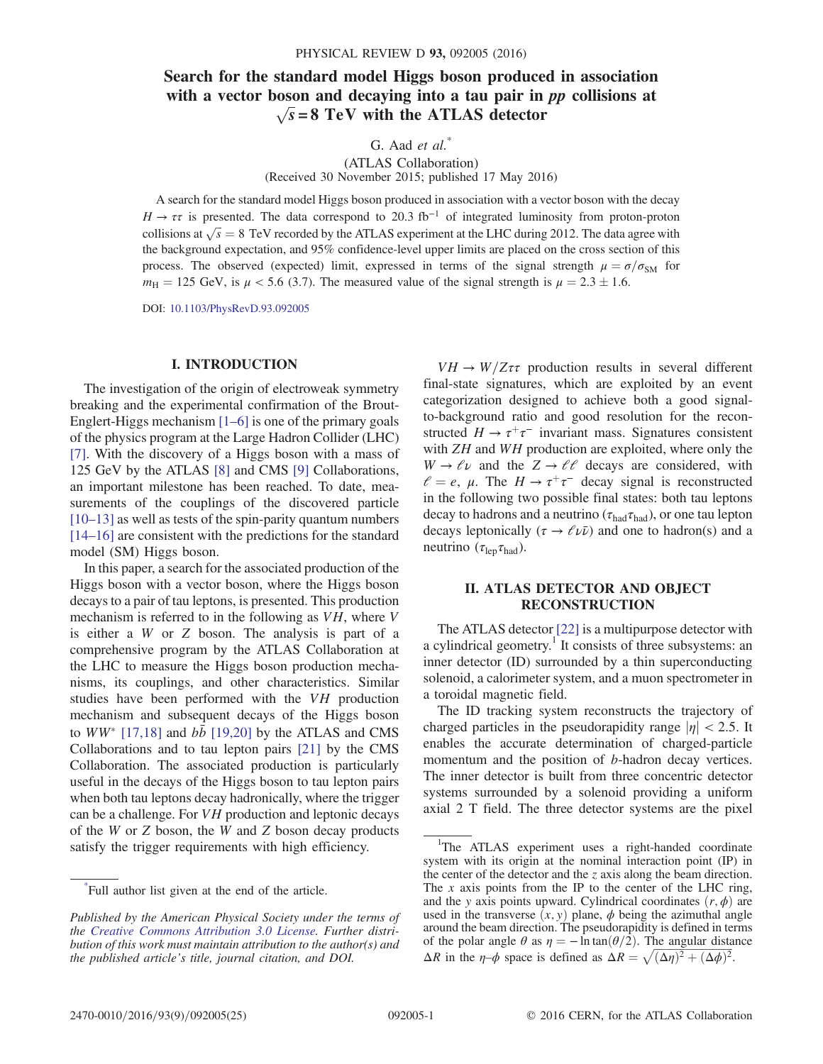# Search for the standard model Higgs boson produced in association with a vector boson and decaying into a tau pair in $pp$ collisions at $\sqrt{s} = 8$ TeV with the ATLAS detector

G. Aad *et al.**

(ATLAS Collaboration)

(Received 30 November 2015; published 17 May 2016)

A search for the standard model Higgs boson produced in association with a vector boson with the decay $H \to \tau\tau$ is presented. The data correspond to 20.3 fb$^{-1}$ of integrated luminosity from proton-proton collisions at $\sqrt{s} = 8$ TeV recorded by the ATLAS experiment at the LHC during 2012. The data agree with the background expectation, and 95% confidence-level upper limits are placed on the cross section of this process. The observed (expected) limit, expressed in terms of the signal strength $\mu = \sigma/\sigma_{\mathrm{SM}}$ for $m_{\mathrm{H}} = 125$ GeV, is $\mu < 5.6$ (3.7). The measured value of the signal strength is $\mu = 2.3 \pm 1.6$.

DOI: 10.1103/PhysRevD.93.092005

## I. INTRODUCTION

The investigation of the origin of electroweak symmetry breaking and the experimental confirmation of the Brout-Englert-Higgs mechanism [1–6] is one of the primary goals of the physics program at the Large Hadron Collider (LHC) [7]. With the discovery of a Higgs boson with a mass of 125 GeV by the ATLAS [8] and CMS [9] Collaborations, an important milestone has been reached. To date, measurements of the couplings of the discovered particle [10–13] as well as tests of the spin-parity quantum numbers [14–16] are consistent with the predictions for the standard model (SM) Higgs boson.

In this paper, a search for the associated production of the Higgs boson with a vector boson, where the Higgs boson decays to a pair of tau leptons, is presented. This production mechanism is referred to in the following as $VH$, where $V$ is either a $W$ or $Z$ boson. The analysis is part of a comprehensive program by the ATLAS Collaboration at the LHC to measure the Higgs boson production mechanisms, its couplings, and other characteristics. Similar studies have been performed with the $VH$ production mechanism and subsequent decays of the Higgs boson to $WW^*$ [17,18] and $b\bar{b}$ [19,20] by the ATLAS and CMS Collaborations and to tau lepton pairs [21] by the CMS Collaboration. The associated production is particularly useful in the decays of the Higgs boson to tau lepton pairs when both tau leptons decay hadronically, where the trigger can be a challenge. For $VH$ production and leptonic decays of the $W$ or $Z$ boson, the $W$ and $Z$ boson decay products satisfy the trigger requirements with high efficiency.

$VH \to W/Z\tau\tau$ production results in several different final-state signatures, which are exploited by an event categorization designed to achieve both a good signal-to-background ratio and good resolution for the reconstructed $H \to \tau^+\tau^-$ invariant mass. Signatures consistent with $ZH$ and $WH$ production are exploited, where only the $W \to \ell\nu$ and the $Z \to \ell\ell$ decays are considered, with $\ell = e,\ \mu$. The $H \to \tau^+\tau^-$ decay signal is reconstructed in the following two possible final states: both tau leptons decay to hadrons and a neutrino ($\tau_{\mathrm{had}}\tau_{\mathrm{had}}$), or one tau lepton decays leptonically ($\tau \to \ell\nu\bar{\nu}$) and one to hadron(s) and a neutrino ($\tau_{\mathrm{lep}}\tau_{\mathrm{had}}$).

## II. ATLAS DETECTOR AND OBJECT RECONSTRUCTION

The ATLAS detector [22] is a multipurpose detector with a cylindrical geometry.[1] It consists of three subsystems: an inner detector (ID) surrounded by a thin superconducting solenoid, a calorimeter system, and a muon spectrometer in a toroidal magnetic field.

The ID tracking system reconstructs the trajectory of charged particles in the pseudorapidity range $|\eta| < 2.5$. It enables the accurate determination of charged-particle momentum and the position of $b$-hadron decay vertices. The inner detector is built from three concentric detector systems surrounded by a solenoid providing a uniform axial 2 T field. The three detector systems are the pixel

---

*Full author list given at the end of the article.

*Published by the American Physical Society under the terms of the Creative Commons Attribution 3.0 License. Further distribution of this work must maintain attribution to the author(s) and the published article's title, journal citation, and DOI.*

[1] The ATLAS experiment uses a right-handed coordinate system with its origin at the nominal interaction point (IP) in the center of the detector and the $z$ axis along the beam direction. The $x$ axis points from the IP to the center of the LHC ring, and the $y$ axis points upward. Cylindrical coordinates $(r, \phi)$ are used in the transverse $(x, y)$ plane, $\phi$ being the azimuthal angle around the beam direction. The pseudorapidity is defined in terms of the polar angle $\theta$ as $\eta = -\ln \tan(\theta/2)$. The angular distance $\Delta R$ in the $\eta$–$\phi$ space is defined as $\Delta R = \sqrt{(\Delta\eta)^2 + (\Delta\phi)^2}$.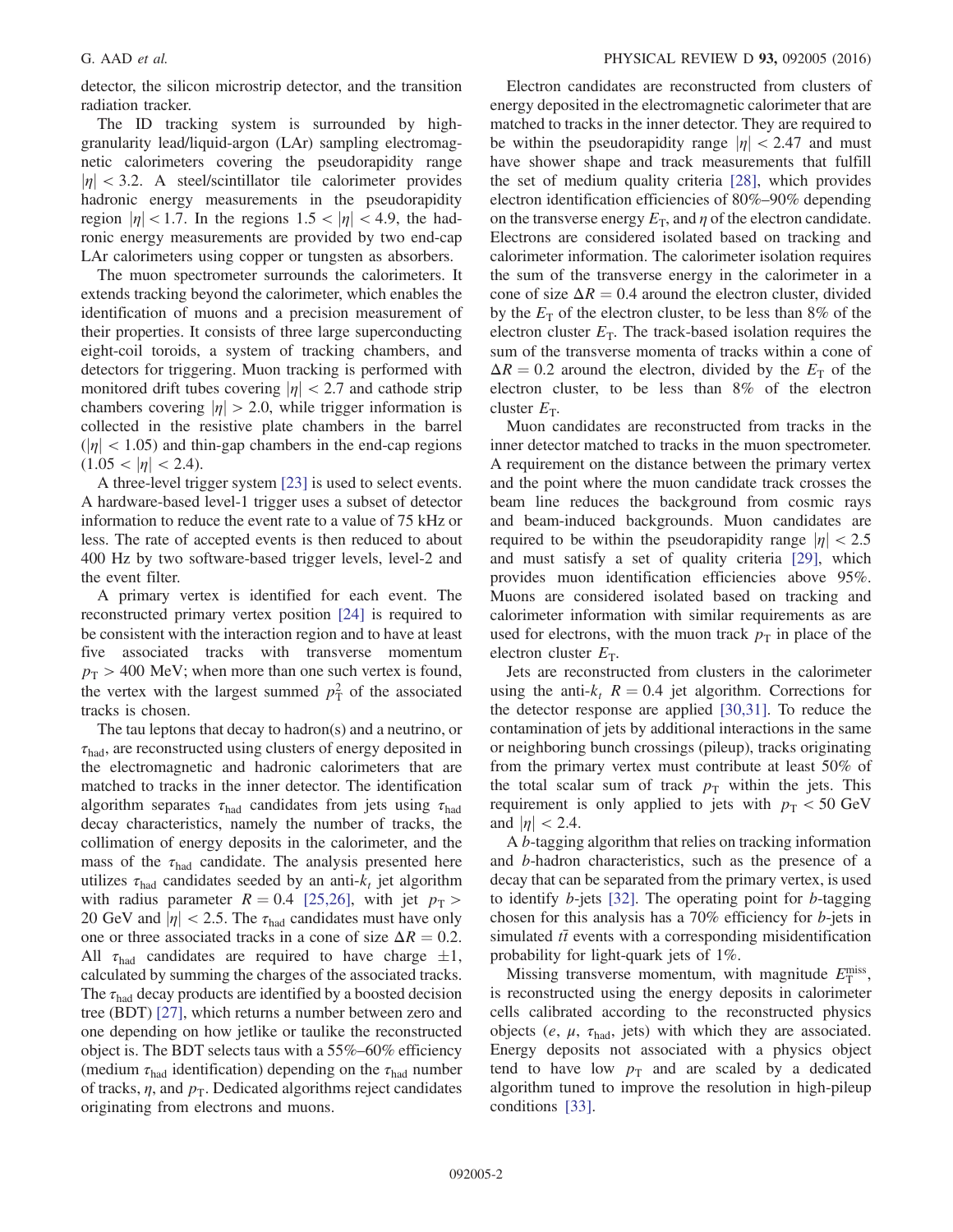detector, the silicon microstrip detector, and the transition radiation tracker.

The ID tracking system is surrounded by high-granularity lead/liquid-argon (LAr) sampling electromagnetic calorimeters covering the pseudorapidity range $|\eta| < 3.2$. A steel/scintillator tile calorimeter provides hadronic energy measurements in the pseudorapidity region $|\eta| < 1.7$. In the regions $1.5 < |\eta| < 4.9$, the hadronic energy measurements are provided by two end-cap LAr calorimeters using copper or tungsten as absorbers.

The muon spectrometer surrounds the calorimeters. It extends tracking beyond the calorimeter, which enables the identification of muons and a precision measurement of their properties. It consists of three large superconducting eight-coil toroids, a system of tracking chambers, and detectors for triggering. Muon tracking is performed with monitored drift tubes covering $|\eta| < 2.7$ and cathode strip chambers covering $|\eta| > 2.0$, while trigger information is collected in the resistive plate chambers in the barrel ($|\eta| < 1.05$) and thin-gap chambers in the end-cap regions ($1.05 < |\eta| < 2.4$).

A three-level trigger system [23] is used to select events. A hardware-based level-1 trigger uses a subset of detector information to reduce the event rate to a value of 75 kHz or less. The rate of accepted events is then reduced to about 400 Hz by two software-based trigger levels, level-2 and the event filter.

A primary vertex is identified for each event. The reconstructed primary vertex position [24] is required to be consistent with the interaction region and to have at least five associated tracks with transverse momentum $p_{\mathrm{T}} > 400$ MeV; when more than one such vertex is found, the vertex with the largest summed $p_{\mathrm{T}}^2$ of the associated tracks is chosen.

The tau leptons that decay to hadron(s) and a neutrino, or $\tau_{\mathrm{had}}$, are reconstructed using clusters of energy deposited in the electromagnetic and hadronic calorimeters that are matched to tracks in the inner detector. The identification algorithm separates $\tau_{\mathrm{had}}$ candidates from jets using $\tau_{\mathrm{had}}$ decay characteristics, namely the number of tracks, the collimation of energy deposits in the calorimeter, and the mass of the $\tau_{\mathrm{had}}$ candidate. The analysis presented here utilizes $\tau_{\mathrm{had}}$ candidates seeded by an anti-$k_t$ jet algorithm with radius parameter $R = 0.4$ [25,26], with jet $p_{\mathrm{T}} > 20$ GeV and $|\eta| < 2.5$. The $\tau_{\mathrm{had}}$ candidates must have only one or three associated tracks in a cone of size $\Delta R = 0.2$. All $\tau_{\mathrm{had}}$ candidates are required to have charge $\pm 1$, calculated by summing the charges of the associated tracks. The $\tau_{\mathrm{had}}$ decay products are identified by a boosted decision tree (BDT) [27], which returns a number between zero and one depending on how jetlike or taulike the reconstructed object is. The BDT selects taus with a 55%–60% efficiency (medium $\tau_{\mathrm{had}}$ identification) depending on the $\tau_{\mathrm{had}}$ number of tracks, $\eta$, and $p_{\mathrm{T}}$. Dedicated algorithms reject candidates originating from electrons and muons.

Electron candidates are reconstructed from clusters of energy deposited in the electromagnetic calorimeter that are matched to tracks in the inner detector. They are required to be within the pseudorapidity range $|\eta| < 2.47$ and must have shower shape and track measurements that fulfill the set of medium quality criteria [28], which provides electron identification efficiencies of 80%–90% depending on the transverse energy $E_{\mathrm{T}}$, and $\eta$ of the electron candidate. Electrons are considered isolated based on tracking and calorimeter information. The calorimeter isolation requires the sum of the transverse energy in the calorimeter in a cone of size $\Delta R = 0.4$ around the electron cluster, divided by the $E_{\mathrm{T}}$ of the electron cluster, to be less than 8% of the electron cluster $E_{\mathrm{T}}$. The track-based isolation requires the sum of the transverse momenta of tracks within a cone of $\Delta R = 0.2$ around the electron, divided by the $E_{\mathrm{T}}$ of the electron cluster, to be less than 8% of the electron cluster $E_{\mathrm{T}}$.

Muon candidates are reconstructed from tracks in the inner detector matched to tracks in the muon spectrometer. A requirement on the distance between the primary vertex and the point where the muon candidate track crosses the beam line reduces the background from cosmic rays and beam-induced backgrounds. Muon candidates are required to be within the pseudorapidity range $|\eta| < 2.5$ and must satisfy a set of quality criteria [29], which provides muon identification efficiencies above 95%. Muons are considered isolated based on tracking and calorimeter information with similar requirements as are used for electrons, with the muon track $p_{\mathrm{T}}$ in place of the electron cluster $E_{\mathrm{T}}$.

Jets are reconstructed from clusters in the calorimeter using the anti-$k_t$ $R = 0.4$ jet algorithm. Corrections for the detector response are applied [30,31]. To reduce the contamination of jets by additional interactions in the same or neighboring bunch crossings (pileup), tracks originating from the primary vertex must contribute at least 50% of the total scalar sum of track $p_{\mathrm{T}}$ within the jets. This requirement is only applied to jets with $p_{\mathrm{T}} < 50$ GeV and $|\eta| < 2.4$.

A $b$-tagging algorithm that relies on tracking information and $b$-hadron characteristics, such as the presence of a decay that can be separated from the primary vertex, is used to identify $b$-jets [32]. The operating point for $b$-tagging chosen for this analysis has a 70% efficiency for $b$-jets in simulated $t\bar{t}$ events with a corresponding misidentification probability for light-quark jets of 1%.

Missing transverse momentum, with magnitude $E_{\mathrm{T}}^{\mathrm{miss}}$, is reconstructed using the energy deposits in calorimeter cells calibrated according to the reconstructed physics objects ($e$, $\mu$, $\tau_{\mathrm{had}}$, jets) with which they are associated. Energy deposits not associated with a physics object tend to have low $p_{\mathrm{T}}$ and are scaled by a dedicated algorithm tuned to improve the resolution in high-pileup conditions [33].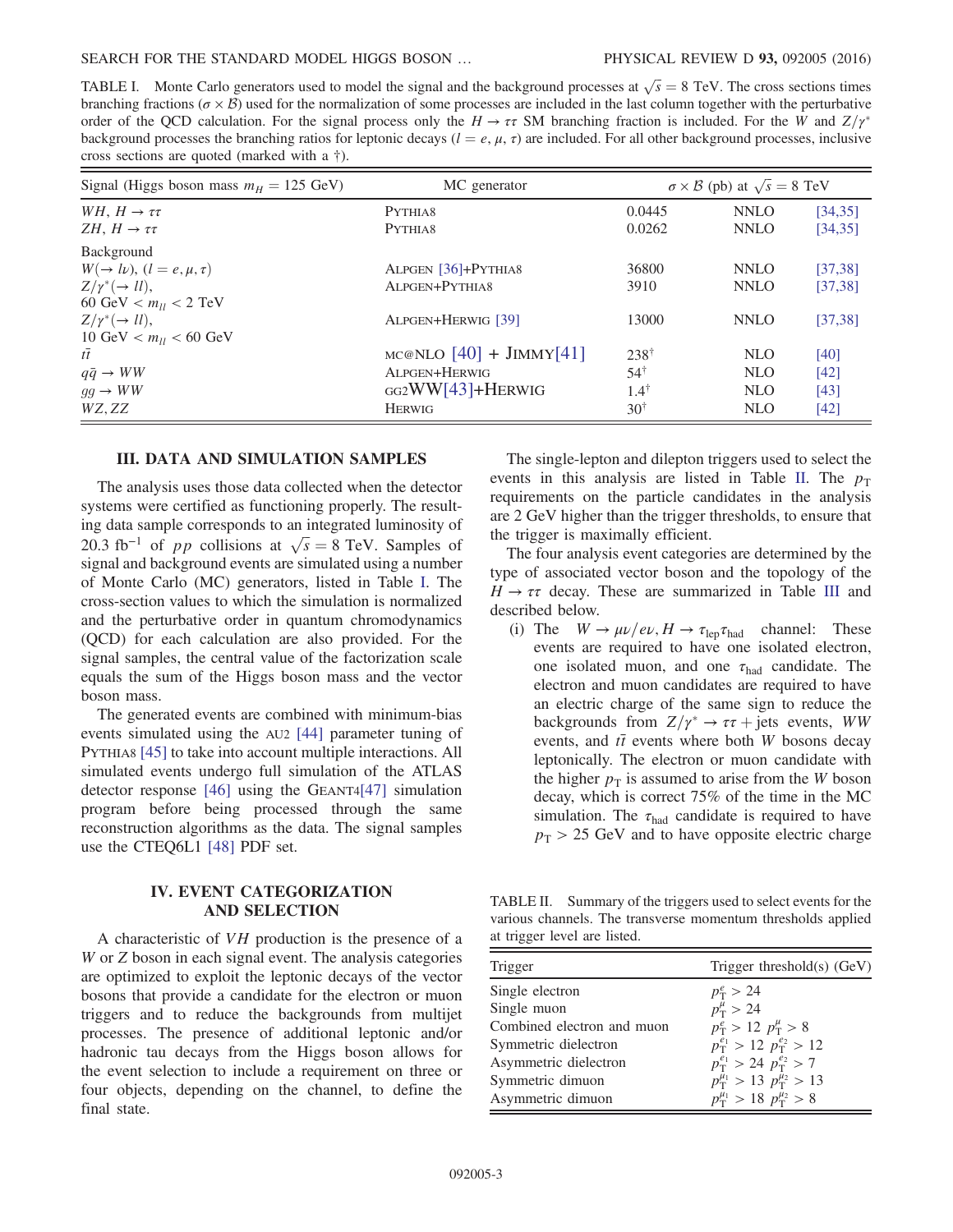TABLE I. Monte Carlo generators used to model the signal and the background processes at $\sqrt{s} = 8$ TeV. The cross sections times branching fractions ($\sigma \times \mathcal{B}$) used for the normalization of some processes are included in the last column together with the perturbative order of the QCD calculation. For the signal process only the $H \to \tau\tau$ SM branching fraction is included. For the $W$ and $Z/\gamma^*$ background processes the branching ratios for leptonic decays ($l = e, \mu, \tau$) are included. For all other background processes, inclusive cross sections are quoted (marked with a †).

| Signal (Higgs boson mass $m_H = 125$ GeV) | MC generator | $\sigma \times \mathcal{B}$ (pb) at $\sqrt{s} = 8$ TeV | | |
|---|---|---|---|---|
| $WH$, $H \to \tau\tau$ | PYTHIA8 | 0.0445 | NNLO | [34,35] |
| $ZH$, $H \to \tau\tau$ | PYTHIA8 | 0.0262 | NNLO | [34,35] |
| Background | | | | |
| $W(\to l\nu)$, $(l = e, \mu, \tau)$ | ALPGEN [36]+PYTHIA8 | 36800 | NNLO | [37,38] |
| $Z/\gamma^*(\to ll)$, 60 GeV $< m_{ll} <$ 2 TeV | ALPGEN+PYTHIA8 | 3910 | NNLO | [37,38] |
| $Z/\gamma^*(\to ll)$, 10 GeV $< m_{ll} <$ 60 GeV | ALPGEN+HERWIG [39] | 13000 | NNLO | [37,38] |
| $t\bar{t}$ | MC@NLO [40] + JIMMY[41] | 238† | NLO | [40] |
| $q\bar{q} \to WW$ | ALPGEN+HERWIG | 54† | NLO | [42] |
| $gg \to WW$ | GG2WW[43]+HERWIG | 1.4† | NLO | [43] |
| $WZ, ZZ$ | HERWIG | 30† | NLO | [42] |

## III. DATA AND SIMULATION SAMPLES

The analysis uses those data collected when the detector systems were certified as functioning properly. The resulting data sample corresponds to an integrated luminosity of 20.3 fb$^{-1}$ of $pp$ collisions at $\sqrt{s} = 8$ TeV. Samples of signal and background events are simulated using a number of Monte Carlo (MC) generators, listed in Table I. The cross-section values to which the simulation is normalized and the perturbative order in quantum chromodynamics (QCD) for each calculation are also provided. For the signal samples, the central value of the factorization scale equals the sum of the Higgs boson mass and the vector boson mass.

The generated events are combined with minimum-bias events simulated using the AU2 [44] parameter tuning of PYTHIA8 [45] to take into account multiple interactions. All simulated events undergo full simulation of the ATLAS detector response [46] using the GEANT4[47] simulation program before being processed through the same reconstruction algorithms as the data. The signal samples use the CTEQ6L1 [48] PDF set.

## IV. EVENT CATEGORIZATION AND SELECTION

A characteristic of $VH$ production is the presence of a $W$ or $Z$ boson in each signal event. The analysis categories are optimized to exploit the leptonic decays of the vector bosons that provide a candidate for the electron or muon triggers and to reduce the backgrounds from multijet processes. The presence of additional leptonic and/or hadronic tau decays from the Higgs boson allows for the event selection to include a requirement on three or four objects, depending on the channel, to define the final state.

The single-lepton and dilepton triggers used to select the events in this analysis are listed in Table II. The $p_{\mathrm{T}}$ requirements on the particle candidates in the analysis are 2 GeV higher than the trigger thresholds, to ensure that the trigger is maximally efficient.

The four analysis event categories are determined by the type of associated vector boson and the topology of the $H \to \tau\tau$ decay. These are summarized in Table III and described below.

(i) The $W \to \mu\nu/e\nu, H \to \tau_{\mathrm{lep}}\tau_{\mathrm{had}}$ channel: These events are required to have one isolated electron, one isolated muon, and one $\tau_{\mathrm{had}}$ candidate. The electron and muon candidates are required to have an electric charge of the same sign to reduce the backgrounds from $Z/\gamma^* \to \tau\tau +$ jets events, $WW$ events, and $t\bar{t}$ events where both $W$ bosons decay leptonically. The electron or muon candidate with the higher $p_{\mathrm{T}}$ is assumed to arise from the $W$ boson decay, which is correct 75% of the time in the MC simulation. The $\tau_{\mathrm{had}}$ candidate is required to have $p_{\mathrm{T}} > 25$ GeV and to have opposite electric charge

TABLE II. Summary of the triggers used to select events for the various channels. The transverse momentum thresholds applied at trigger level are listed.

| Trigger | Trigger threshold(s) (GeV) |
|---|---|
| Single electron | $p_{\mathrm{T}}^{e} > 24$ |
| Single muon | $p_{\mathrm{T}}^{\mu} > 24$ |
| Combined electron and muon | $p_{\mathrm{T}}^{e} > 12$ $p_{\mathrm{T}}^{\mu} > 8$ |
| Symmetric dielectron | $p_{\mathrm{T}}^{e_1} > 12$ $p_{\mathrm{T}}^{e_2} > 12$ |
| Asymmetric dielectron | $p_{\mathrm{T}}^{e_1} > 24$ $p_{\mathrm{T}}^{e_2} > 7$ |
| Symmetric dimuon | $p_{\mathrm{T}}^{\mu_1} > 13$ $p_{\mathrm{T}}^{\mu_2} > 13$ |
| Asymmetric dimuon | $p_{\mathrm{T}}^{\mu_1} > 18$ $p_{\mathrm{T}}^{\mu_2} > 8$ |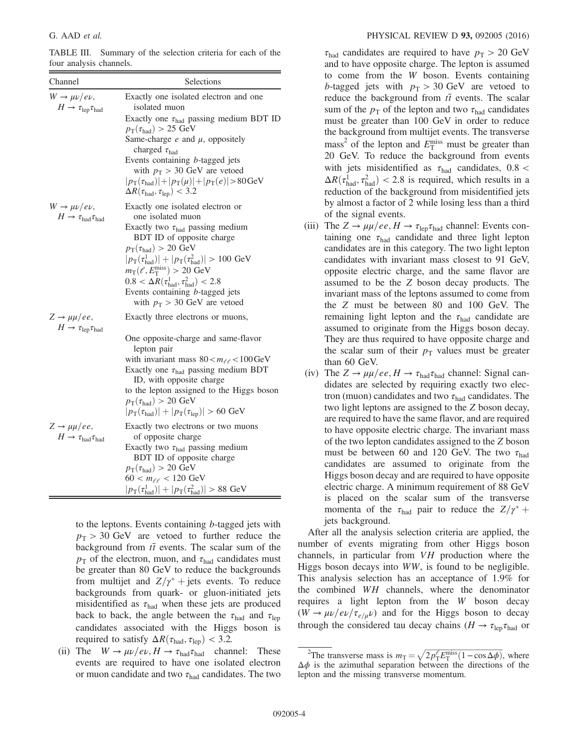TABLE III. Summary of the selection criteria for each of the four analysis channels.

| Channel | Selections |
|---|---|
| $W \to \mu\nu/e\nu$, $H \to \tau_{\text{lep}}\tau_{\text{had}}$ | Exactly one isolated electron and one isolated muon<br>Exactly one $\tau_{\text{had}}$ passing medium BDT ID<br>$p_{\text{T}}(\tau_{\text{had}}) > 25$ GeV<br>Same-charge $e$ and $\mu$, oppositely charged $\tau_{\text{had}}$<br>Events containing $b$-tagged jets with $p_{\text{T}} > 30$ GeV are vetoed<br>$\lvert p_{\text{T}}(\tau_{\text{had}})\rvert + \lvert p_{\text{T}}(\mu)\rvert + \lvert p_{\text{T}}(e)\rvert > 80\,\text{GeV}$<br>$\Delta R(\tau_{\text{had}}, \tau_{\text{lep}}) < 3.2$ |
| $W \to \mu\nu/e\nu$, $H \to \tau_{\text{had}}\tau_{\text{had}}$ | Exactly one isolated electron or one isolated muon<br>Exactly two $\tau_{\text{had}}$ passing medium BDT ID of opposite charge<br>$p_{\text{T}}(\tau_{\text{had}}) > 20$ GeV<br>$\lvert p_{\text{T}}(\tau^1_{\text{had}})\rvert + \lvert p_{\text{T}}(\tau^2_{\text{had}})\rvert > 100$ GeV<br>$m_{\text{T}}(\ell, E_{\text{T}}^{\text{miss}}) > 20$ GeV<br>$0.8 < \Delta R(\tau^1_{\text{had}}, \tau^2_{\text{had}}) < 2.8$<br>Events containing $b$-tagged jets with $p_{\text{T}} > 30$ GeV are vetoed |
| $Z \to \mu\mu/ee$, $H \to \tau_{\text{lep}}\tau_{\text{had}}$ | Exactly three electrons or muons,<br>One opposite-charge and same-flavor lepton pair<br>with invariant mass $80 < m_{\ell\ell} < 100\,\text{GeV}$<br>Exactly one $\tau_{\text{had}}$ passing medium BDT ID, with opposite charge<br>to the lepton assigned to the Higgs boson<br>$p_{\text{T}}(\tau_{\text{had}}) > 20$ GeV<br>$\lvert p_{\text{T}}(\tau_{\text{had}})\rvert + \lvert p_{\text{T}}(\tau_{\text{lep}})\rvert > 60$ GeV |
| $Z \to \mu\mu/ee$, $H \to \tau_{\text{had}}\tau_{\text{had}}$ | Exactly two electrons or two muons of opposite charge<br>Exactly two $\tau_{\text{had}}$ passing medium BDT ID of opposite charge<br>$p_{\text{T}}(\tau_{\text{had}}) > 20$ GeV<br>$60 < m_{\ell\ell} < 120$ GeV<br>$\lvert p_{\text{T}}(\tau^1_{\text{had}})\rvert + \lvert p_{\text{T}}(\tau^2_{\text{had}})\rvert > 88$ GeV |

to the leptons. Events containing $b$-tagged jets with $p_{\text{T}} > 30$ GeV are vetoed to further reduce the background from $t\bar{t}$ events. The scalar sum of the $p_{\text{T}}$ of the electron, muon, and $\tau_{\text{had}}$ candidates must be greater than 80 GeV to reduce the backgrounds from multijet and $Z/\gamma^* +$ jets events. To reduce backgrounds from quark- or gluon-initiated jets misidentified as $\tau_{\text{had}}$ when these jets are produced back to back, the angle between the $\tau_{\text{had}}$ and $\tau_{\text{lep}}$ candidates associated with the Higgs boson is required to satisfy $\Delta R(\tau_{\text{had}}, \tau_{\text{lep}}) < 3.2$.

(ii) The $W \to \mu\nu/e\nu, H \to \tau_{\text{had}}\tau_{\text{had}}$ channel: These events are required to have one isolated electron or muon candidate and two $\tau_{\text{had}}$ candidates. The two $\tau_{\text{had}}$ candidates are required to have $p_{\text{T}} > 20$ GeV and to have opposite charge. The lepton is assumed to come from the $W$ boson. Events containing $b$-tagged jets with $p_{\text{T}} > 30$ GeV are vetoed to reduce the background from $t\bar{t}$ events. The scalar sum of the $p_{\text{T}}$ of the lepton and two $\tau_{\text{had}}$ candidates must be greater than 100 GeV in order to reduce the background from multijet events. The transverse mass[2] of the lepton and $E_{\text{T}}^{\text{miss}}$ must be greater than 20 GeV. To reduce the background from events with jets misidentified as $\tau_{\text{had}}$ candidates, $0.8 < \Delta R(\tau^1_{\text{had}}, \tau^2_{\text{had}}) < 2.8$ is required, which results in a reduction of the background from misidentified jets by almost a factor of 2 while losing less than a third of the signal events.

(iii) The $Z \to \mu\mu/ee, H \to \tau_{\text{lep}}\tau_{\text{had}}$ channel: Events containing one $\tau_{\text{had}}$ candidate and three light lepton candidates are in this category. The two light lepton candidates with invariant mass closest to 91 GeV, opposite electric charge, and the same flavor are assumed to be the $Z$ boson decay products. The invariant mass of the leptons assumed to come from the $Z$ must be between 80 and 100 GeV. The remaining light lepton and the $\tau_{\text{had}}$ candidate are assumed to originate from the Higgs boson decay. They are thus required to have opposite charge and the scalar sum of their $p_{\text{T}}$ values must be greater than 60 GeV.

(iv) The $Z \to \mu\mu/ee, H \to \tau_{\text{had}}\tau_{\text{had}}$ channel: Signal candidates are selected by requiring exactly two electron (muon) candidates and two $\tau_{\text{had}}$ candidates. The two light leptons are assigned to the $Z$ boson decay, are required to have the same flavor, and are required to have opposite electric charge. The invariant mass of the two lepton candidates assigned to the $Z$ boson must be between 60 and 120 GeV. The two $\tau_{\text{had}}$ candidates are assumed to originate from the Higgs boson decay and are required to have opposite electric charge. A minimum requirement of 88 GeV is placed on the scalar sum of the transverse momenta of the $\tau_{\text{had}}$ pair to reduce the $Z/\gamma^* +$ jets background.

After all the analysis selection criteria are applied, the number of events migrating from other Higgs boson channels, in particular from $VH$ production where the Higgs boson decays into $WW$, is found to be negligible. This analysis selection has an acceptance of 1.9% for the combined $WH$ channels, where the denominator requires a light lepton from the $W$ boson decay ($W \to \mu\nu/e\nu/\tau_{e/\mu}\nu$) and for the Higgs boson to decay through the considered tau decay chains ($H \to \tau_{\text{lep}}\tau_{\text{had}}$ or

[2] The transverse mass is $m_{\text{T}} = \sqrt{2 p_{\text{T}}^{\ell} E_{\text{T}}^{\text{miss}} (1 - \cos\Delta\phi)}$, where $\Delta\phi$ is the azimuthal separation between the directions of the lepton and the missing transverse momentum.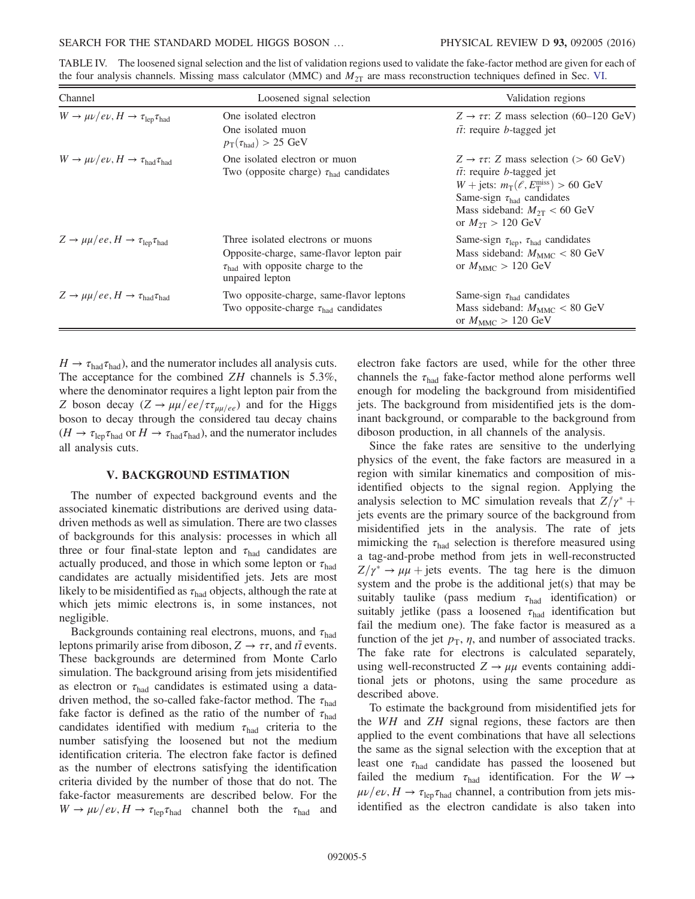TABLE IV. The loosened signal selection and the list of validation regions used to validate the fake-factor method are given for each of the four analysis channels. Missing mass calculator (MMC) and $M_{2T}$ are mass reconstruction techniques defined in Sec. VI.

| Channel | Loosened signal selection | Validation regions |
| --- | --- | --- |
| $W \to \mu\nu/e\nu, H \to \tau_{\rm lep}\tau_{\rm had}$ | One isolated electron<br>One isolated muon<br>$p_{\rm T}(\tau_{\rm had}) > 25$ GeV | $Z \to \tau\tau$: $Z$ mass selection (60–120 GeV)<br>$t\bar{t}$: require $b$-tagged jet |
| $W \to \mu\nu/e\nu, H \to \tau_{\rm had}\tau_{\rm had}$ | One isolated electron or muon<br>Two (opposite charge) $\tau_{\rm had}$ candidates | $Z \to \tau\tau$: $Z$ mass selection ($> 60$ GeV)<br>$t\bar{t}$: require $b$-tagged jet<br>$W +$ jets: $m_{\rm T}(\ell, E_{\rm T}^{\rm miss}) > 60$ GeV<br>Same-sign $\tau_{\rm had}$ candidates<br>Mass sideband: $M_{2T} < 60$ GeV or $M_{2T} > 120$ GeV |
| $Z \to \mu\mu/ee, H \to \tau_{\rm lep}\tau_{\rm had}$ | Three isolated electrons or muons<br>Opposite-charge, same-flavor lepton pair<br>$\tau_{\rm had}$ with opposite charge to the unpaired lepton | Same-sign $\tau_{\rm lep}$, $\tau_{\rm had}$ candidates<br>Mass sideband: $M_{\rm MMC} < 80$ GeV or $M_{\rm MMC} > 120$ GeV |
| $Z \to \mu\mu/ee, H \to \tau_{\rm had}\tau_{\rm had}$ | Two opposite-charge, same-flavor leptons<br>Two opposite-charge $\tau_{\rm had}$ candidates | Same-sign $\tau_{\rm had}$ candidates<br>Mass sideband: $M_{\rm MMC} < 80$ GeV or $M_{\rm MMC} > 120$ GeV |

$H \to \tau_{\rm had}\tau_{\rm had}$), and the numerator includes all analysis cuts. The acceptance for the combined $ZH$ channels is 5.3%, where the denominator requires a light lepton pair from the $Z$ boson decay ($Z \to \mu\mu/ee/\tau\tau_{\mu\mu/ee}$) and for the Higgs boson to decay through the considered tau decay chains ($H \to \tau_{\rm lep}\tau_{\rm had}$ or $H \to \tau_{\rm had}\tau_{\rm had}$), and the numerator includes all analysis cuts.

## V. BACKGROUND ESTIMATION

The number of expected background events and the associated kinematic distributions are derived using data-driven methods as well as simulation. There are two classes of backgrounds for this analysis: processes in which all three or four final-state lepton and $\tau_{\rm had}$ candidates are actually produced, and those in which some lepton or $\tau_{\rm had}$ candidates are actually misidentified jets. Jets are most likely to be misidentified as $\tau_{\rm had}$ objects, although the rate at which jets mimic electrons is, in some instances, not negligible.

Backgrounds containing real electrons, muons, and $\tau_{\rm had}$ leptons primarily arise from diboson, $Z \to \tau\tau$, and $t\bar{t}$ events. These backgrounds are determined from Monte Carlo simulation. The background arising from jets misidentified as electron or $\tau_{\rm had}$ candidates is estimated using a data-driven method, the so-called fake-factor method. The $\tau_{\rm had}$ fake factor is defined as the ratio of the number of $\tau_{\rm had}$ candidates identified with medium $\tau_{\rm had}$ criteria to the number satisfying the loosened but not the medium identification criteria. The electron fake factor is defined as the number of electrons satisfying the identification criteria divided by the number of those that do not. The fake-factor measurements are described below. For the $W \to \mu\nu/e\nu, H \to \tau_{\rm lep}\tau_{\rm had}$ channel both the $\tau_{\rm had}$ and electron fake factors are used, while for the other three channels the $\tau_{\rm had}$ fake-factor method alone performs well enough for modeling the background from misidentified jets. The background from misidentified jets is the dominant background, or comparable to the background from diboson production, in all channels of the analysis.

Since the fake rates are sensitive to the underlying physics of the event, the fake factors are measured in a region with similar kinematics and composition of misidentified objects to the signal region. Applying the analysis selection to MC simulation reveals that $Z/\gamma^* +$ jets events are the primary source of the background from misidentified jets in the analysis. The rate of jets mimicking the $\tau_{\rm had}$ selection is therefore measured using a tag-and-probe method from jets in well-reconstructed $Z/\gamma^* \to \mu\mu +$ jets events. The tag here is the dimuon system and the probe is the additional jet(s) that may be suitably taulike (pass medium $\tau_{\rm had}$ identification) or suitably jetlike (pass a loosened $\tau_{\rm had}$ identification but fail the medium one). The fake factor is measured as a function of the jet $p_{\rm T}$, $\eta$, and number of associated tracks. The fake rate for electrons is calculated separately, using well-reconstructed $Z \to \mu\mu$ events containing additional jets or photons, using the same procedure as described above.

To estimate the background from misidentified jets for the $WH$ and $ZH$ signal regions, these factors are then applied to the event combinations that have all selections the same as the signal selection with the exception that at least one $\tau_{\rm had}$ candidate has passed the loosened but failed the medium $\tau_{\rm had}$ identification. For the $W \to \mu\nu/e\nu, H \to \tau_{\rm lep}\tau_{\rm had}$ channel, a contribution from jets misidentified as the electron candidate is also taken into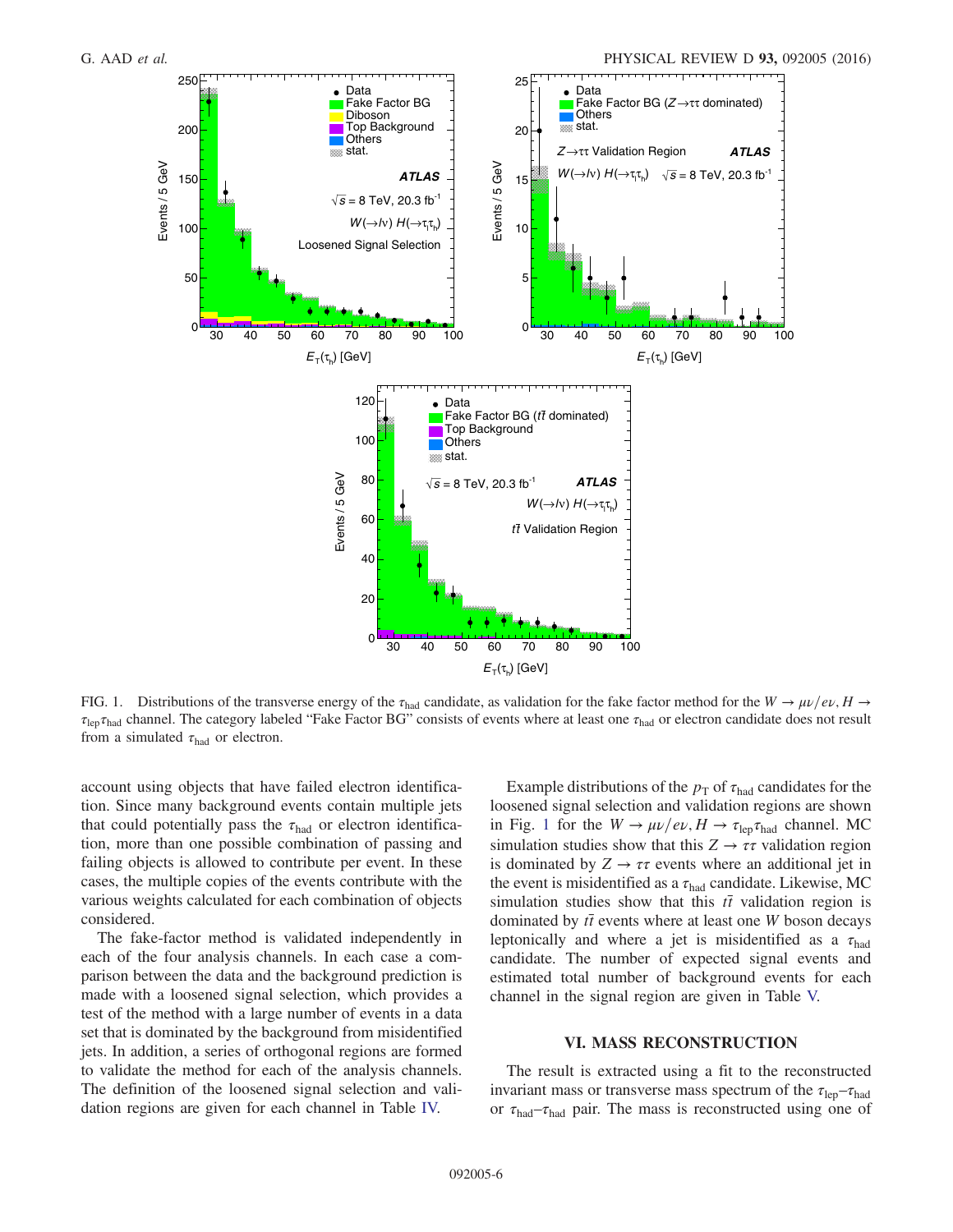FIG. 1. Distributions of the transverse energy of the $\tau_{\mathrm{had}}$ candidate, as validation for the fake factor method for the $W \to \mu\nu/e\nu, H \to \tau_{\mathrm{lep}}\tau_{\mathrm{had}}$ channel. The category labeled "Fake Factor BG" consists of events where at least one $\tau_{\mathrm{had}}$ or electron candidate does not result from a simulated $\tau_{\mathrm{had}}$ or electron.

account using objects that have failed electron identification. Since many background events contain multiple jets that could potentially pass the $\tau_{\mathrm{had}}$ or electron identification, more than one possible combination of passing and failing objects is allowed to contribute per event. In these cases, the multiple copies of the events contribute with the various weights calculated for each combination of objects considered.

The fake-factor method is validated independently in each of the four analysis channels. In each case a comparison between the data and the background prediction is made with a loosened signal selection, which provides a test of the method with a large number of events in a data set that is dominated by the background from misidentified jets. In addition, a series of orthogonal regions are formed to validate the method for each of the analysis channels. The definition of the loosened signal selection and validation regions are given for each channel in Table IV.

Example distributions of the $p_{\mathrm{T}}$ of $\tau_{\mathrm{had}}$ candidates for the loosened signal selection and validation regions are shown in Fig. 1 for the $W \to \mu\nu/e\nu, H \to \tau_{\mathrm{lep}}\tau_{\mathrm{had}}$ channel. MC simulation studies show that this $Z \to \tau\tau$ validation region is dominated by $Z \to \tau\tau$ events where an additional jet in the event is misidentified as a $\tau_{\mathrm{had}}$ candidate. Likewise, MC simulation studies show that this $t\bar{t}$ validation region is dominated by $t\bar{t}$ events where at least one $W$ boson decays leptonically and where a jet is misidentified as a $\tau_{\mathrm{had}}$ candidate. The number of expected signal events and estimated total number of background events for each channel in the signal region are given in Table V.

## VI. MASS RECONSTRUCTION

The result is extracted using a fit to the reconstructed invariant mass or transverse mass spectrum of the $\tau_{\mathrm{lep}}$–$\tau_{\mathrm{had}}$ or $\tau_{\mathrm{had}}$–$\tau_{\mathrm{had}}$ pair. The mass is reconstructed using one of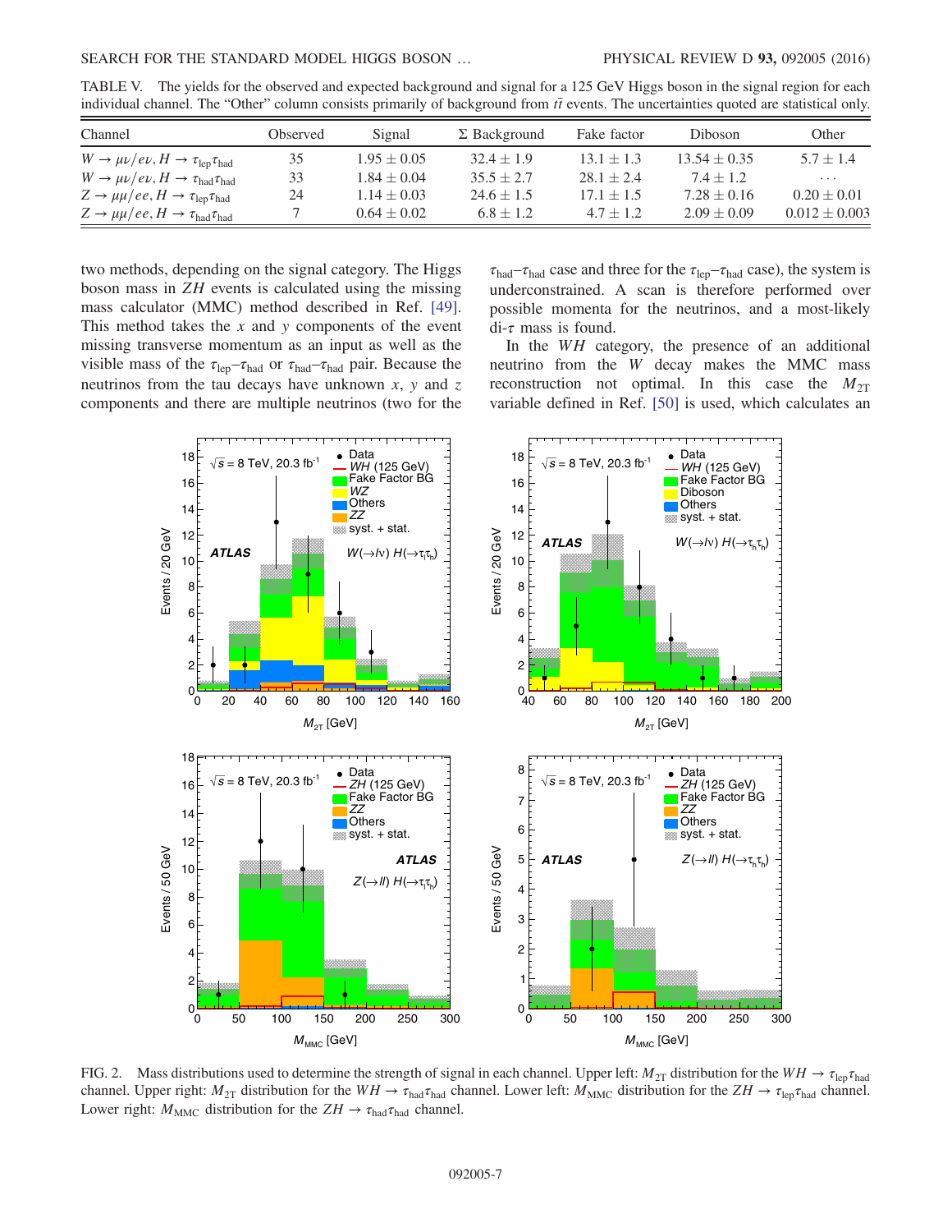TABLE V. The yields for the observed and expected background and signal for a 125 GeV Higgs boson in the signal region for each individual channel. The "Other" column consists primarily of background from $t\bar{t}$ events. The uncertainties quoted are statistical only.

| Channel | Observed | Signal | Σ Background | Fake factor | Diboson | Other |
|---|---|---|---|---|---|---|
| $W \to \mu\nu/e\nu, H \to \tau_{\text{lep}}\tau_{\text{had}}$ | 35 | $1.95 \pm 0.05$ | $32.4 \pm 1.9$ | $13.1 \pm 1.3$ | $13.54 \pm 0.35$ | $5.7 \pm 1.4$ |
| $W \to \mu\nu/e\nu, H \to \tau_{\text{had}}\tau_{\text{had}}$ | 33 | $1.84 \pm 0.04$ | $35.5 \pm 2.7$ | $28.1 \pm 2.4$ | $7.4 \pm 1.2$ | ... |
| $Z \to \mu\mu/ee, H \to \tau_{\text{lep}}\tau_{\text{had}}$ | 24 | $1.14 \pm 0.03$ | $24.6 \pm 1.5$ | $17.1 \pm 1.5$ | $7.28 \pm 0.16$ | $0.20 \pm 0.01$ |
| $Z \to \mu\mu/ee, H \to \tau_{\text{had}}\tau_{\text{had}}$ | 7 | $0.64 \pm 0.02$ | $6.8 \pm 1.2$ | $4.7 \pm 1.2$ | $2.09 \pm 0.09$ | $0.012 \pm 0.003$ |

two methods, depending on the signal category. The Higgs boson mass in $ZH$ events is calculated using the missing mass calculator (MMC) method described in Ref. [49]. This method takes the $x$ and $y$ components of the event missing transverse momentum as an input as well as the visible mass of the $\tau_{\text{lep}}$–$\tau_{\text{had}}$ or $\tau_{\text{had}}$–$\tau_{\text{had}}$ pair. Because the neutrinos from the tau decays have unknown $x$, $y$ and $z$ components and there are multiple neutrinos (two for the $\tau_{\text{had}}$–$\tau_{\text{had}}$ case and three for the $\tau_{\text{lep}}$–$\tau_{\text{had}}$ case), the system is underconstrained. A scan is therefore performed over possible momenta for the neutrinos, and a most-likely di-$\tau$ mass is found.

In the $WH$ category, the presence of an additional neutrino from the $W$ decay makes the MMC mass reconstruction not optimal. In this case the $M_{2T}$ variable defined in Ref. [50] is used, which calculates an

FIG. 2. Mass distributions used to determine the strength of signal in each channel. Upper left: $M_{2T}$ distribution for the $WH \to \tau_{\text{lep}}\tau_{\text{had}}$ channel. Upper right: $M_{2T}$ distribution for the $WH \to \tau_{\text{had}}\tau_{\text{had}}$ channel. Lower left: $M_{\text{MMC}}$ distribution for the $ZH \to \tau_{\text{lep}}\tau_{\text{had}}$ channel. Lower right: $M_{\text{MMC}}$ distribution for the $ZH \to \tau_{\text{had}}\tau_{\text{had}}$ channel.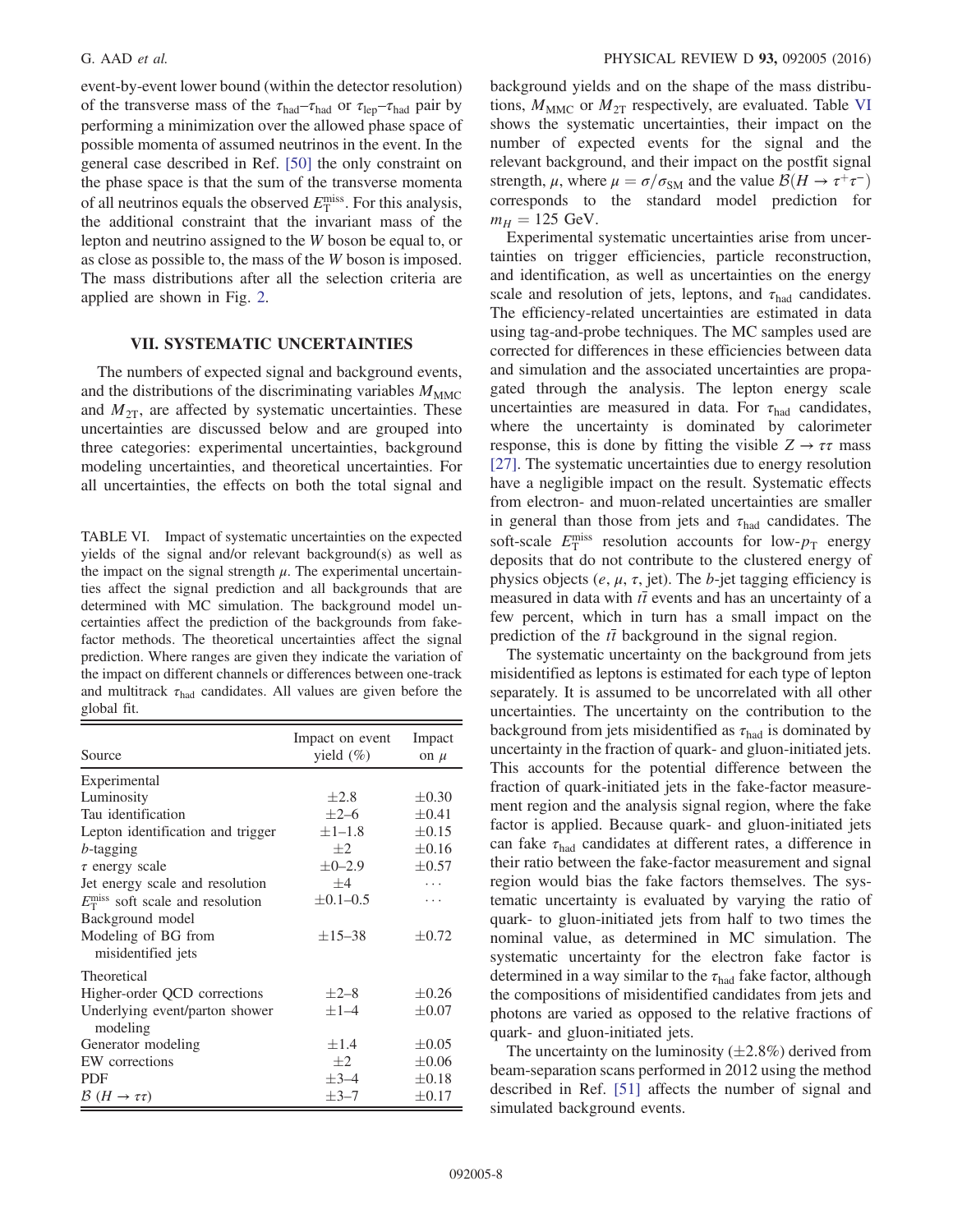event-by-event lower bound (within the detector resolution) of the transverse mass of the $\tau_{had}$–$\tau_{had}$ or $\tau_{lep}$–$\tau_{had}$ pair by performing a minimization over the allowed phase space of possible momenta of assumed neutrinos in the event. In the general case described in Ref. [50] the only constraint on the phase space is that the sum of the transverse momenta of all neutrinos equals the observed $E_T^{miss}$. For this analysis, the additional constraint that the invariant mass of the lepton and neutrino assigned to the $W$ boson be equal to, or as close as possible to, the mass of the $W$ boson is imposed. The mass distributions after all the selection criteria are applied are shown in Fig. 2.

## VII. SYSTEMATIC UNCERTAINTIES

The numbers of expected signal and background events, and the distributions of the discriminating variables $M_{MMC}$ and $M_{2T}$, are affected by systematic uncertainties. These uncertainties are discussed below and are grouped into three categories: experimental uncertainties, background modeling uncertainties, and theoretical uncertainties. For all uncertainties, the effects on both the total signal and background yields and on the shape of the mass distributions, $M_{MMC}$ or $M_{2T}$ respectively, are evaluated. Table VI shows the systematic uncertainties, their impact on the number of expected events for the signal and the relevant background, and their impact on the postfit signal strength, $\mu$, where $\mu = \sigma/\sigma_{SM}$ and the value $\mathcal{B}(H \to \tau^+\tau^-)$ corresponds to the standard model prediction for $m_H = 125$ GeV.

TABLE VI. Impact of systematic uncertainties on the expected yields of the signal and/or relevant background(s) as well as the impact on the signal strength $\mu$. The experimental uncertainties affect the signal prediction and all backgrounds that are determined with MC simulation. The background model uncertainties affect the prediction of the backgrounds from fake-factor methods. The theoretical uncertainties affect the signal prediction. Where ranges are given they indicate the variation of the impact on different channels or differences between one-track and multitrack $\tau_{had}$ candidates. All values are given before the global fit.

| Source | Impact on event yield (%) | Impact on $\mu$ |
|---|---|---|
| Experimental | | |
| Luminosity | $\pm 2.8$ | $\pm 0.30$ |
| Tau identification | $\pm 2$–$6$ | $\pm 0.41$ |
| Lepton identification and trigger | $\pm 1$–$1.8$ | $\pm 0.15$ |
| $b$-tagging | $\pm 2$ | $\pm 0.16$ |
| $\tau$ energy scale | $\pm 0$–$2.9$ | $\pm 0.57$ |
| Jet energy scale and resolution | $\pm 4$ | ... |
| $E_T^{miss}$ soft scale and resolution | $\pm 0.1$–$0.5$ | ... |
| Background model | | |
| Modeling of BG from misidentified jets | $\pm 15$–$38$ | $\pm 0.72$ |
| Theoretical | | |
| Higher-order QCD corrections | $\pm 2$–$8$ | $\pm 0.26$ |
| Underlying event/parton shower modeling | $\pm 1$–$4$ | $\pm 0.07$ |
| Generator modeling | $\pm 1.4$ | $\pm 0.05$ |
| EW corrections | $\pm 2$ | $\pm 0.06$ |
| PDF | $\pm 3$–$4$ | $\pm 0.18$ |
| $\mathcal{B}$ $(H \to \tau\tau)$ | $\pm 3$–$7$ | $\pm 0.17$ |

Experimental systematic uncertainties arise from uncertainties on trigger efficiencies, particle reconstruction, and identification, as well as uncertainties on the energy scale and resolution of jets, leptons, and $\tau_{had}$ candidates. The efficiency-related uncertainties are estimated in data using tag-and-probe techniques. The MC samples used are corrected for differences in these efficiencies between data and simulation and the associated uncertainties are propagated through the analysis. The lepton energy scale uncertainties are measured in data. For $\tau_{had}$ candidates, where the uncertainty is dominated by calorimeter response, this is done by fitting the visible $Z \to \tau\tau$ mass [27]. The systematic uncertainties due to energy resolution have a negligible impact on the result. Systematic effects from electron- and muon-related uncertainties are smaller in general than those from jets and $\tau_{had}$ candidates. The soft-scale $E_T^{miss}$ resolution accounts for low-$p_T$ energy deposits that do not contribute to the clustered energy of physics objects ($e$, $\mu$, $\tau$, jet). The $b$-jet tagging efficiency is measured in data with $t\bar{t}$ events and has an uncertainty of a few percent, which in turn has a small impact on the prediction of the $t\bar{t}$ background in the signal region.

The systematic uncertainty on the background from jets misidentified as leptons is estimated for each type of lepton separately. It is assumed to be uncorrelated with all other uncertainties. The uncertainty on the contribution to the background from jets misidentified as $\tau_{had}$ is dominated by uncertainty in the fraction of quark- and gluon-initiated jets. This accounts for the potential difference between the fraction of quark-initiated jets in the fake-factor measurement region and the analysis signal region, where the fake factor is applied. Because quark- and gluon-initiated jets can fake $\tau_{had}$ candidates at different rates, a difference in their ratio between the fake-factor measurement and signal region would bias the fake factors themselves. The systematic uncertainty is evaluated by varying the ratio of quark- to gluon-initiated jets from half to two times the nominal value, as determined in MC simulation. The systematic uncertainty for the electron fake factor is determined in a way similar to the $\tau_{had}$ fake factor, although the compositions of misidentified candidates from jets and photons are varied as opposed to the relative fractions of quark- and gluon-initiated jets.

The uncertainty on the luminosity ($\pm 2.8\%$) derived from beam-separation scans performed in 2012 using the method described in Ref. [51] affects the number of signal and simulated background events.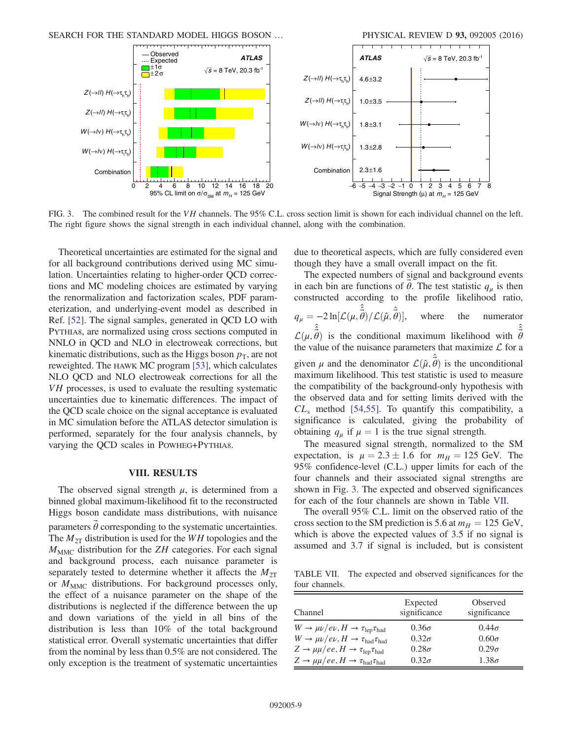FIG. 3. The combined result for the $VH$ channels. The 95% C.L. cross section limit is shown for each individual channel on the left. The right figure shows the signal strength in each individual channel, along with the combination.

Theoretical uncertainties are estimated for the signal and for all background contributions derived using MC simulation. Uncertainties relating to higher-order QCD corrections and MC modeling choices are estimated by varying the renormalization and factorization scales, PDF parameterization, and underlying-event model as described in Ref. [52]. The signal samples, generated in QCD LO with PYTHIA8, are normalized using cross sections computed in NNLO in QCD and NLO in electroweak corrections, but kinematic distributions, such as the Higgs boson $p_{\mathrm{T}}$, are not reweighted. The HAWK MC program [53], which calculates NLO QCD and NLO electroweak corrections for all the $VH$ processes, is used to evaluate the resulting systematic uncertainties due to kinematic differences. The impact of the QCD scale choice on the signal acceptance is evaluated in MC simulation before the ATLAS detector simulation is performed, separately for the four analysis channels, by varying the QCD scales in POWHEG+PYTHIA8.

## VIII. RESULTS

The observed signal strength $\mu$, is determined from a binned global maximum-likelihood fit to the reconstructed Higgs boson candidate mass distributions, with nuisance parameters $\vec{\theta}$ corresponding to the systematic uncertainties. The $M_{2\mathrm{T}}$ distribution is used for the $WH$ topologies and the $M_{\mathrm{MMC}}$ distribution for the $ZH$ categories. For each signal and background process, each nuisance parameter is separately tested to determine whether it affects the $M_{2\mathrm{T}}$ or $M_{\mathrm{MMC}}$ distributions. For background processes only, the effect of a nuisance parameter on the shape of the distributions is neglected if the difference between the up and down variations of the yield in all bins of the distribution is less than 10% of the total background statistical error. Overall systematic uncertainties that differ from the nominal by less than 0.5% are not considered. The only exception is the treatment of systematic uncertainties due to theoretical aspects, which are fully considered even though they have a small overall impact on the fit.

The expected numbers of signal and background events in each bin are functions of $\vec{\theta}$. The test statistic $q_\mu$ is then constructed according to the profile likelihood ratio, $q_\mu = -2\ln[\mathcal{L}(\mu, \hat{\hat{\vec{\theta}}})/\mathcal{L}(\hat{\mu}, \hat{\vec{\theta}})]$, where the numerator $\mathcal{L}(\mu, \hat{\hat{\vec{\theta}}})$ is the conditional maximum likelihood with $\hat{\hat{\vec{\theta}}}$ the value of the nuisance parameters that maximize $\mathcal{L}$ for a given $\mu$ and the denominator $\mathcal{L}(\hat{\mu}, \hat{\vec{\theta}})$ is the unconditional maximum likelihood. This test statistic is used to measure the compatibility of the background-only hypothesis with the observed data and for setting limits derived with the $CL_s$ method [54,55]. To quantify this compatibility, a significance is calculated, giving the probability of obtaining $q_\mu$ if $\mu = 1$ is the true signal strength.

The measured signal strength, normalized to the SM expectation, is $\mu = 2.3 \pm 1.6$ for $m_H = 125$ GeV. The 95% confidence-level (C.L.) upper limits for each of the four channels and their associated signal strengths are shown in Fig. 3. The expected and observed significances for each of the four channels are shown in Table VII.

The overall 95% C.L. limit on the observed ratio of the cross section to the SM prediction is 5.6 at $m_H = 125$ GeV, which is above the expected values of 3.5 if no signal is assumed and 3.7 if signal is included, but is consistent

TABLE VII. The expected and observed significances for the four channels.

| Channel | Expected significance | Observed significance |
|---|---|---|
| $W \to \mu\nu/e\nu, H \to \tau_{\mathrm{lep}}\tau_{\mathrm{had}}$ | $0.36\sigma$ | $0.44\sigma$ |
| $W \to \mu\nu/e\nu, H \to \tau_{\mathrm{had}}\tau_{\mathrm{had}}$ | $0.32\sigma$ | $0.60\sigma$ |
| $Z \to \mu\mu/ee, H \to \tau_{\mathrm{lep}}\tau_{\mathrm{had}}$ | $0.28\sigma$ | $0.29\sigma$ |
| $Z \to \mu\mu/ee, H \to \tau_{\mathrm{had}}\tau_{\mathrm{had}}$ | $0.32\sigma$ | $1.38\sigma$ |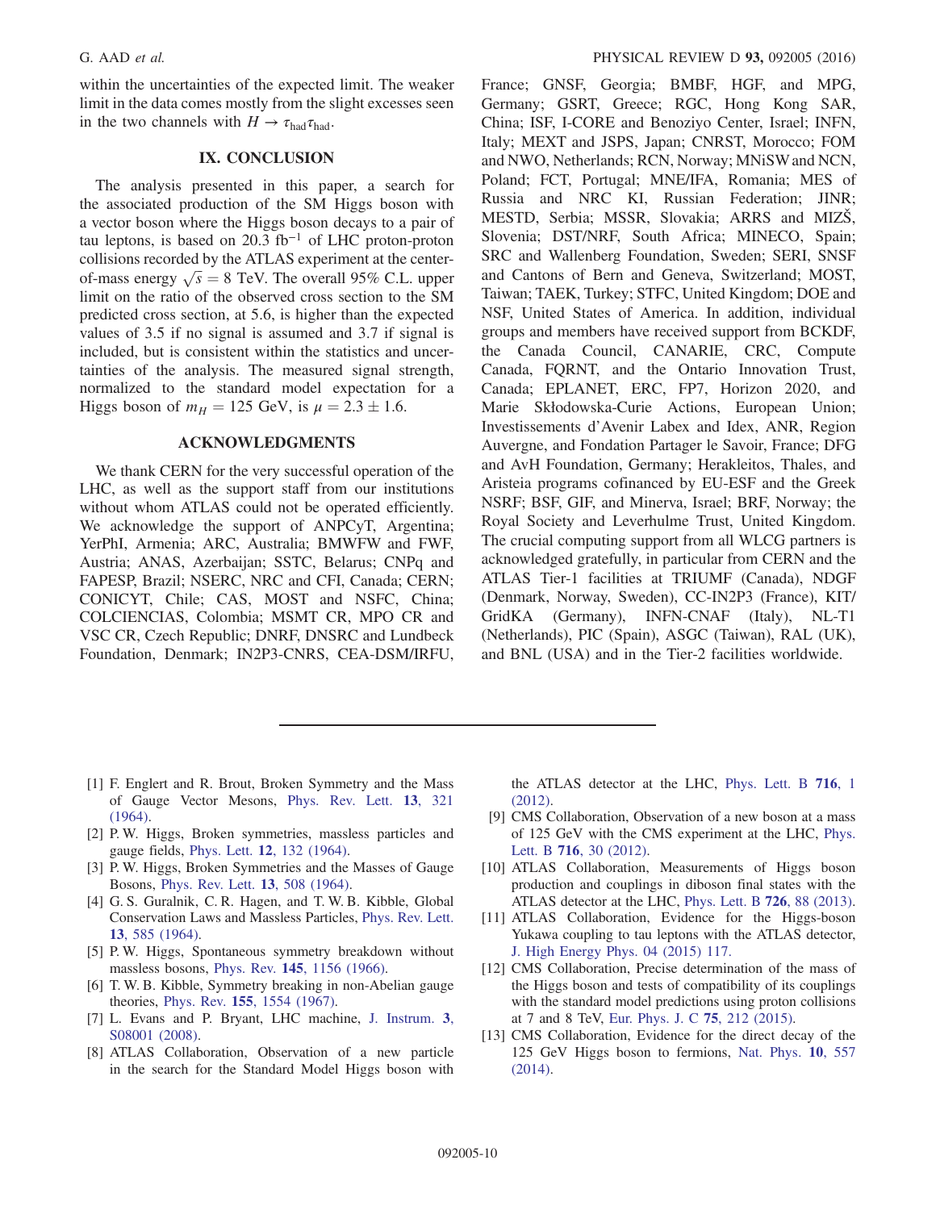within the uncertainties of the expected limit. The weaker limit in the data comes mostly from the slight excesses seen in the two channels with $H \rightarrow \tau_{had}\tau_{had}$.

## IX. CONCLUSION

The analysis presented in this paper, a search for the associated production of the SM Higgs boson with a vector boson where the Higgs boson decays to a pair of tau leptons, is based on 20.3 $fb^{-1}$ of LHC proton-proton collisions recorded by the ATLAS experiment at the center-of-mass energy $\sqrt{s} = 8$ TeV. The overall 95% C.L. upper limit on the ratio of the observed cross section to the SM predicted cross section, at 5.6, is higher than the expected values of 3.5 if no signal is assumed and 3.7 if signal is included, but is consistent within the statistics and uncertainties of the analysis. The measured signal strength, normalized to the standard model expectation for a Higgs boson of $m_H = 125$ GeV, is $\mu = 2.3 \pm 1.6$.

## ACKNOWLEDGMENTS

We thank CERN for the very successful operation of the LHC, as well as the support staff from our institutions without whom ATLAS could not be operated efficiently. We acknowledge the support of ANPCyT, Argentina; YerPhI, Armenia; ARC, Australia; BMWFW and FWF, Austria; ANAS, Azerbaijan; SSTC, Belarus; CNPq and FAPESP, Brazil; NSERC, NRC and CFI, Canada; CERN; CONICYT, Chile; CAS, MOST and NSFC, China; COLCIENCIAS, Colombia; MSMT CR, MPO CR and VSC CR, Czech Republic; DNRF, DNSRC and Lundbeck Foundation, Denmark; IN2P3-CNRS, CEA-DSM/IRFU, France; GNSF, Georgia; BMBF, HGF, and MPG, Germany; GSRT, Greece; RGC, Hong Kong SAR, China; ISF, I-CORE and Benoziyo Center, Israel; INFN, Italy; MEXT and JSPS, Japan; CNRST, Morocco; FOM and NWO, Netherlands; RCN, Norway; MNiSW and NCN, Poland; FCT, Portugal; MNE/IFA, Romania; MES of Russia and NRC KI, Russian Federation; JINR; MESTD, Serbia; MSSR, Slovakia; ARRS and MIZŠ, Slovenia; DST/NRF, South Africa; MINECO, Spain; SRC and Wallenberg Foundation, Sweden; SERI, SNSF and Cantons of Bern and Geneva, Switzerland; MOST, Taiwan; TAEK, Turkey; STFC, United Kingdom; DOE and NSF, United States of America. In addition, individual groups and members have received support from BCKDF, the Canada Council, CANARIE, CRC, Compute Canada, FQRNT, and the Ontario Innovation Trust, Canada; EPLANET, ERC, FP7, Horizon 2020, and Marie Skłodowska-Curie Actions, European Union; Investissements d'Avenir Labex and Idex, ANR, Region Auvergne, and Fondation Partager le Savoir, France; DFG and AvH Foundation, Germany; Herakleitos, Thales, and Aristeia programs cofinanced by EU-ESF and the Greek NSRF; BSF, GIF, and Minerva, Israel; BRF, Norway; the Royal Society and Leverhulme Trust, United Kingdom. The crucial computing support from all WLCG partners is acknowledged gratefully, in particular from CERN and the ATLAS Tier-1 facilities at TRIUMF (Canada), NDGF (Denmark, Norway, Sweden), CC-IN2P3 (France), KIT/GridKA (Germany), INFN-CNAF (Italy), NL-T1 (Netherlands), PIC (Spain), ASGC (Taiwan), RAL (UK), and BNL (USA) and in the Tier-2 facilities worldwide.

---

[1] F. Englert and R. Brout, Broken Symmetry and the Mass of Gauge Vector Mesons, Phys. Rev. Lett. **13**, 321 (1964).

[2] P. W. Higgs, Broken symmetries, massless particles and gauge fields, Phys. Lett. **12**, 132 (1964).

[3] P. W. Higgs, Broken Symmetries and the Masses of Gauge Bosons, Phys. Rev. Lett. **13**, 508 (1964).

[4] G. S. Guralnik, C. R. Hagen, and T. W. B. Kibble, Global Conservation Laws and Massless Particles, Phys. Rev. Lett. **13**, 585 (1964).

[5] P. W. Higgs, Spontaneous symmetry breakdown without massless bosons, Phys. Rev. **145**, 1156 (1966).

[6] T. W. B. Kibble, Symmetry breaking in non-Abelian gauge theories, Phys. Rev. **155**, 1554 (1967).

[7] L. Evans and P. Bryant, LHC machine, J. Instrum. **3**, S08001 (2008).

[8] ATLAS Collaboration, Observation of a new particle in the search for the Standard Model Higgs boson with the ATLAS detector at the LHC, Phys. Lett. B **716**, 1 (2012).

[9] CMS Collaboration, Observation of a new boson at a mass of 125 GeV with the CMS experiment at the LHC, Phys. Lett. B **716**, 30 (2012).

[10] ATLAS Collaboration, Measurements of Higgs boson production and couplings in diboson final states with the ATLAS detector at the LHC, Phys. Lett. B **726**, 88 (2013).

[11] ATLAS Collaboration, Evidence for the Higgs-boson Yukawa coupling to tau leptons with the ATLAS detector, J. High Energy Phys. 04 (2015) 117.

[12] CMS Collaboration, Precise determination of the mass of the Higgs boson and tests of compatibility of its couplings with the standard model predictions using proton collisions at 7 and 8 TeV, Eur. Phys. J. C **75**, 212 (2015).

[13] CMS Collaboration, Evidence for the direct decay of the 125 GeV Higgs boson to fermions, Nat. Phys. **10**, 557 (2014).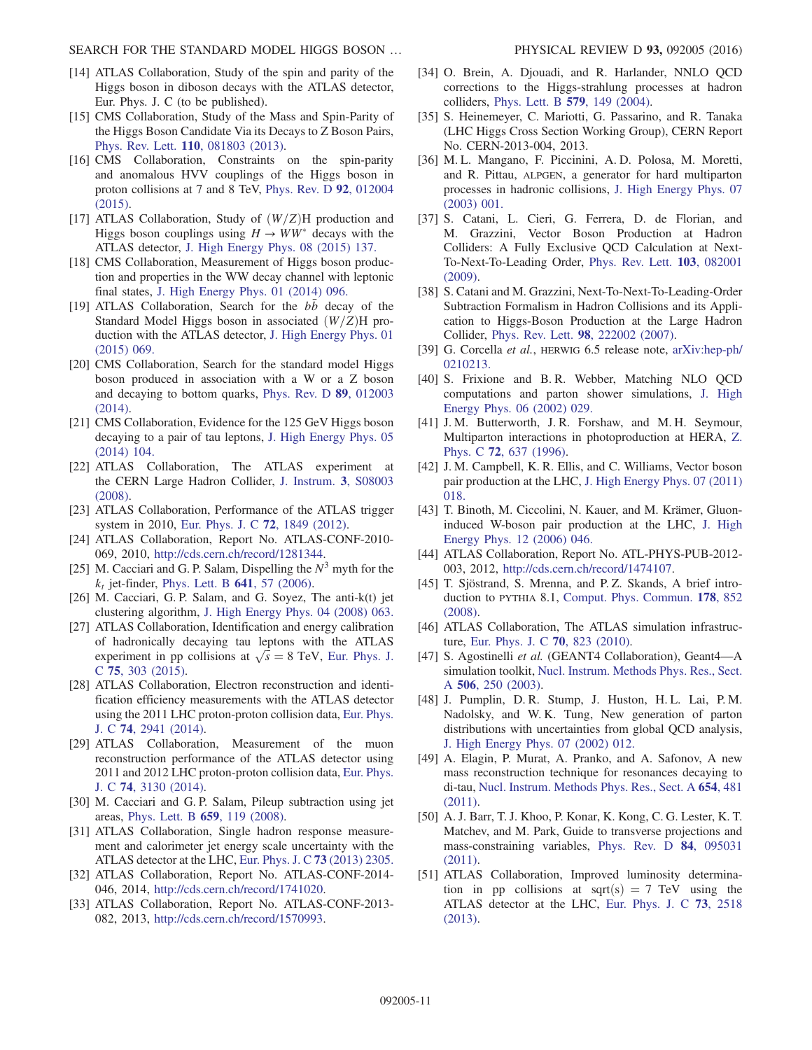[14] ATLAS Collaboration, Study of the spin and parity of the Higgs boson in diboson decays with the ATLAS detector, Eur. Phys. J. C (to be published).

[15] CMS Collaboration, Study of the Mass and Spin-Parity of the Higgs Boson Candidate Via its Decays to Z Boson Pairs, Phys. Rev. Lett. **110**, 081803 (2013).

[16] CMS Collaboration, Constraints on the spin-parity and anomalous HVV couplings of the Higgs boson in proton collisions at 7 and 8 TeV, Phys. Rev. D **92**, 012004 (2015).

[17] ATLAS Collaboration, Study of $(W/Z)H$ production and Higgs boson couplings using $H \to WW^*$ decays with the ATLAS detector, J. High Energy Phys. 08 (2015) 137.

[18] CMS Collaboration, Measurement of Higgs boson production and properties in the WW decay channel with leptonic final states, J. High Energy Phys. 01 (2014) 096.

[19] ATLAS Collaboration, Search for the $b\bar{b}$ decay of the Standard Model Higgs boson in associated $(W/Z)$H production with the ATLAS detector, J. High Energy Phys. 01 (2015) 069.

[20] CMS Collaboration, Search for the standard model Higgs boson produced in association with a W or a Z boson and decaying to bottom quarks, Phys. Rev. D **89**, 012003 (2014).

[21] CMS Collaboration, Evidence for the 125 GeV Higgs boson decaying to a pair of tau leptons, J. High Energy Phys. 05 (2014) 104.

[22] ATLAS Collaboration, The ATLAS experiment at the CERN Large Hadron Collider, J. Instrum. **3**, S08003 (2008).

[23] ATLAS Collaboration, Performance of the ATLAS trigger system in 2010, Eur. Phys. J. C **72**, 1849 (2012).

[24] ATLAS Collaboration, Report No. ATLAS-CONF-2010-069, 2010, http://cds.cern.ch/record/1281344.

[25] M. Cacciari and G. P. Salam, Dispelling the $N^3$ myth for the $k_t$ jet-finder, Phys. Lett. B **641**, 57 (2006).

[26] M. Cacciari, G. P. Salam, and G. Soyez, The anti-k(t) jet clustering algorithm, J. High Energy Phys. 04 (2008) 063.

[27] ATLAS Collaboration, Identification and energy calibration of hadronically decaying tau leptons with the ATLAS experiment in pp collisions at $\sqrt{s} = 8$ TeV, Eur. Phys. J. C **75**, 303 (2015).

[28] ATLAS Collaboration, Electron reconstruction and identification efficiency measurements with the ATLAS detector using the 2011 LHC proton-proton collision data, Eur. Phys. J. C **74**, 2941 (2014).

[29] ATLAS Collaboration, Measurement of the muon reconstruction performance of the ATLAS detector using 2011 and 2012 LHC proton-proton collision data, Eur. Phys. J. C **74**, 3130 (2014).

[30] M. Cacciari and G. P. Salam, Pileup subtraction using jet areas, Phys. Lett. B **659**, 119 (2008).

[31] ATLAS Collaboration, Single hadron response measurement and calorimeter jet energy scale uncertainty with the ATLAS detector at the LHC, Eur. Phys. J. C **73** (2013) 2305.

[32] ATLAS Collaboration, Report No. ATLAS-CONF-2014-046, 2014, http://cds.cern.ch/record/1741020.

[33] ATLAS Collaboration, Report No. ATLAS-CONF-2013-082, 2013, http://cds.cern.ch/record/1570993.

[34] O. Brein, A. Djouadi, and R. Harlander, NNLO QCD corrections to the Higgs-strahlung processes at hadron colliders, Phys. Lett. B **579**, 149 (2004).

[35] S. Heinemeyer, C. Mariotti, G. Passarino, and R. Tanaka (LHC Higgs Cross Section Working Group), CERN Report No. CERN-2013-004, 2013.

[36] M. L. Mangano, F. Piccinini, A. D. Polosa, M. Moretti, and R. Pittau, ALPGEN, a generator for hard multiparton processes in hadronic collisions, J. High Energy Phys. 07 (2003) 001.

[37] S. Catani, L. Cieri, G. Ferrera, D. de Florian, and M. Grazzini, Vector Boson Production at Hadron Colliders: A Fully Exclusive QCD Calculation at Next-To-Next-To-Leading Order, Phys. Rev. Lett. **103**, 082001 (2009).

[38] S. Catani and M. Grazzini, Next-To-Next-To-Leading-Order Subtraction Formalism in Hadron Collisions and its Application to Higgs-Boson Production at the Large Hadron Collider, Phys. Rev. Lett. **98**, 222002 (2007).

[39] G. Corcella *et al.*, HERWIG 6.5 release note, arXiv:hep-ph/0210213.

[40] S. Frixione and B. R. Webber, Matching NLO QCD computations and parton shower simulations, J. High Energy Phys. 06 (2002) 029.

[41] J. M. Butterworth, J. R. Forshaw, and M. H. Seymour, Multiparton interactions in photoproduction at HERA, Z. Phys. C **72**, 637 (1996).

[42] J. M. Campbell, K. R. Ellis, and C. Williams, Vector boson pair production at the LHC, J. High Energy Phys. 07 (2011) 018.

[43] T. Binoth, M. Ciccolini, N. Kauer, and M. Krämer, Gluon-induced W-boson pair production at the LHC, J. High Energy Phys. 12 (2006) 046.

[44] ATLAS Collaboration, Report No. ATL-PHYS-PUB-2012-003, 2012, http://cds.cern.ch/record/1474107.

[45] T. Sjöstrand, S. Mrenna, and P. Z. Skands, A brief introduction to PYTHIA 8.1, Comput. Phys. Commun. **178**, 852 (2008).

[46] ATLAS Collaboration, The ATLAS simulation infrastructure, Eur. Phys. J. C **70**, 823 (2010).

[47] S. Agostinelli *et al.* (GEANT4 Collaboration), Geant4—A simulation toolkit, Nucl. Instrum. Methods Phys. Res., Sect. A **506**, 250 (2003).

[48] J. Pumplin, D. R. Stump, J. Huston, H. L. Lai, P. M. Nadolsky, and W. K. Tung, New generation of parton distributions with uncertainties from global QCD analysis, J. High Energy Phys. 07 (2002) 012.

[49] A. Elagin, P. Murat, A. Pranko, and A. Safonov, A new mass reconstruction technique for resonances decaying to di-tau, Nucl. Instrum. Methods Phys. Res., Sect. A **654**, 481 (2011).

[50] A. J. Barr, T. J. Khoo, P. Konar, K. Kong, C. G. Lester, K. T. Matchev, and M. Park, Guide to transverse projections and mass-constraining variables, Phys. Rev. D **84**, 095031 (2011).

[51] ATLAS Collaboration, Improved luminosity determination in pp collisions at sqrt(s) = 7 TeV using the ATLAS detector at the LHC, Eur. Phys. J. C **73**, 2518 (2013).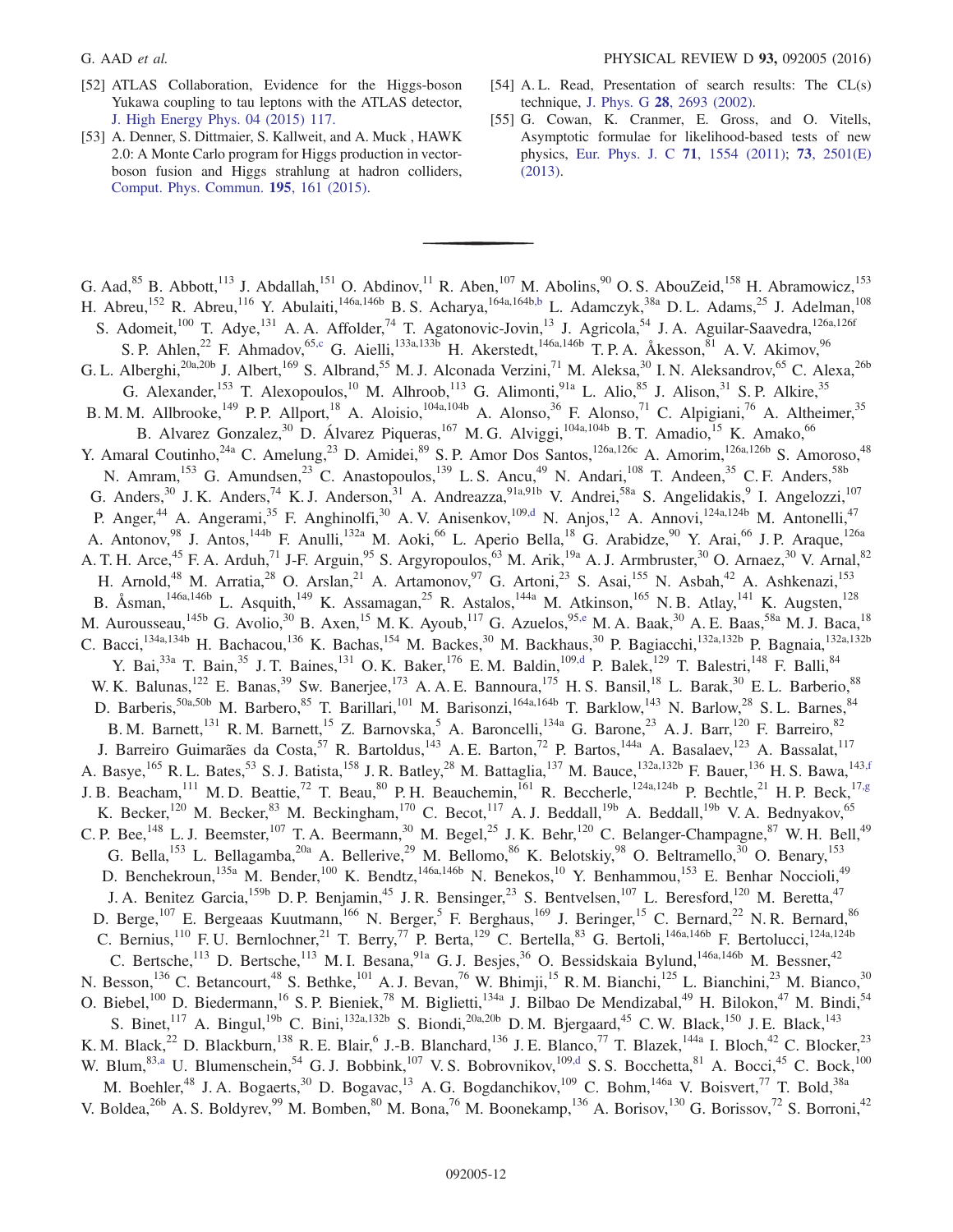[52] ATLAS Collaboration, Evidence for the Higgs-boson Yukawa coupling to tau leptons with the ATLAS detector, J. High Energy Phys. 04 (2015) 117.

[53] A. Denner, S. Dittmaier, S. Kallweit, and A. Muck , HAWK 2.0: A Monte Carlo program for Higgs production in vector-boson fusion and Higgs strahlung at hadron colliders, Comput. Phys. Commun. **195**, 161 (2015).

[54] A. L. Read, Presentation of search results: The CL(s) technique, J. Phys. G **28**, 2693 (2002).

[55] G. Cowan, K. Cranmer, E. Gross, and O. Vitells, Asymptotic formulae for likelihood-based tests of new physics, Eur. Phys. J. C **71**, 1554 (2011); **73**, 2501(E) (2013).

---

G. Aad,[85] B. Abbott,[113] J. Abdallah,[151] O. Abdinov,[11] R. Aben,[107] M. Abolins,[90] O. S. AbouZeid,[158] H. Abramowicz,[153] H. Abreu,[152] R. Abreu,[116] Y. Abulaiti,[146a,146b] B. S. Acharya,[164a,164b,b] L. Adamczyk,[38a] D. L. Adams,[25] J. Adelman,[108] S. Adomeit,[100] T. Adye,[131] A. A. Affolder,[74] T. Agatonovic-Jovin,[13] J. Agricola,[54] J. A. Aguilar-Saavedra,[126a,126f] S. P. Ahlen,[22] F. Ahmadov,[65,c] G. Aielli,[133a,133b] H. Akerstedt,[146a,146b] T. P. A. Åkesson,[81] A. V. Akimov,[96] G. L. Alberghi,[20a,20b] J. Albert,[169] S. Albrand,[55] M. J. Alconada Verzini,[71] M. Aleksa,[30] I. N. Aleksandrov,[65] C. Alexa,[26b] G. Alexander,[153] T. Alexopoulos,[10] M. Alhroob,[113] G. Alimonti,[91a] L. Alio,[85] J. Alison,[31] S. P. Alkire,[35] B. M. M. Allbrooke,[149] P. P. Allport,[18] A. Aloisio,[104a,104b] A. Alonso,[36] F. Alonso,[71] C. Alpigiani,[76] A. Altheimer,[35] B. Alvarez Gonzalez,[30] D. Álvarez Piqueras,[167] M. G. Alviggi,[104a,104b] B. T. Amadio,[15] K. Amako,[66] Y. Amaral Coutinho,[24a] C. Amelung,[23] D. Amidei,[89] S. P. Amor Dos Santos,[126a,126c] A. Amorim,[126a,126b] S. Amoroso,[48] N. Amram,[153] G. Amundsen,[23] C. Anastopoulos,[139] L. S. Ancu,[49] N. Andari,[108] T. Andeen,[35] C. F. Anders,[58b] G. Anders,[30] J. K. Anders,[74] K. J. Anderson,[31] A. Andreazza,[91a,91b] V. Andrei,[58a] S. Angelidakis,[9] I. Angelozzi,[107] P. Anger,[44] A. Angerami,[35] F. Anghinolfi,[30] A. V. Anisenkov,[109,d] N. Anjos,[12] A. Annovi,[124a,124b] M. Antonelli,[47] A. Antonov,[98] J. Antos,[144b] F. Anulli,[132a] M. Aoki,[66] L. Aperio Bella,[18] G. Arabidze,[90] Y. Arai,[66] J. P. Araque,[126a] A. T. H. Arce,[45] F. A. Arduh,[71] J-F. Arguin,[95] S. Argyropoulos,[63] M. Arik,[19a] A. J. Armbruster,[30] O. Arnaez,[30] V. Arnal,[82] H. Arnold,[48] M. Arratia,[28] O. Arslan,[21] A. Artamonov,[97] G. Artoni,[23] S. Asai,[155] N. Asbah,[42] A. Ashkenazi,[153] B. Åsman,[146a,146b] L. Asquith,[149] K. Assamagan,[25] R. Astalos,[144a] M. Atkinson,[165] N. B. Atlay,[141] K. Augsten,[128] M. Aurousseau,[145b] G. Avolio,[30] B. Axen,[15] M. K. Ayoub,[117] G. Azuelos,[95,e] M. A. Baak,[30] A. E. Baas,[58a] M. J. Baca,[18] C. Bacci,[134a,134b] H. Bachacou,[136] K. Bachas,[154] M. Backes,[30] M. Backhaus,[30] P. Bagiacchi,[132a,132b] P. Bagnaia,[132a,132b] Y. Bai,[33a] T. Bain,[35] J. T. Baines,[131] O. K. Baker,[176] E. M. Baldin,[109,d] P. Balek,[129] T. Balestri,[148] F. Balli,[84] W. K. Balunas,[122] E. Banas,[39] Sw. Banerjee,[173] A. A. E. Bannoura,[175] H. S. Bansil,[18] L. Barak,[30] E. L. Barberio,[88] D. Barberis,[50a,50b] M. Barbero,[85] T. Barillari,[101] M. Barisonzi,[164a,164b] T. Barklow,[143] N. Barlow,[28] S. L. Barnes,[84] B. M. Barnett,[131] R. M. Barnett,[15] Z. Barnovska,[5] A. Baroncelli,[134a] G. Barone,[23] A. J. Barr,[120] F. Barreiro,[82] J. Barreiro Guimarães da Costa,[57] R. Bartoldus,[143] A. E. Barton,[72] P. Bartos,[144a] A. Basalaev,[123] A. Bassalat,[117] A. Basye,[165] R. L. Bates,[53] S. J. Batista,[158] J. R. Batley,[28] M. Battaglia,[137] M. Bauce,[132a,132b] F. Bauer,[136] H. S. Bawa,[143,f] J. B. Beacham,[111] M. D. Beattie,[72] T. Beau,[80] P. H. Beauchemin,[161] R. Beccherle,[124a,124b] P. Bechtle,[21] H. P. Beck,[17,g] K. Becker,[120] M. Becker,[83] M. Beckingham,[170] C. Becot,[117] A. J. Beddall,[19b] A. Beddall,[19b] V. A. Bednyakov,[65] C. P. Bee,[148] L. J. Beemster,[107] T. A. Beermann,[30] M. Begel,[25] J. K. Behr,[120] C. Belanger-Champagne,[87] W. H. Bell,[49] G. Bella,[153] L. Bellagamba,[20a] A. Bellerive,[29] M. Bellomo,[86] K. Belotskiy,[98] O. Beltramello,[30] O. Benary,[153] D. Benchekroun,[135a] M. Bender,[100] K. Bendtz,[146a,146b] N. Benekos,[10] Y. Benhammou,[153] E. Benhar Noccioli,[49] J. A. Benitez Garcia,[159b] D. P. Benjamin,[45] J. R. Bensinger,[23] S. Bentvelsen,[107] L. Beresford,[120] M. Beretta,[47] D. Berge,[107] E. Bergeaas Kuutmann,[166] N. Berger,[5] F. Berghaus,[169] J. Beringer,[15] C. Bernard,[22] N. R. Bernard,[86] C. Bernius,[110] F. U. Bernlochner,[21] T. Berry,[77] P. Berta,[129] C. Bertella,[83] G. Bertoli,[146a,146b] F. Bertolucci,[124a,124b] C. Bertsche,[113] D. Bertsche,[113] M. I. Besana,[91a] G. J. Besjes,[36] O. Bessidskaia Bylund,[146a,146b] M. Bessner,[42] N. Besson,[136] C. Betancourt,[48] S. Bethke,[101] A. J. Bevan,[76] W. Bhimji,[15] R. M. Bianchi,[125] L. Bianchini,[23] M. Bianco,[30] O. Biebel,[100] D. Biedermann,[16] S. P. Bieniek,[78] M. Biglietti,[134a] J. Bilbao De Mendizabal,[49] H. Bilokon,[47] M. Bindi,[54] S. Binet,[117] A. Bingul,[19b] C. Bini,[132a,132b] S. Biondi,[20a,20b] D. M. Bjergaard,[45] C. W. Black,[150] J. E. Black,[143] K. M. Black,[22] D. Blackburn,[138] R. E. Blair,[6] J.-B. Blanchard,[136] J. E. Blanco,[77] T. Blazek,[144a] I. Bloch,[42] C. Blocker,[23] W. Blum,[83,a] U. Blumenschein,[54] G. J. Bobbink,[107] V. S. Bobrovnikov,[109,d] S. S. Bocchetta,[81] A. Bocci,[45] C. Bock,[100] M. Boehler,[48] J. A. Bogaerts,[30] D. Bogavac,[13] A. G. Bogdanchikov,[109] C. Bohm,[146a] V. Boisvert,[77] T. Bold,[38a] V. Boldea,[26b] A. S. Boldyrev,[99] M. Bomben,[80] M. Bona,[76] M. Boonekamp,[136] A. Borisov,[130] G. Borissov,[72] S. Borroni,[42]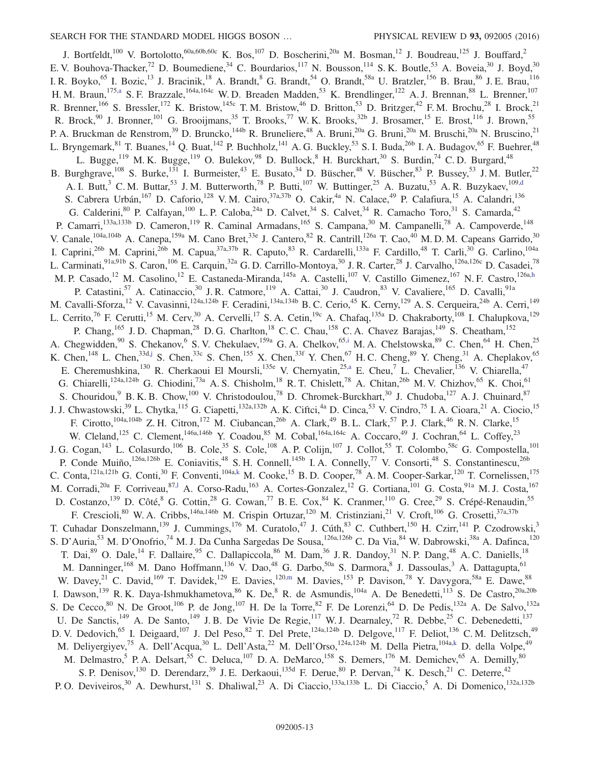J. Bortfeldt,[100] V. Bortolotto,[60a,60b,60c] K. Bos,[107] D. Boscherini,[20a] M. Bosman,[12] J. Boudreau,[125] J. Bouffard,[2] E. V. Bouhova-Thacker,[72] D. Boumediene,[34] C. Bourdarios,[117] N. Bousson,[114] S. K. Boutle,[53] A. Boveia,[30] J. Boyd,[30] I. R. Boyko,[65] I. Bozic,[13] J. Bracinik,[18] A. Brandt,[8] G. Brandt,[54] O. Brandt,[58a] U. Bratzler,[156] B. Brau,[86] J. E. Brau,[116] H. M. Braun,[175,a] S. F. Brazzale,[164a,164c] W. D. Breaden Madden,[53] K. Brendlinger,[122] A. J. Brennan,[88] L. Brenner,[107] R. Brenner,[166] S. Bressler,[172] K. Bristow,[145c] T. M. Bristow,[46] D. Britton,[53] D. Britzger,[42] F. M. Brochu,[28] I. Brock,[21] R. Brock,[90] J. Bronner,[101] G. Brooijmans,[35] T. Brooks,[77] W. K. Brooks,[32b] J. Brosamer,[15] E. Brost,[116] J. Brown,[55] P. A. Bruckman de Renstrom,[39] D. Bruncko,[144b] R. Bruneliere,[48] A. Bruni,[20a] G. Bruni,[20a] M. Bruschi,[20a] N. Bruscino,[21] L. Bryngemark,[81] T. Buanes,[14] Q. Buat,[142] P. Buchholz,[141] A. G. Buckley,[53] S. I. Buda,[26b] I. A. Budagov,[65] F. Buehrer,[48] L. Bugge,[119] M. K. Bugge,[119] O. Bulekov,[98] D. Bullock,[8] H. Burckhart,[30] S. Burdin,[74] C. D. Burgard,[48] B. Burghgrave,[108] S. Burke,[131] I. Burmeister,[43] E. Busato,[34] D. Büscher,[48] V. Büscher,[83] P. Bussey,[53] J. M. Butler,[22] A. I. Butt,[3] C. M. Buttar,[53] J. M. Butterworth,[78] P. Butti,[107] W. Buttinger,[25] A. Buzatu,[53] A. R. Buzykaev,[109,d] S. Cabrera Urbán,[167] D. Caforio,[128] V. M. Cairo,[37a,37b] O. Cakir,[4a] N. Calace,[49] P. Calafiura,[15] A. Calandri,[136] G. Calderini,[80] P. Calfayan,[100] L. P. Caloba,[24a] D. Calvet,[34] S. Calvet,[34] R. Camacho Toro,[31] S. Camarda,[42] P. Camarri,[133a,133b] D. Cameron,[119] R. Caminal Armadans,[165] S. Campana,[30] M. Campanelli,[78] A. Campoverde,[148] V. Canale,[104a,104b] A. Canepa,[159a] M. Cano Bret,[33e] J. Cantero,[82] R. Cantrill,[126a] T. Cao,[40] M. D. M. Capeans Garrido,[30] I. Caprini,[26b] M. Caprini,[26b] M. Capua,[37a,37b] R. Caputo,[83] R. Cardarelli,[133a] F. Cardillo,[48] T. Carli,[30] G. Carlino,[104a] L. Carminati,[91a,91b] S. Caron,[106] E. Carquin,[32a] G. D. Carrillo-Montoya,[30] J. R. Carter,[28] J. Carvalho,[126a,126c] D. Casadei,[78] M. P. Casado,[12] M. Casolino,[12] E. Castaneda-Miranda,[145a] A. Castelli,[107] V. Castillo Gimenez,[167] N. F. Castro,[126a,h] P. Catastini,[57] A. Catinaccio,[30] J. R. Catmore,[119] A. Cattai,[30] J. Caudron,[83] V. Cavaliere,[165] D. Cavalli,[91a] M. Cavalli-Sforza,[12] V. Cavasinni,[124a,124b] F. Ceradini,[134a,134b] B. C. Cerio,[45] K. Cerny,[129] A. S. Cerqueira,[24b] A. Cerri,[149] L. Cerrito,[76] F. Cerutti,[15] M. Cerv,[30] A. Cervelli,[17] S. A. Cetin,[19c] A. Chafaq,[135a] D. Chakraborty,[108] I. Chalupkova,[129] P. Chang,[165] J. D. Chapman,[28] D. G. Charlton,[18] C. C. Chau,[158] C. A. Chavez Barajas,[149] S. Cheatham,[152] A. Chegwidden,[90] S. Chekanov,[6] S. V. Chekulaev,[159a] G. A. Chelkov,[65,i] M. A. Chelstowska,[89] C. Chen,[64] H. Chen,[25] K. Chen,[148] L. Chen,[33d,j] S. Chen,[33c] S. Chen,[155] X. Chen,[33f] Y. Chen,[67] H. C. Cheng,[89] Y. Cheng,[31] A. Cheplakov,[65] E. Cheremushkina,[130] R. Cherkaoui El Moursli,[135e] V. Chernyatin,[25,a] E. Cheu,[7] L. Chevalier,[136] V. Chiarella,[47] G. Chiarelli,[124a,124b] G. Chiodini,[73a] A. S. Chisholm,[18] R. T. Chislett,[78] A. Chitan,[26b] M. V. Chizhov,[65] K. Choi,[61] S. Chouridou,[9] B. K. B. Chow,[100] V. Christodoulou,[78] D. Chromek-Burckhart,[30] J. Chudoba,[127] A. J. Chuinard,[87] J. J. Chwastowski,[39] L. Chytka,[115] G. Ciapetti,[132a,132b] A. K. Ciftci,[4a] D. Cinca,[53] V. Cindro,[75] I. A. Cioara,[21] A. Ciocio,[15] F. Cirotto,[104a,104b] Z. H. Citron,[172] M. Ciubancan,[26b] A. Clark,[49] B. L. Clark,[57] P. J. Clark,[46] R. N. Clarke,[15] W. Cleland,[125] C. Clement,[146a,146b] Y. Coadou,[85] M. Cobal,[164a,164c] A. Coccaro,[49] J. Cochran,[64] L. Coffey,[23] J. G. Cogan,[143] L. Colasurdo,[106] B. Cole,[35] S. Cole,[108] A. P. Colijn,[107] J. Collot,[55] T. Colombo,[58c] G. Compostella,[101] P. Conde Muiño,[126a,126b] E. Coniavitis,[48] S. H. Connell,[145b] I. A. Connelly,[77] V. Consorti,[48] S. Constantinescu,[26b] C. Conta,[121a,121b] G. Conti,[30] F. Conventi,[104a,k] M. Cooke,[15] B. D. Cooper,[78] A. M. Cooper-Sarkar,[120] T. Cornelissen,[175] M. Corradi,[20a] F. Corriveau,[87,l] A. Corso-Radu,[163] A. Cortes-Gonzalez,[12] G. Cortiana,[101] G. Costa,[91a] M. J. Costa,[167] D. Costanzo,[139] D. Côté,[8] G. Cottin,[28] G. Cowan,[77] B. E. Cox,[84] K. Cranmer,[110] G. Cree,[29] S. Crépé-Renaudin,[55] F. Crescioli,[80] W. A. Cribbs,[146a,146b] M. Crispin Ortuzar,[120] M. Cristinziani,[21] V. Croft,[106] G. Crosetti,[37a,37b] T. Cuhadar Donszelmann,[139] J. Cummings,[176] M. Curatolo,[47] J. Cúth,[83] C. Cuthbert,[150] H. Czirr,[141] P. Czodrowski,[3] S. D'Auria,[53] M. D'Onofrio,[74] M. J. Da Cunha Sargedas De Sousa,[126a,126b] C. Da Via,[84] W. Dabrowski,[38a] A. Dafinca,[120] T. Dai,[89] O. Dale,[14] F. Dallaire,[95] C. Dallapiccola,[86] M. Dam,[36] J. R. Dandoy,[31] N. P. Dang,[48] A. C. Daniells,[18] M. Danninger,[168] M. Dano Hoffmann,[136] V. Dao,[48] G. Darbo,[50a] S. Darmora,[8] J. Dassoulas,[3] A. Dattagupta,[61] W. Davey,[21] C. David,[169] T. Davidek,[129] E. Davies,[120,m] M. Davies,[153] P. Davison,[78] Y. Davygora,[58a] E. Dawe,[88] I. Dawson,[139] R. K. Daya-Ishmukhametova,[86] K. De,[8] R. de Asmundis,[104a] A. De Benedetti,[113] S. De Castro,[20a,20b] S. De Cecco,[80] N. De Groot,[106] P. de Jong,[107] H. De la Torre,[82] F. De Lorenzi,[64] D. De Pedis,[132a] A. De Salvo,[132a] U. De Sanctis,[149] A. De Santo,[149] J. B. De Vivie De Regie,[117] W. J. Dearnaley,[72] R. Debbe,[25] C. Debenedetti,[137] D. V. Dedovich,[65] I. Deigaard,[107] J. Del Peso,[82] T. Del Prete,[124a,124b] D. Delgove,[117] F. Deliot,[136] C. M. Delitzsch,[49] M. Deliyergiyev,[75] A. Dell'Acqua,[30] L. Dell'Asta,[22] M. Dell'Orso,[124a,124b] M. Della Pietra,[104a,k] D. della Volpe,[49] M. Delmastro,[5] P. A. Delsart,[55] C. Deluca,[107] D. A. DeMarco,[158] S. Demers,[176] M. Demichev,[65] A. Demilly,[80] S. P. Denisov,[130] D. Derendarz,[39] J. E. Derkaoui,[135d] F. Derue,[80] P. Dervan,[74] K. Desch,[21] C. Deterre,[42] P. O. Deviveiros,[30] A. Dewhurst,[131] S. Dhaliwal,[23] A. Di Ciaccio,[133a,133b] L. Di Ciaccio,[5] A. Di Domenico,[132a,132b]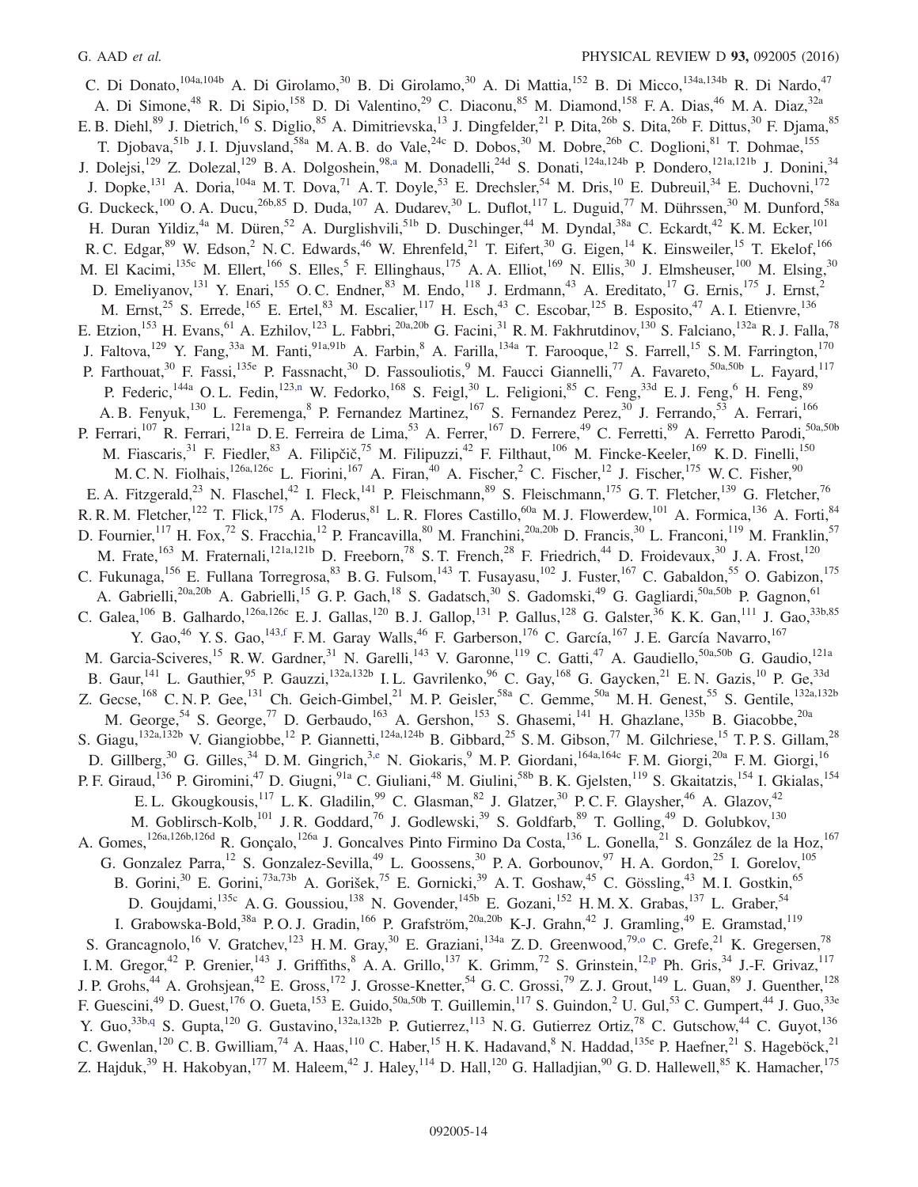C. Di Donato,[104a,104b] A. Di Girolamo,[30] B. Di Girolamo,[30] A. Di Mattia,[152] B. Di Micco,[134a,134b] R. Di Nardo,[47] A. Di Simone,[48] R. Di Sipio,[158] D. Di Valentino,[29] C. Diaconu,[85] M. Diamond,[158] F. A. Dias,[46] M. A. Diaz,[32a] E. B. Diehl,[89] J. Dietrich,[16] S. Diglio,[85] A. Dimitrievska,[13] J. Dingfelder,[21] P. Dita,[26b] S. Dita,[26b] F. Dittus,[30] F. Djama,[85] T. Djobava,[51b] J. I. Djuvsland,[58a] M. A. B. do Vale,[24c] D. Dobos,[30] M. Dobre,[26b] C. Doglioni,[81] T. Dohmae,[155] J. Dolejsi,[129] Z. Dolezal,[129] B. A. Dolgoshein,[98,a] M. Donadelli,[24d] S. Donati,[124a,124b] P. Dondero,[121a,121b] J. Donini,[34] J. Dopke,[131] A. Doria,[104a] M. T. Dova,[71] A. T. Doyle,[53] E. Drechsler,[54] M. Dris,[10] E. Dubreuil,[34] E. Duchovni,[172] G. Duckeck,[100] O. A. Ducu,[26b,85] D. Duda,[107] A. Dudarev,[30] L. Duflot,[117] L. Duguid,[77] M. Dührssen,[30] M. Dunford,[58a] H. Duran Yildiz,[4a] M. Düren,[52] A. Durglishvili,[51b] D. Duschinger,[44] M. Dyndal,[38a] C. Eckardt,[42] K. M. Ecker,[101] R. C. Edgar,[89] W. Edson,[2] N. C. Edwards,[46] W. Ehrenfeld,[21] T. Eifert,[30] G. Eigen,[14] K. Einsweiler,[15] T. Ekelof,[166] M. El Kacimi,[135c] M. Ellert,[166] S. Elles,[5] F. Ellinghaus,[175] A. A. Elliot,[169] N. Ellis,[30] J. Elmsheuser,[100] M. Elsing,[30] D. Emeliyanov,[131] Y. Enari,[155] O. C. Endner,[83] M. Endo,[118] J. Erdmann,[43] A. Ereditato,[17] G. Ernis,[175] J. Ernst,[2] M. Ernst,[25] S. Errede,[165] E. Ertel,[83] M. Escalier,[117] H. Esch,[43] C. Escobar,[125] B. Esposito,[47] A. I. Etienvre,[136] E. Etzion,[153] H. Evans,[61] A. Ezhilov,[123] L. Fabbri,[20a,20b] G. Facini,[31] R. M. Fakhrutdinov,[130] S. Falciano,[132a] R. J. Falla,[78] J. Faltova,[129] Y. Fang,[33a] M. Fanti,[91a,91b] A. Farbin,[8] A. Farilla,[134a] T. Farooque,[12] S. Farrell,[15] S. M. Farrington,[170] P. Farthouat,[30] F. Fassi,[135e] P. Fassnacht,[30] D. Fassouliotis,[9] M. Faucci Giannelli,[77] A. Favareto,[50a,50b] L. Fayard,[117] P. Federic,[144a] O. L. Fedin,[123,n] W. Fedorko,[168] S. Feigl,[30] L. Feligioni,[85] C. Feng,[33d] E. J. Feng,[6] H. Feng,[89] A. B. Fenyuk,[130] L. Feremenga,[8] P. Fernandez Martinez,[167] S. Fernandez Perez,[30] J. Ferrando,[53] A. Ferrari,[166] P. Ferrari,[107] R. Ferrari,[121a] D. E. Ferreira de Lima,[53] A. Ferrer,[167] D. Ferrere,[49] C. Ferretti,[89] A. Ferretto Parodi,[50a,50b] M. Fiascaris,[31] F. Fiedler,[83] A. Filipčič,[75] M. Filipuzzi,[42] F. Filthaut,[106] M. Fincke-Keeler,[169] K. D. Finelli,[150] M. C. N. Fiolhais,[126a,126c] L. Fiorini,[167] A. Firan,[40] A. Fischer,[2] C. Fischer,[12] J. Fischer,[175] W. C. Fisher,[90] E. A. Fitzgerald,[23] N. Flaschel,[42] I. Fleck,[141] P. Fleischmann,[89] S. Fleischmann,[175] G. T. Fletcher,[139] G. Fletcher,[76] R. R. M. Fletcher,[122] T. Flick,[175] A. Floderus,[81] L. R. Flores Castillo,[60a] M. J. Flowerdew,[101] A. Formica,[136] A. Forti,[84] D. Fournier,[117] H. Fox,[72] S. Fracchia,[12] P. Francavilla,[80] M. Franchini,[20a,20b] D. Francis,[30] L. Franconi,[119] M. Franklin,[57] M. Frate,[163] M. Fraternali,[121a,121b] D. Freeborn,[78] S. T. French,[28] F. Friedrich,[44] D. Froidevaux,[30] J. A. Frost,[120] C. Fukunaga,[156] E. Fullana Torregrosa,[83] B. G. Fulsom,[143] T. Fusayasu,[102] J. Fuster,[167] C. Gabaldon,[55] O. Gabizon,[175] A. Gabrielli,[20a,20b] A. Gabrielli,[15] G. P. Gach,[18] S. Gadatsch,[30] S. Gadomski,[49] G. Gagliardi,[50a,50b] P. Gagnon,[61] C. Galea,[106] B. Galhardo,[126a,126c] E. J. Gallas,[120] B. J. Gallop,[131] P. Gallus,[128] G. Galster,[36] K. K. Gan,[111] J. Gao,[33b,85] Y. Gao,[46] Y. S. Gao,[143,f] F. M. Garay Walls,[46] F. Garberson,[176] C. García,[167] J. E. García Navarro,[167] M. Garcia-Sciveres,[15] R. W. Gardner,[31] N. Garelli,[143] V. Garonne,[119] C. Gatti,[47] A. Gaudiello,[50a,50b] G. Gaudio,[121a] B. Gaur,[141] L. Gauthier,[95] P. Gauzzi,[132a,132b] I. L. Gavrilenko,[96] C. Gay,[168] G. Gaycken,[21] E. N. Gazis,[10] P. Ge,[33d] Z. Gecse,[168] C. N. P. Gee,[131] Ch. Geich-Gimbel,[21] M. P. Geisler,[58a] C. Gemme,[50a] M. H. Genest,[55] S. Gentile,[132a,132b] M. George,[54] S. George,[77] D. Gerbaudo,[163] A. Gershon,[153] S. Ghasemi,[141] H. Ghazlane,[135b] B. Giacobbe,[20a] S. Giagu,[132a,132b] V. Giangiobbe,[12] P. Giannetti,[124a,124b] B. Gibbard,[25] S. M. Gibson,[77] M. Gilchriese,[15] T. P. S. Gillam,[28] D. Gillberg,[30] G. Gilles,[34] D. M. Gingrich,[3,e] N. Giokaris,[9] M. P. Giordani,[164a,164c] F. M. Giorgi,[20a] F. M. Giorgi,[16] P. F. Giraud,[136] P. Giromini,[47] D. Giugni,[91a] C. Giuliani,[48] M. Giulini,[58b] B. K. Gjelsten,[119] S. Gkaitatzis,[154] I. Gkialas,[154] E. L. Gkougkousis,[117] L. K. Gladilin,[99] C. Glasman,[82] J. Glatzer,[30] P. C. F. Glaysher,[46] A. Glazov,[42] M. Goblirsch-Kolb,[101] J. R. Goddard,[76] J. Godlewski,[39] S. Goldfarb,[89] T. Golling,[49] D. Golubkov,[130] A. Gomes,[126a,126b,126d] R. Gonçalo,[126a] J. Goncalves Pinto Firmino Da Costa,[136] L. Gonella,[21] S. González de la Hoz,[167] G. Gonzalez Parra,[12] S. Gonzalez-Sevilla,[49] L. Goossens,[30] P. A. Gorbounov,[97] H. A. Gordon,[25] I. Gorelov,[105] B. Gorini,[30] E. Gorini,[73a,73b] A. Gorišek,[75] E. Gornicki,[39] A. T. Goshaw,[45] C. Gössling,[43] M. I. Gostkin,[65] D. Goujdami,[135c] A. G. Goussiou,[138] N. Govender,[145b] E. Gozani,[152] H. M. X. Grabas,[137] L. Graber,[54] I. Grabowska-Bold,[38a] P. O. J. Gradin,[166] P. Grafström,[20a,20b] K-J. Grahn,[42] J. Gramling,[49] E. Gramstad,[119] S. Grancagnolo,[16] V. Gratchev,[123] H. M. Gray,[30] E. Graziani,[134a] Z. D. Greenwood,[79,o] C. Grefe,[21] K. Gregersen,[78] I. M. Gregor,[42] P. Grenier,[143] J. Griffiths,[8] A. A. Grillo,[137] K. Grimm,[72] S. Grinstein,[12,p] Ph. Gris,[34] J.-F. Grivaz,[117] J. P. Grohs,[44] A. Grohsjean,[42] E. Gross,[172] J. Grosse-Knetter,[54] G. C. Grossi,[79] Z. J. Grout,[149] L. Guan,[89] J. Guenther,[128] F. Guescini,[49] D. Guest,[176] O. Gueta,[153] E. Guido,[50a,50b] T. Guillemin,[117] S. Guindon,[2] U. Gul,[53] C. Gumpert,[44] J. Guo,[33e] Y. Guo,[33b,q] S. Gupta,[120] G. Gustavino,[132a,132b] P. Gutierrez,[113] N. G. Gutierrez Ortiz,[78] C. Gutschow,[44] C. Guyot,[136] C. Gwenlan,[120] C. B. Gwilliam,[74] A. Haas,[110] C. Haber,[15] H. K. Hadavand,[8] N. Haddad,[135e] P. Haefner,[21] S. Hageböck,[21] Z. Hajduk,[39] H. Hakobyan,[177] M. Haleem,[42] J. Haley,[114] D. Hall,[120] G. Halladjian,[90] G. D. Hallewell,[85] K. Hamacher,[175]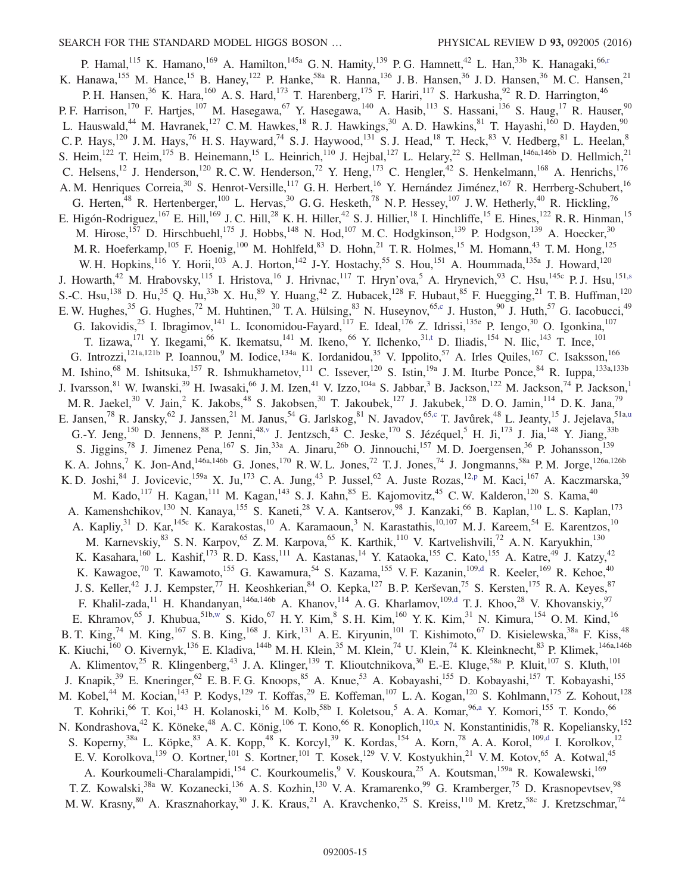P. Hamal,[115] K. Hamano,[169] A. Hamilton,[145a] G. N. Hamity,[139] P. G. Hamnett,[42] L. Han,[33b] K. Hanagaki,[66,r] K. Hanawa,[155] M. Hance,[15] B. Haney,[122] P. Hanke,[58a] R. Hanna,[136] J. B. Hansen,[36] J. D. Hansen,[36] M. C. Hansen,[21] P. H. Hansen,[36] K. Hara,[160] A. S. Hard,[173] T. Harenberg,[175] F. Hariri,[117] S. Harkusha,[92] R. D. Harrington,[46] P. F. Harrison,[170] F. Hartjes,[107] M. Hasegawa,[67] Y. Hasegawa,[140] A. Hasib,[113] S. Hassani,[136] S. Haug,[17] R. Hauser,[90] L. Hauswald,[44] M. Havranek,[127] C. M. Hawkes,[18] R. J. Hawkings,[30] A. D. Hawkins,[81] T. Hayashi,[160] D. Hayden,[90] C. P. Hays,[120] J. M. Hays,[76] H. S. Hayward,[74] S. J. Haywood,[131] S. J. Head,[18] T. Heck,[83] V. Hedberg,[81] L. Heelan,[8] S. Heim,[122] T. Heim,[175] B. Heinemann,[15] L. Heinrich,[110] J. Hejbal,[127] L. Helary,[22] S. Hellman,[146a,146b] D. Hellmich,[21] C. Helsens,[12] J. Henderson,[120] R. C. W. Henderson,[72] Y. Heng,[173] C. Hengler,[42] S. Henkelmann,[168] A. Henrichs,[176] A. M. Henriques Correia,[30] S. Henrot-Versille,[117] G. H. Herbert,[16] Y. Hernández Jiménez,[167] R. Herrberg-Schubert,[16] G. Herten,[48] R. Hertenberger,[100] L. Hervas,[30] G. G. Hesketh,[78] N. P. Hessey,[107] J. W. Hetherly,[40] R. Hickling,[76] E. Higón-Rodriguez,[167] E. Hill,[169] J. C. Hill,[28] K. H. Hiller,[42] S. J. Hillier,[18] I. Hinchliffe,[15] E. Hines,[122] R. R. Hinman,[15] M. Hirose,[157] D. Hirschbuehl,[175] J. Hobbs,[148] N. Hod,[107] M. C. Hodgkinson,[139] P. Hodgson,[139] A. Hoecker,[30] M. R. Hoeferkamp,[105] F. Hoenig,[100] M. Hohlfeld,[83] D. Hohn,[21] T. R. Holmes,[15] M. Homann,[43] T. M. Hong,[125] W. H. Hopkins,[116] Y. Horii,[103] A. J. Horton,[142] J-Y. Hostachy,[55] S. Hou,[151] A. Hoummada,[135a] J. Howard,[120] J. Howarth,[42] M. Hrabovsky,[115] I. Hristova,[16] J. Hrivnac,[117] T. Hryn'ova,[5] A. Hrynevich,[93] C. Hsu,[145c] P. J. Hsu,[151,s] S.-C. Hsu,[138] D. Hu,[35] Q. Hu,[33b] X. Hu,[89] Y. Huang,[42] Z. Hubacek,[128] F. Hubaut,[85] F. Huegging,[21] T. B. Huffman,[120] E. W. Hughes,[35] G. Hughes,[72] M. Huhtinen,[30] T. A. Hülsing,[83] N. Huseynov,[65,c] J. Huston,[90] J. Huth,[57] G. Iacobucci,[49] G. Iakovidis,[25] I. Ibragimov,[141] L. Iconomidou-Fayard,[117] E. Ideal,[176] Z. Idrissi,[135e] P. Iengo,[30] O. Igonkina,[107] T. Iizawa,[171] Y. Ikegami,[66] K. Ikematsu,[141] M. Ikeno,[66] Y. Ilchenko,[31,t] D. Iliadis,[154] N. Ilic,[143] T. Ince,[101] G. Introzzi,[121a,121b] P. Ioannou,[9] M. Iodice,[134a] K. Iordanidou,[35] V. Ippolito,[57] A. Irles Quiles,[167] C. Isaksson,[166] M. Ishino,[68] M. Ishitsuka,[157] R. Ishmukhametov,[111] C. Issever,[120] S. Istin,[19a] J. M. Iturbe Ponce,[84] R. Iuppa,[133a,133b] J. Ivarsson,[81] W. Iwanski,[39] H. Iwasaki,[66] J. M. Izen,[41] V. Izzo,[104a] S. Jabbar,[3] B. Jackson,[122] M. Jackson,[74] P. Jackson,[1] M. R. Jaekel,[30] V. Jain,[2] K. Jakobs,[48] S. Jakobsen,[30] T. Jakoubek,[127] J. Jakubek,[128] D. O. Jamin,[114] D. K. Jana,[79] E. Jansen,[78] R. Jansky,[62] J. Janssen,[21] M. Janus,[54] G. Jarlskog,[81] N. Javadov,[65,c] T. Javůrek,[48] L. Jeanty,[15] J. Jejelava,[51a,u] G.-Y. Jeng,[150] D. Jennens,[88] P. Jenni,[48,v] J. Jentzsch,[43] C. Jeske,[170] S. Jézéquel,[5] H. Ji,[173] J. Jia,[148] Y. Jiang,[33b] S. Jiggins,[78] J. Jimenez Pena,[167] S. Jin,[33a] A. Jinaru,[26b] O. Jinnouchi,[157] M. D. Joergensen,[36] P. Johansson,[139] K. A. Johns,[7] K. Jon-And,[146a,146b] G. Jones,[170] R. W. L. Jones,[72] T. J. Jones,[74] J. Jongmanns,[58a] P. M. Jorge,[126a,126b] K. D. Joshi,[84] J. Jovicevic,[159a] X. Ju,[173] C. A. Jung,[43] P. Jussel,[62] A. Juste Rozas,[12,p] M. Kaci,[167] A. Kaczmarska,[39] M. Kado,[117] H. Kagan,[111] M. Kagan,[143] S. J. Kahn,[85] E. Kajomovitz,[45] C. W. Kalderon,[120] S. Kama,[40] A. Kamenshchikov,[130] N. Kanaya,[155] S. Kaneti,[28] V. A. Kantserov,[98] J. Kanzaki,[66] B. Kaplan,[110] L. S. Kaplan,[173] A. Kapliy,[31] D. Kar,[145c] K. Karakostas,[10] A. Karamaoun,[3] N. Karastathis,[10,107] M. J. Kareem,[54] E. Karentzos,[10] M. Karnevskiy,[83] S. N. Karpov,[65] Z. M. Karpova,[65] K. Karthik,[110] V. Kartvelishvili,[72] A. N. Karyukhin,[130] K. Kasahara,[160] L. Kashif,[173] R. D. Kass,[111] A. Kastanas,[14] Y. Kataoka,[155] C. Kato,[155] A. Katre,[49] J. Katzy,[42] K. Kawagoe,[70] T. Kawamoto,[155] G. Kawamura,[54] S. Kazama,[155] V. F. Kazanin,[109,d] R. Keeler,[169] R. Kehoe,[40] J. S. Keller,[42] J. J. Kempster,[77] H. Keoshkerian,[84] O. Kepka,[127] B. P. Kerševan,[75] S. Kersten,[175] R. A. Keyes,[87] F. Khalil-zada,[11] H. Khandanyan,[146a,146b] A. Khanov,[114] A. G. Kharlamov,[109,d] T. J. Khoo,[28] V. Khovanskiy,[97] E. Khramov,[65] J. Khubua,[51b,w] S. Kido,[67] H. Y. Kim,[8] S. H. Kim,[160] Y. K. Kim,[31] N. Kimura,[154] O. M. Kind,[16] B. T. King,[74] M. King,[167] S. B. King,[168] J. Kirk,[131] A. E. Kiryunin,[101] T. Kishimoto,[67] D. Kisielewska,[38a] F. Kiss,[48] K. Kiuchi,[160] O. Kivernyk,[136] E. Kladiva,[144b] M. H. Klein,[35] M. Klein,[74] U. Klein,[74] K. Kleinknecht,[83] P. Klimek,[146a,146b] A. Klimentov,[25] R. Klingenberg,[43] J. A. Klinger,[139] T. Klioutchnikova,[30] E.-E. Kluge,[58a] P. Kluit,[107] S. Kluth,[101] J. Knapik,[39] E. Kneringer,[62] E. B. F. G. Knoops,[85] A. Knue,[53] A. Kobayashi,[155] D. Kobayashi,[157] T. Kobayashi,[155] M. Kobel,[44] M. Kocian,[143] P. Kodys,[129] T. Koffas,[29] E. Koffeman,[107] L. A. Kogan,[120] S. Kohlmann,[175] Z. Kohout,[128] T. Kohriki,[66] T. Koi,[143] H. Kolanoski,[16] M. Kolb,[58b] I. Koletsou,[5] A. A. Komar,[96,a] Y. Komori,[155] T. Kondo,[66] N. Kondrashova,[42] K. Köneke,[48] A. C. König,[106] T. Kono,[66] R. Konoplich,[110,x] N. Konstantinidis,[78] R. Kopeliansky,[152] S. Koperny,[38a] L. Köpke,[83] A. K. Kopp,[48] K. Korcyl,[39] K. Kordas,[154] A. Korn,[78] A. A. Korol,[109,d] I. Korolkov,[12] E. V. Korolkova,[139] O. Kortner,[101] S. Kortner,[101] T. Kosek,[129] V. V. Kostyukhin,[21] V. M. Kotov,[65] A. Kotwal,[45] A. Kourkoumeli-Charalampidi,[154] C. Kourkoumelis,[9] V. Kouskoura,[25] A. Koutsman,[159a] R. Kowalewski,[169] T. Z. Kowalski,[38a] W. Kozanecki,[136] A. S. Kozhin,[130] V. A. Kramarenko,[99] G. Kramberger,[75] D. Krasnopevtsev,[98] M. W. Krasny,[80] A. Krasznahorkay,[30] J. K. Kraus,[21] A. Kravchenko,[25] S. Kreiss,[110] M. Kretz,[58c] J. Kretzschmar,[74]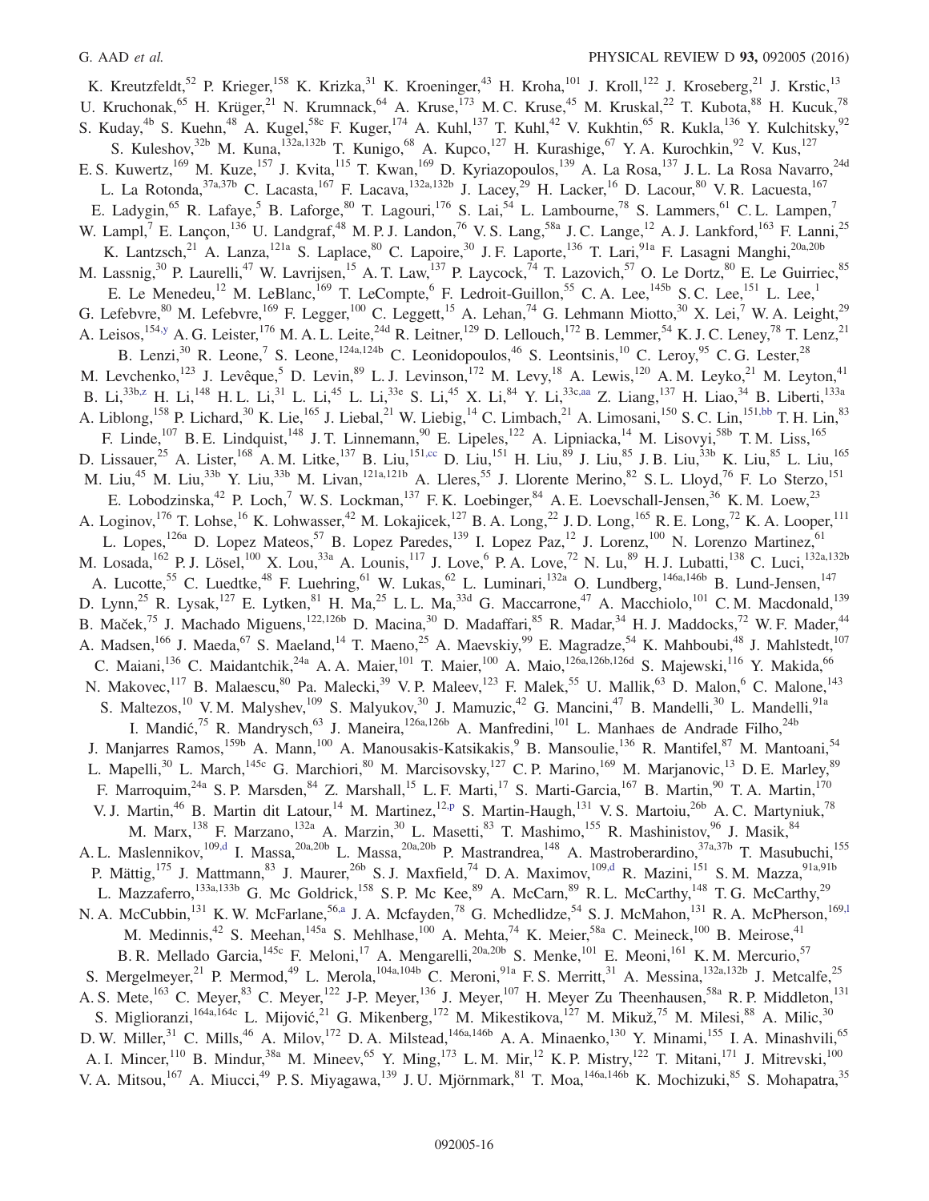K. Kreutzfeldt,[52] P. Krieger,[158] K. Krizka,[31] K. Kroeninger,[43] H. Kroha,[101] J. Kroll,[122] J. Kroseberg,[21] J. Krstic,[13] U. Kruchonak,[65] H. Krüger,[21] N. Krumnack,[64] A. Kruse,[173] M. C. Kruse,[45] M. Kruskal,[22] T. Kubota,[88] H. Kucuk,[78] S. Kuday,[4b] S. Kuehn,[48] A. Kugel,[58c] F. Kuger,[174] A. Kuhl,[137] T. Kuhl,[42] V. Kukhtin,[65] R. Kukla,[136] Y. Kulchitsky,[92] S. Kuleshov,[32b] M. Kuna,[132a,132b] T. Kunigo,[68] A. Kupco,[127] H. Kurashige,[67] Y. A. Kurochkin,[92] V. Kus,[127] E. S. Kuwertz,[169] M. Kuze,[157] J. Kvita,[115] T. Kwan,[169] D. Kyriazopoulos,[139] A. La Rosa,[137] J. L. La Rosa Navarro,[24d] L. La Rotonda,[37a,37b] C. Lacasta,[167] F. Lacava,[132a,132b] J. Lacey,[29] H. Lacker,[16] D. Lacour,[80] V. R. Lacuesta,[167] E. Ladygin,[65] R. Lafaye,[5] B. Laforge,[80] T. Lagouri,[176] S. Lai,[54] L. Lambourne,[78] S. Lammers,[61] C. L. Lampen,[7] W. Lampl,[7] E. Lançon,[136] U. Landgraf,[48] M. P. J. Landon,[76] V. S. Lang,[58a] J. C. Lange,[12] A. J. Lankford,[163] F. Lanni,[25] K. Lantzsch,[21] A. Lanza,[121a] S. Laplace,[80] C. Lapoire,[30] J. F. Laporte,[136] T. Lari,[91a] F. Lasagni Manghi,[20a,20b] M. Lassnig,[30] P. Laurelli,[47] W. Lavrijsen,[15] A. T. Law,[137] P. Laycock,[74] T. Lazovich,[57] O. Le Dortz,[80] E. Le Guirriec,[85] E. Le Menedeu,[12] M. LeBlanc,[169] T. LeCompte,[6] F. Ledroit-Guillon,[55] C. A. Lee,[145b] S. C. Lee,[151] L. Lee,[1] G. Lefebvre,[80] M. Lefebvre,[169] F. Legger,[100] C. Leggett,[15] A. Lehan,[74] G. Lehmann Miotto,[30] X. Lei,[7] W. A. Leight,[29] A. Leisos,[154,y] A. G. Leister,[176] M. A. L. Leite,[24d] R. Leitner,[129] D. Lellouch,[172] B. Lemmer,[54] K. J. C. Leney,[78] T. Lenz,[21] B. Lenzi,[30] R. Leone,[7] S. Leone,[124a,124b] C. Leonidopoulos,[46] S. Leontsinis,[10] C. Leroy,[95] C. G. Lester,[28] M. Levchenko,[123] J. Levêque,[5] D. Levin,[89] L. J. Levinson,[172] M. Levy,[18] A. Lewis,[120] A. M. Leyko,[21] M. Leyton,[41] B. Li,[33b,z] H. Li,[148] H. L. Li,[31] L. Li,[45] L. Li,[33e] S. Li,[45] X. Li,[84] Y. Li,[33c,aa] Z. Liang,[137] H. Liao,[34] B. Liberti,[133a] A. Liblong,[158] P. Lichard,[30] K. Lie,[165] J. Liebal,[21] W. Liebig,[14] C. Limbach,[21] A. Limosani,[150] S. C. Lin,[151,bb] T. H. Lin,[83] F. Linde,[107] B. E. Lindquist,[148] J. T. Linnemann,[90] E. Lipeles,[122] A. Lipniacka,[14] M. Lisovyi,[58b] T. M. Liss,[165] D. Lissauer,[25] A. Lister,[168] A. M. Litke,[137] B. Liu,[151,cc] D. Liu,[151] H. Liu,[89] J. Liu,[85] J. B. Liu,[33b] K. Liu,[85] L. Liu,[165] M. Liu,[45] M. Liu,[33b] Y. Liu,[33b] M. Livan,[121a,121b] A. Lleres,[55] J. Llorente Merino,[82] S. L. Lloyd,[76] F. Lo Sterzo,[151] E. Lobodzinska,[42] P. Loch,[7] W. S. Lockman,[137] F. K. Loebinger,[84] A. E. Loevschall-Jensen,[36] K. M. Loew,[23] A. Loginov,[176] T. Lohse,[16] K. Lohwasser,[42] M. Lokajicek,[127] B. A. Long,[22] J. D. Long,[165] R. E. Long,[72] K. A. Looper,[111] L. Lopes,[126a] D. Lopez Mateos,[57] B. Lopez Paredes,[139] I. Lopez Paz,[12] J. Lorenz,[100] N. Lorenzo Martinez,[61] M. Losada,[162] P. J. Lösel,[100] X. Lou,[33a] A. Lounis,[117] J. Love,[6] P. A. Love,[72] N. Lu,[89] H. J. Lubatti,[138] C. Luci,[132a,132b] A. Lucotte,[55] C. Luedtke,[48] F. Luehring,[61] W. Lukas,[62] L. Luminari,[132a] O. Lundberg,[146a,146b] B. Lund-Jensen,[147] D. Lynn,[25] R. Lysak,[127] E. Lytken,[81] H. Ma,[25] L. L. Ma,[33d] G. Maccarrone,[47] A. Macchiolo,[101] C. M. Macdonald,[139] B. Maček,[75] J. Machado Miguens,[122,126b] D. Macina,[30] D. Madaffari,[85] R. Madar,[34] H. J. Maddocks,[72] W. F. Mader,[44] A. Madsen,[166] J. Maeda,[67] S. Maeland,[14] T. Maeno,[25] A. Maevskiy,[99] E. Magradze,[54] K. Mahboubi,[48] J. Mahlstedt,[107] C. Maiani,[136] C. Maidantchik,[24a] A. A. Maier,[101] T. Maier,[100] A. Maio,[126a,126b,126d] S. Majewski,[116] Y. Makida,[66] N. Makovec,[117] B. Malaescu,[80] Pa. Malecki,[39] V. P. Maleev,[123] F. Malek,[55] U. Mallik,[63] D. Malon,[6] C. Malone,[143] S. Maltezos,[10] V. M. Malyshev,[109] S. Malyukov,[30] J. Mamuzic,[42] G. Mancini,[47] B. Mandelli,[30] L. Mandelli,[91a] I. Mandić,[75] R. Mandrysch,[63] J. Maneira,[126a,126b] A. Manfredini,[101] L. Manhaes de Andrade Filho,[24b] J. Manjarres Ramos,[159b] A. Mann,[100] A. Manousakis-Katsikakis,[9] B. Mansoulie,[136] R. Mantifel,[87] M. Mantoani,[54] L. Mapelli,[30] L. March,[145c] G. Marchiori,[80] M. Marcisovsky,[127] C. P. Marino,[169] M. Marjanovic,[13] D. E. Marley,[89] F. Marroquim,[24a] S. P. Marsden,[84] Z. Marshall,[15] L. F. Marti,[17] S. Marti-Garcia,[167] B. Martin,[90] T. A. Martin,[170] V. J. Martin,[46] B. Martin dit Latour,[14] M. Martinez,[12,p] S. Martin-Haugh,[131] V. S. Martoiu,[26b] A. C. Martyniuk,[78] M. Marx,[138] F. Marzano,[132a] A. Marzin,[30] L. Masetti,[83] T. Mashimo,[155] R. Mashinistov,[96] J. Masik,[84] A. L. Maslennikov,[109,d] I. Massa,[20a,20b] L. Massa,[20a,20b] P. Mastrandrea,[148] A. Mastroberardino,[37a,37b] T. Masubuchi,[155] P. Mättig,[175] J. Mattmann,[83] J. Maurer,[26b] S. J. Maxfield,[74] D. A. Maximov,[109,d] R. Mazini,[151] S. M. Mazza,[91a,91b] L. Mazzaferro,[133a,133b] G. Mc Goldrick,[158] S. P. Mc Kee,[89] A. McCarn,[89] R. L. McCarthy,[148] T. G. McCarthy,[29] N. A. McCubbin,[131] K. W. McFarlane,[56,a] J. A. Mcfayden,[78] G. Mchedlidze,[54] S. J. McMahon,[131] R. A. McPherson,[169,l] M. Medinnis,[42] S. Meehan,[145a] S. Mehlhase,[100] A. Mehta,[74] K. Meier,[58a] C. Meineck,[100] B. Meirose,[41] B. R. Mellado Garcia,[145c] F. Meloni,[17] A. Mengarelli,[20a,20b] S. Menke,[101] E. Meoni,[161] K. M. Mercurio,[57] S. Mergelmeyer,[21] P. Mermod,[49] L. Merola,[104a,104b] C. Meroni,[91a] F. S. Merritt,[31] A. Messina,[132a,132b] J. Metcalfe,[25] A. S. Mete,[163] C. Meyer,[83] C. Meyer,[122] J-P. Meyer,[136] J. Meyer,[107] H. Meyer Zu Theenhausen,[58a] R. P. Middleton,[131] S. Miglioranzi,[164a,164c] L. Mijović,[21] G. Mikenberg,[172] M. Mikestikova,[127] M. Mikuž,[75] M. Milesi,[88] A. Milic,[30] D. W. Miller,[31] C. Mills,[46] A. Milov,[172] D. A. Milstead,[146a,146b] A. A. Minaenko,[130] Y. Minami,[155] I. A. Minashvili,[65] A. I. Mincer,[110] B. Mindur,[38a] M. Mineev,[65] Y. Ming,[173] L. M. Mir,[12] K. P. Mistry,[122] T. Mitani,[171] J. Mitrevski,[100] V. A. Mitsou,[167] A. Miucci,[49] P. S. Miyagawa,[139] J. U. Mjörnmark,[81] T. Moa,[146a,146b] K. Mochizuki,[85] S. Mohapatra,[35]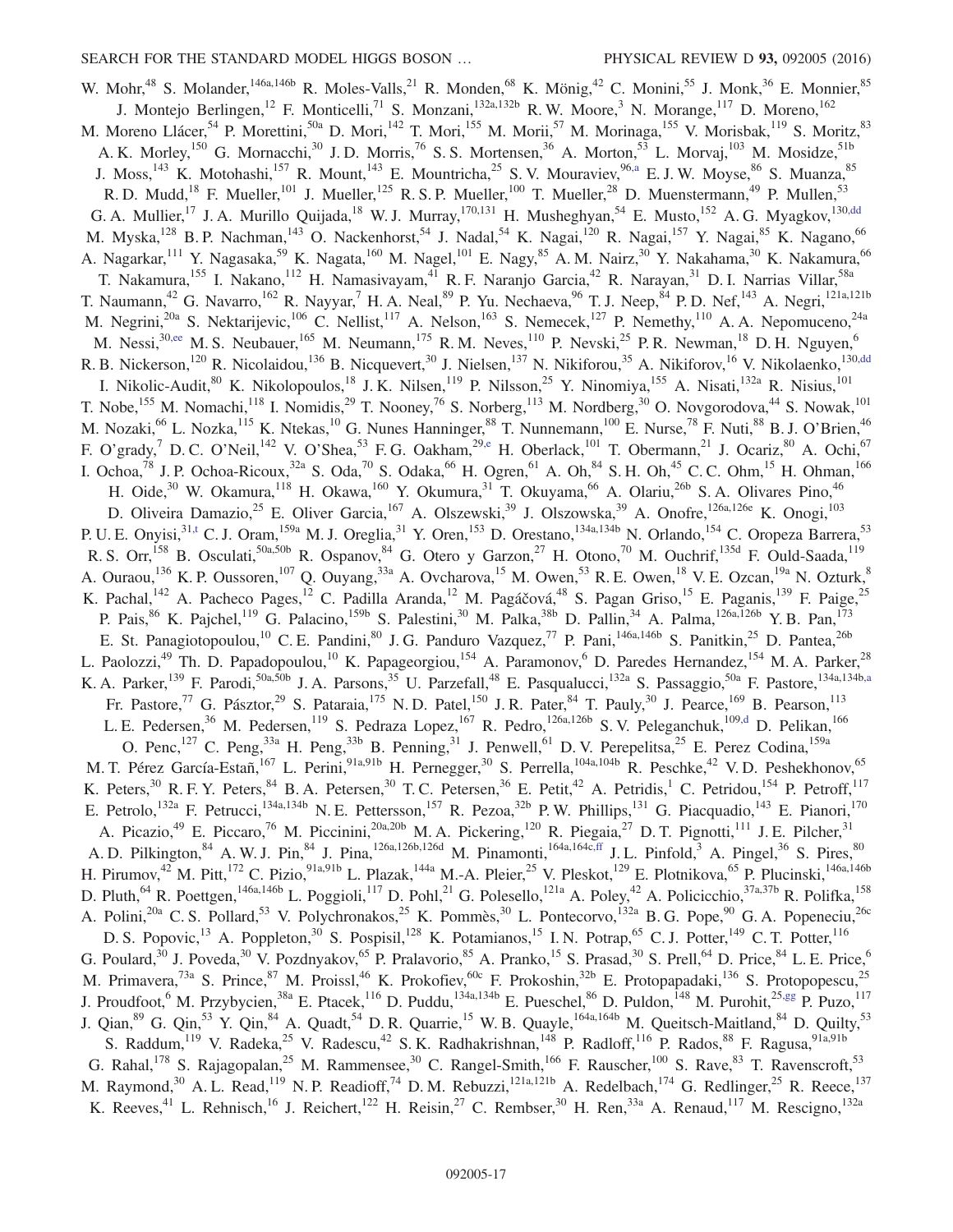W. Mohr,[48] S. Molander,[146a,146b] R. Moles-Valls,[21] R. Monden,[68] K. Mönig,[42] C. Monini,[55] J. Monk,[36] E. Monnier,[85] J. Montejo Berlingen,[12] F. Monticelli,[71] S. Monzani,[132a,132b] R. W. Moore,[3] N. Morange,[117] D. Moreno,[162] M. Moreno Llácer,[54] P. Morettini,[50a] D. Mori,[142] T. Mori,[155] M. Morii,[57] M. Morinaga,[155] V. Morisbak,[119] S. Moritz,[83] A. K. Morley,[150] G. Mornacchi,[30] J. D. Morris,[76] S. S. Mortensen,[36] A. Morton,[53] L. Morvaj,[103] M. Mosidze,[51b] J. Moss,[143] K. Motohashi,[157] R. Mount,[143] E. Mountricha,[25] S. V. Mouraviev,[96,a] E. J. W. Moyse,[86] S. Muanza,[85] R. D. Mudd,[18] F. Mueller,[101] J. Mueller,[125] R. S. P. Mueller,[100] T. Mueller,[28] D. Muenstermann,[49] P. Mullen,[53] G. A. Mullier,[17] J. A. Murillo Quijada,[18] W. J. Murray,[170,131] H. Musheghyan,[54] E. Musto,[152] A. G. Myagkov,[130,dd] M. Myska,[128] B. P. Nachman,[143] O. Nackenhorst,[54] J. Nadal,[54] K. Nagai,[120] R. Nagai,[157] Y. Nagai,[85] K. Nagano,[66] A. Nagarkar,[111] Y. Nagasaka,[59] K. Nagata,[160] M. Nagel,[101] E. Nagy,[85] A. M. Nairz,[30] Y. Nakahama,[30] K. Nakamura,[66] T. Nakamura,[155] I. Nakano,[112] H. Namasivayam,[41] R. F. Naranjo Garcia,[42] R. Narayan,[31] D. I. Narrias Villar,[58a] T. Naumann,[42] G. Navarro,[162] R. Nayyar,[7] H. A. Neal,[89] P. Yu. Nechaeva,[96] T. J. Neep,[84] P. D. Nef,[143] A. Negri,[121a,121b] M. Negrini,[20a] S. Nektarijevic,[106] C. Nellist,[117] A. Nelson,[163] S. Nemecek,[127] P. Nemethy,[110] A. A. Nepomuceno,[24a] M. Nessi,[30,ee] M. S. Neubauer,[165] M. Neumann,[175] R. M. Neves,[110] P. Nevski,[25] P. R. Newman,[18] D. H. Nguyen,[6] R. B. Nickerson,[120] R. Nicolaidou,[136] B. Nicquevert,[30] J. Nielsen,[137] N. Nikiforou,[35] A. Nikiforov,[16] V. Nikolaenko,[130,dd] I. Nikolic-Audit,[80] K. Nikolopoulos,[18] J. K. Nilsen,[119] P. Nilsson,[25] Y. Ninomiya,[155] A. Nisati,[132a] R. Nisius,[101] T. Nobe,[155] M. Nomachi,[118] I. Nomidis,[29] T. Nooney,[76] S. Norberg,[113] M. Nordberg,[30] O. Novgorodova,[44] S. Nowak,[101] M. Nozaki,[66] L. Nozka,[115] K. Ntekas,[10] G. Nunes Hanninger,[88] T. Nunnemann,[100] E. Nurse,[78] F. Nuti,[88] B. J. O'Brien,[46] F. O'grady,[7] D. C. O'Neil,[142] V. O'Shea,[53] F. G. Oakham,[29,e] H. Oberlack,[101] T. Obermann,[21] J. Ocariz,[80] A. Ochi,[67] I. Ochoa,[78] J. P. Ochoa-Ricoux,[32a] S. Oda,[70] S. Odaka,[66] H. Ogren,[61] A. Oh,[84] S. H. Oh,[45] C. C. Ohm,[15] H. Ohman,[166] H. Oide,[30] W. Okamura,[118] H. Okawa,[160] Y. Okumura,[31] T. Okuyama,[66] A. Olariu,[26b] S. A. Olivares Pino,[46] D. Oliveira Damazio,[25] E. Oliver Garcia,[167] A. Olszewski,[39] J. Olszowska,[39] A. Onofre,[126a,126e] K. Onogi,[103] P. U. E. Onyisi,[31,t] C. J. Oram,[159a] M. J. Oreglia,[31] Y. Oren,[153] D. Orestano,[134a,134b] N. Orlando,[154] C. Oropeza Barrera,[53] R. S. Orr,[158] B. Osculati,[50a,50b] R. Ospanov,[84] G. Otero y Garzon,[27] H. Otono,[70] M. Ouchrif,[135d] F. Ould-Saada,[119] A. Ouraou,[136] K. P. Oussoren,[107] Q. Ouyang,[33a] A. Ovcharova,[15] M. Owen,[53] R. E. Owen,[18] V. E. Ozcan,[19a] N. Ozturk,[8] K. Pachal,[142] A. Pacheco Pages,[12] C. Padilla Aranda,[12] M. Pagáčová,[48] S. Pagan Griso,[15] E. Paganis,[139] F. Paige,[25] P. Pais,[86] K. Pajchel,[119] G. Palacino,[159b] S. Palestini,[30] M. Palka,[38b] D. Pallin,[34] A. Palma,[126a,126b] Y. B. Pan,[173] E. St. Panagiotopoulou,[10] C. E. Pandini,[80] J. G. Panduro Vazquez,[77] P. Pani,[146a,146b] S. Panitkin,[25] D. Pantea,[26b] L. Paolozzi,[49] Th. D. Papadopoulou,[10] K. Papageorgiou,[154] A. Paramonov,[6] D. Paredes Hernandez,[154] M. A. Parker,[28] K. A. Parker,[139] F. Parodi,[50a,50b] J. A. Parsons,[35] U. Parzefall,[48] E. Pasqualucci,[132a] S. Passaggio,[50a] F. Pastore,[134a,134b,a] Fr. Pastore,[77] G. Pásztor,[29] S. Pataraia,[175] N. D. Patel,[150] J. R. Pater,[84] T. Pauly,[30] J. Pearce,[169] B. Pearson,[113] L. E. Pedersen,[36] M. Pedersen,[119] S. Pedraza Lopez,[167] R. Pedro,[126a,126b] S. V. Peleganchuk,[109,d] D. Pelikan,[166] O. Penc,[127] C. Peng,[33a] H. Peng,[33b] B. Penning,[31] J. Penwell,[61] D. V. Perepelitsa,[25] E. Perez Codina,[159a] M. T. Pérez García-Estañ,[167] L. Perini,[91a,91b] H. Pernegger,[30] S. Perrella,[104a,104b] R. Peschke,[42] V. D. Peshekhonov,[65] K. Peters,[30] R. F. Y. Peters,[84] B. A. Petersen,[30] T. C. Petersen,[36] E. Petit,[42] A. Petridis,[1] C. Petridou,[154] P. Petroff,[117] E. Petrolo,[132a] F. Petrucci,[134a,134b] N. E. Pettersson,[157] R. Pezoa,[32b] P. W. Phillips,[131] G. Piacquadio,[143] E. Pianori,[170] A. Picazio,[49] E. Piccaro,[76] M. Piccinini,[20a,20b] M. A. Pickering,[120] R. Piegaia,[27] D. T. Pignotti,[111] J. E. Pilcher,[31] A. D. Pilkington,[84] A. W. J. Pin,[84] J. Pina,[126a,126b,126d] M. Pinamonti,[164a,164c,ff] J. L. Pinfold,[3] A. Pingel,[36] S. Pires,[80] H. Pirumov,[42] M. Pitt,[172] C. Pizio,[91a,91b] L. Plazak,[144a] M.-A. Pleier,[25] V. Pleskot,[129] E. Plotnikova,[65] P. Plucinski,[146a,146b] D. Pluth,[64] R. Poettgen,[146a,146b] L. Poggioli,[117] D. Pohl,[21] G. Polesello,[121a] A. Poley,[42] A. Policicchio,[37a,37b] R. Polifka,[158] A. Polini,[20a] C. S. Pollard,[53] V. Polychronakos,[25] K. Pommès,[30] L. Pontecorvo,[132a] B. G. Pope,[90] G. A. Popeneciu,[26c] D. S. Popovic,[13] A. Poppleton,[30] S. Pospisil,[128] K. Potamianos,[15] I. N. Potrap,[65] C. J. Potter,[149] C. T. Potter,[116] G. Poulard,[30] J. Poveda,[30] V. Pozdnyakov,[65] P. Pralavorio,[85] A. Pranko,[15] S. Prasad,[30] S. Prell,[64] D. Price,[84] L. E. Price,[6] M. Primavera,[73a] S. Prince,[87] M. Proissl,[46] K. Prokofiev,[60c] F. Prokoshin,[32b] E. Protopapadaki,[136] S. Protopopescu,[25] J. Proudfoot,[6] M. Przybycien,[38a] E. Ptacek,[116] D. Puddu,[134a,134b] E. Pueschel,[86] D. Puldon,[148] M. Purohit,[25,gg] P. Puzo,[117] J. Qian,[89] G. Qin,[53] Y. Qin,[84] A. Quadt,[54] D. R. Quarrie,[15] W. B. Quayle,[164a,164b] M. Queitsch-Maitland,[84] D. Quilty,[53] S. Raddum,[119] V. Radeka,[25] V. Radescu,[42] S. K. Radhakrishnan,[148] P. Radloff,[116] P. Rados,[88] F. Ragusa,[91a,91b] G. Rahal,[178] S. Rajagopalan,[25] M. Rammensee,[30] C. Rangel-Smith,[166] F. Rauscher,[100] S. Rave,[83] T. Ravenscroft,[53] M. Raymond,[30] A. L. Read,[119] N. P. Readioff,[74] D. M. Rebuzzi,[121a,121b] A. Redelbach,[174] G. Redlinger,[25] R. Reece,[137] K. Reeves,[41] L. Rehnisch,[16] J. Reichert,[122] H. Reisin,[27] C. Rembser,[30] H. Ren,[33a] A. Renaud,[117] M. Rescigno,[132a]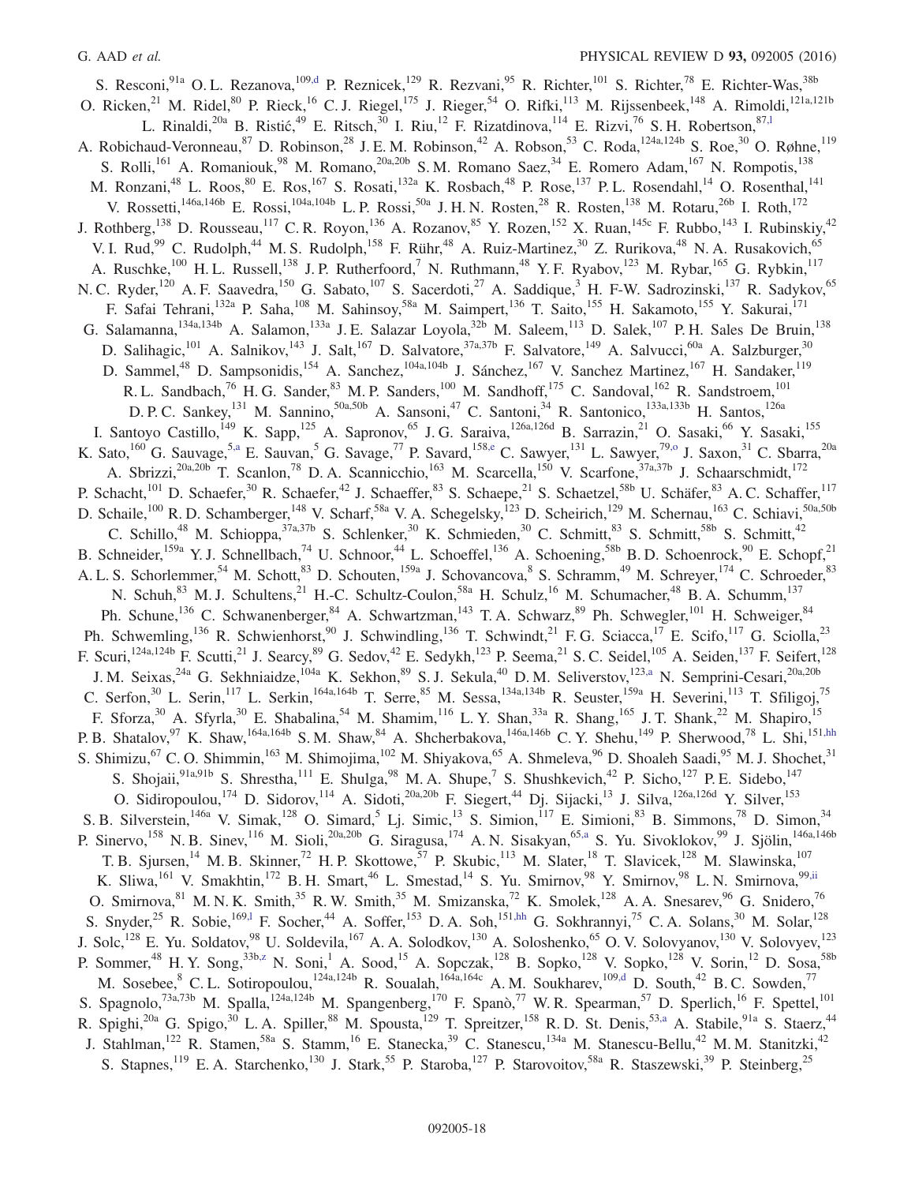S. Resconi,[91a] O. L. Rezanova,[109,d] P. Reznicek,[129] R. Rezvani,[95] R. Richter,[101] S. Richter,[78] E. Richter-Was,[38b] O. Ricken,[21] M. Ridel,[80] P. Rieck,[16] C. J. Riegel,[175] J. Rieger,[54] O. Rifki,[113] M. Rijssenbeek,[148] A. Rimoldi,[121a,121b] L. Rinaldi,[20a] B. Ristić,[49] E. Ritsch,[30] I. Riu,[12] F. Rizatdinova,[114] E. Rizvi,[76] S. H. Robertson,[87,l] A. Robichaud-Veronneau,[87] D. Robinson,[28] J. E. M. Robinson,[42] A. Robson,[53] C. Roda,[124a,124b] S. Roe,[30] O. Røhne,[119] S. Rolli,[161] A. Romaniouk,[98] M. Romano,[20a,20b] S. M. Romano Saez,[34] E. Romero Adam,[167] N. Rompotis,[138] M. Ronzani,[48] L. Roos,[80] E. Ros,[167] S. Rosati,[132a] K. Rosbach,[48] P. Rose,[137] P. L. Rosendahl,[14] O. Rosenthal,[141] V. Rossetti,[146a,146b] E. Rossi,[104a,104b] L. P. Rossi,[50a] J. H. N. Rosten,[28] R. Rosten,[138] M. Rotaru,[26b] I. Roth,[172] J. Rothberg,[138] D. Rousseau,[117] C. R. Royon,[136] A. Rozanov,[85] Y. Rozen,[152] X. Ruan,[145c] F. Rubbo,[143] I. Rubinskiy,[42] V. I. Rud,[99] C. Rudolph,[44] M. S. Rudolph,[158] F. Rühr,[48] A. Ruiz-Martinez,[30] Z. Rurikova,[48] N. A. Rusakovich,[65] A. Ruschke,[100] H. L. Russell,[138] J. P. Rutherfoord,[7] N. Ruthmann,[48] Y. F. Ryabov,[123] M. Rybar,[165] G. Rybkin,[117] N. C. Ryder,[120] A. F. Saavedra,[150] G. Sabato,[107] S. Sacerdoti,[27] A. Saddique,[3] H. F-W. Sadrozinski,[137] R. Sadykov,[65] F. Safai Tehrani,[132a] P. Saha,[108] M. Sahinsoy,[58a] M. Saimpert,[136] T. Saito,[155] H. Sakamoto,[155] Y. Sakurai,[171] G. Salamanna,[134a,134b] A. Salamon,[133a] J. E. Salazar Loyola,[32b] M. Saleem,[113] D. Salek,[107] P. H. Sales De Bruin,[138] D. Salihagic,[101] A. Salnikov,[143] J. Salt,[167] D. Salvatore,[37a,37b] F. Salvatore,[149] A. Salvucci,[60a] A. Salzburger,[30] D. Sammel,[48] D. Sampsonidis,[154] A. Sanchez,[104a,104b] J. Sánchez,[167] V. Sanchez Martinez,[167] H. Sandaker,[119] R. L. Sandbach,[76] H. G. Sander,[83] M. P. Sanders,[100] M. Sandhoff,[175] C. Sandoval,[162] R. Sandstroem,[101] D. P. C. Sankey,[131] M. Sannino,[50a,50b] A. Sansoni,[47] C. Santoni,[34] R. Santonico,[133a,133b] H. Santos,[126a] I. Santoyo Castillo,[149] K. Sapp,[125] A. Sapronov,[65] J. G. Saraiva,[126a,126d] B. Sarrazin,[21] O. Sasaki,[66] Y. Sasaki,[155] K. Sato,[160] G. Sauvage,[5,a] E. Sauvan,[5] G. Savage,[77] P. Savard,[158,e] C. Sawyer,[131] L. Sawyer,[79,o] J. Saxon,[31] C. Sbarra,[20a] A. Sbrizzi,[20a,20b] T. Scanlon,[78] D. A. Scannicchio,[163] M. Scarcella,[150] V. Scarfone,[37a,37b] J. Schaarschmidt,[172] P. Schacht,[101] D. Schaefer,[30] R. Schaefer,[42] J. Schaeffer,[83] S. Schaepe,[21] S. Schaetzel,[58b] U. Schäfer,[83] A. C. Schaffer,[117] D. Schaile,[100] R. D. Schamberger,[148] V. Scharf,[58a] V. A. Schegelsky,[123] D. Scheirich,[129] M. Schernau,[163] C. Schiavi,[50a,50b] C. Schillo,[48] M. Schioppa,[37a,37b] S. Schlenker,[30] K. Schmieden,[30] C. Schmitt,[83] S. Schmitt,[58b] S. Schmitt,[42] B. Schneider,[159a] Y. J. Schnellbach,[74] U. Schnoor,[44] L. Schoeffel,[136] A. Schoening,[58b] B. D. Schoenrock,[90] E. Schopf,[21] A. L. S. Schorlemmer,[54] M. Schott,[83] D. Schouten,[159a] J. Schovancova,[8] S. Schramm,[49] M. Schreyer,[174] C. Schroeder,[83] N. Schuh,[83] M. J. Schultens,[21] H.-C. Schultz-Coulon,[58a] H. Schulz,[16] M. Schumacher,[48] B. A. Schumm,[137] Ph. Schune,[136] C. Schwanenberger,[84] A. Schwartzman,[143] T. A. Schwarz,[89] Ph. Schwegler,[101] H. Schweiger,[84] Ph. Schwemling,[136] R. Schwienhorst,[90] J. Schwindling,[136] T. Schwindt,[21] F. G. Sciacca,[17] E. Scifo,[117] G. Sciolla,[23] F. Scuri,[124a,124b] F. Scutti,[21] J. Searcy,[89] G. Sedov,[42] E. Sedykh,[123] P. Seema,[21] S. C. Seidel,[105] A. Seiden,[137] F. Seifert,[128] J. M. Seixas,[24a] G. Sekhniaidze,[104a] K. Sekhon,[89] S. J. Sekula,[40] D. M. Seliverstov,[123,a] N. Semprini-Cesari,[20a,20b] C. Serfon,[30] L. Serin,[117] L. Serkin,[164a,164b] T. Serre,[85] M. Sessa,[134a,134b] R. Seuster,[159a] H. Severini,[113] T. Sfiligoj,[75] F. Sforza,[30] A. Sfyrla,[30] E. Shabalina,[54] M. Shamim,[116] L. Y. Shan,[33a] R. Shang,[165] J. T. Shank,[22] M. Shapiro,[15] P. B. Shatalov,[97] K. Shaw,[164a,164b] S. M. Shaw,[84] A. Shcherbakova,[146a,146b] C. Y. Shehu,[149] P. Sherwood,[78] L. Shi,[151,hh] S. Shimizu,[67] C. O. Shimmin,[163] M. Shimojima,[102] M. Shiyakova,[65] A. Shmeleva,[96] D. Shoaleh Saadi,[95] M. J. Shochet,[31] S. Shojaii,[91a,91b] S. Shrestha,[111] E. Shulga,[98] M. A. Shupe,[7] S. Shushkevich,[42] P. Sicho,[127] P. E. Sidebo,[147] O. Sidiropoulou,[174] D. Sidorov,[114] A. Sidoti,[20a,20b] F. Siegert,[44] Dj. Sijacki,[13] J. Silva,[126a,126d] Y. Silver,[153] S. B. Silverstein,[146a] V. Simak,[128] O. Simard,[5] Lj. Simic,[13] S. Simion,[117] E. Simioni,[83] B. Simmons,[78] D. Simon,[34] P. Sinervo,[158] N. B. Sinev,[116] M. Sioli,[20a,20b] G. Siragusa,[174] A. N. Sisakyan,[65,a] S. Yu. Sivoklokov,[99] J. Sjölin,[146a,146b] T. B. Sjursen,[14] M. B. Skinner,[72] H. P. Skottowe,[57] P. Skubic,[113] M. Slater,[18] T. Slavicek,[128] M. Slawinska,[107] K. Sliwa,[161] V. Smakhtin,[172] B. H. Smart,[46] L. Smestad,[14] S. Yu. Smirnov,[98] Y. Smirnov,[98] L. N. Smirnova,[99,ii] O. Smirnova,[81] M. N. K. Smith,[35] R. W. Smith,[35] M. Smizanska,[72] K. Smolek,[128] A. A. Snesarev,[96] G. Snidero,[76] S. Snyder,[25] R. Sobie,[169,l] F. Socher,[44] A. Soffer,[153] D. A. Soh,[151,hh] G. Sokhrannyi,[75] C. A. Solans,[30] M. Solar,[128] J. Solc,[128] E. Yu. Soldatov,[98] U. Soldevila,[167] A. A. Solodkov,[130] A. Soloshenko,[65] O. V. Solovyanov,[130] V. Solovyev,[123] P. Sommer,[48] H. Y. Song,[33b,z] N. Soni,[1] A. Sood,[15] A. Sopczak,[128] B. Sopko,[128] V. Sopko,[128] V. Sorin,[12] D. Sosa,[58b] M. Sosebee,[8] C. L. Sotiropoulou,[124a,124b] R. Soualah,[164a,164c] A. M. Soukharev,[109,d] D. South,[42] B. C. Sowden,[77] S. Spagnolo,[73a,73b] M. Spalla,[124a,124b] M. Spangenberg,[170] F. Spanò,[77] W. R. Spearman,[57] D. Sperlich,[16] F. Spettel,[101] R. Spighi,[20a] G. Spigo,[30] L. A. Spiller,[88] M. Spousta,[129] T. Spreitzer,[158] R. D. St. Denis,[53,a] A. Stabile,[91a] S. Staerz,[44] J. Stahlman,[122] R. Stamen,[58a] S. Stamm,[16] E. Stanecka,[39] C. Stanescu,[134a] M. Stanescu-Bellu,[42] M. M. Stanitzki,[42] S. Stapnes,[119] E. A. Starchenko,[130] J. Stark,[55] P. Staroba,[127] P. Starovoitov,[58a] R. Staszewski,[39] P. Steinberg,[25]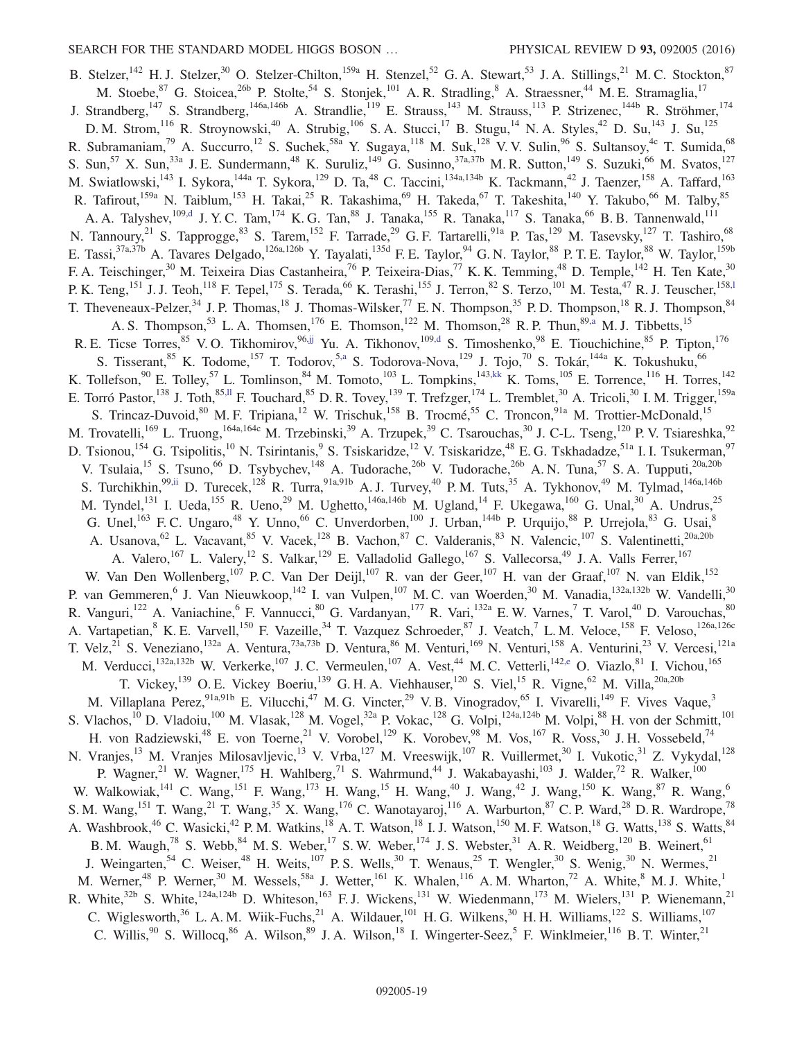B. Stelzer,[142] H. J. Stelzer,[30] O. Stelzer-Chilton,[159a] H. Stenzel,[52] G. A. Stewart,[53] J. A. Stillings,[21] M. C. Stockton,[87] M. Stoebe,[87] G. Stoicea,[26b] P. Stolte,[54] S. Stonjek,[101] A. R. Stradling,[8] A. Straessner,[44] M. E. Stramaglia,[17] J. Strandberg,[147] S. Strandberg,[146a,146b] A. Strandlie,[119] E. Strauss,[143] M. Strauss,[113] P. Strizenec,[144b] R. Ströhmer,[174] D. M. Strom,[116] R. Stroynowski,[40] A. Strubig,[106] S. A. Stucci,[17] B. Stugu,[14] N. A. Styles,[42] D. Su,[143] J. Su,[125] R. Subramaniam,[79] A. Succurro,[12] S. Suchek,[58a] Y. Sugaya,[118] M. Suk,[128] V. V. Sulin,[96] S. Sultansoy,[4c] T. Sumida,[68] S. Sun,[57] X. Sun,[33a] J. E. Sundermann,[48] K. Suruliz,[149] G. Susinno,[37a,37b] M. R. Sutton,[149] S. Suzuki,[66] M. Svatos,[127] M. Swiatlowski,[143] I. Sykora,[144a] T. Sykora,[129] D. Ta,[48] C. Taccini,[134a,134b] K. Tackmann,[42] J. Taenzer,[158] A. Taffard,[163] R. Tafirout,[159a] N. Taiblum,[153] H. Takai,[25] R. Takashima,[69] H. Takeda,[67] T. Takeshita,[140] Y. Takubo,[66] M. Talby,[85] A. A. Talyshev,[109,d] J. Y. C. Tam,[174] K. G. Tan,[88] J. Tanaka,[155] R. Tanaka,[117] S. Tanaka,[66] B. B. Tannenwald,[111] N. Tannoury,[21] S. Tapprogge,[83] S. Tarem,[152] F. Tarrade,[29] G. F. Tartarelli,[91a] P. Tas,[129] M. Tasevsky,[127] T. Tashiro,[68] E. Tassi,[37a,37b] A. Tavares Delgado,[126a,126b] Y. Tayalati,[135d] F. E. Taylor,[94] G. N. Taylor,[88] P. T. E. Taylor,[88] W. Taylor,[159b] F. A. Teischinger,[30] M. Teixeira Dias Castanheira,[76] P. Teixeira-Dias,[77] K. K. Temming,[48] D. Temple,[142] H. Ten Kate,[30] P. K. Teng,[151] J. J. Teoh,[118] F. Tepel,[175] S. Terada,[66] K. Terashi,[155] J. Terron,[82] S. Terzo,[101] M. Testa,[47] R. J. Teuscher,[158,l] T. Theveneaux-Pelzer,[34] J. P. Thomas,[18] J. Thomas-Wilsker,[77] E. N. Thompson,[35] P. D. Thompson,[18] R. J. Thompson,[84] A. S. Thompson,[53] L. A. Thomsen,[176] E. Thomson,[122] M. Thomson,[28] R. P. Thun,[89,a] M. J. Tibbetts,[15] R. E. Ticse Torres,[85] V. O. Tikhomirov,[96,jj] Yu. A. Tikhonov,[109,d] S. Timoshenko,[98] E. Tiouchichine,[85] P. Tipton,[176] S. Tisserant,[85] K. Todome,[157] T. Todorov,[5,a] S. Todorova-Nova,[129] J. Tojo,[70] S. Tokár,[144a] K. Tokushuku,[66] K. Tollefson,[90] E. Tolley,[57] L. Tomlinson,[84] M. Tomoto,[103] L. Tompkins,[143,kk] K. Toms,[105] E. Torrence,[116] H. Torres,[142] E. Torró Pastor,[138] J. Toth,[85,ll] F. Touchard,[85] D. R. Tovey,[139] T. Trefzger,[174] L. Tremblet,[30] A. Tricoli,[30] I. M. Trigger,[159a] S. Trincaz-Duvoid,[80] M. F. Tripiana,[12] W. Trischuk,[158] B. Trocmé,[55] C. Troncon,[91a] M. Trottier-McDonald,[15] M. Trovatelli,[169] L. Truong,[164a,164c] M. Trzebinski,[39] A. Trzupek,[39] C. Tsarouchas,[30] J. C-L. Tseng,[120] P. V. Tsiareshka,[92] D. Tsionou,[154] G. Tsipolitis,[10] N. Tsirintanis,[9] S. Tsiskaridze,[12] V. Tsiskaridze,[48] E. G. Tskhadadze,[51a] I. I. Tsukerman,[97] V. Tsulaia,[15] S. Tsuno,[66] D. Tsybychev,[148] A. Tudorache,[26b] V. Tudorache,[26b] A. N. Tuna,[57] S. A. Tupputi,[20a,20b] S. Turchikhin,[99,ii] D. Turecek,[128] R. Turra,[91a,91b] A. J. Turvey,[40] P. M. Tuts,[35] A. Tykhonov,[49] M. Tylmad,[146a,146b] M. Tyndel,[131] I. Ueda,[155] R. Ueno,[29] M. Ughetto,[146a,146b] M. Ugland,[14] F. Ukegawa,[160] G. Unal,[30] A. Undrus,[25] G. Unel,[163] F. C. Ungaro,[48] Y. Unno,[66] C. Unverdorben,[100] J. Urban,[144b] P. Urquijo,[88] P. Urrejola,[83] G. Usai,[8] A. Usanova,[62] L. Vacavant,[85] V. Vacek,[128] B. Vachon,[87] C. Valderanis,[83] N. Valencic,[107] S. Valentinetti,[20a,20b] A. Valero,[167] L. Valery,[12] S. Valkar,[129] E. Valladolid Gallego,[167] S. Vallecorsa,[49] J. A. Valls Ferrer,[167] W. Van Den Wollenberg,[107] P. C. Van Der Deijl,[107] R. van der Geer,[107] H. van der Graaf,[107] N. van Eldik,[152] P. van Gemmeren,[6] J. Van Nieuwkoop,[142] I. van Vulpen,[107] M. C. van Woerden,[30] M. Vanadia,[132a,132b] W. Vandelli,[30] R. Vanguri,[122] A. Vaniachine,[6] F. Vannucci,[80] G. Vardanyan,[177] R. Vari,[132a] E. W. Varnes,[7] T. Varol,[40] D. Varouchas,[80] A. Vartapetian,[8] K. E. Varvell,[150] F. Vazeille,[34] T. Vazquez Schroeder,[87] J. Veatch,[7] L. M. Veloce,[158] F. Veloso,[126a,126c] T. Velz,[21] S. Veneziano,[132a] A. Ventura,[73a,73b] D. Ventura,[86] M. Venturi,[169] N. Venturi,[158] A. Venturini,[23] V. Vercesi,[121a] M. Verducci,[132a,132b] W. Verkerke,[107] J. C. Vermeulen,[107] A. Vest,[44] M. C. Vetterli,[142,e] O. Viazlo,[81] I. Vichou,[165] T. Vickey,[139] O. E. Vickey Boeriu,[139] G. H. A. Viehhauser,[120] S. Viel,[15] R. Vigne,[62] M. Villa,[20a,20b] M. Villaplana Perez,[91a,91b] E. Vilucchi,[47] M. G. Vincter,[29] V. B. Vinogradov,[65] I. Vivarelli,[149] F. Vives Vaque,[3] S. Vlachos,[10] D. Vladoiu,[100] M. Vlasak,[128] M. Vogel,[32a] P. Vokac,[128] G. Volpi,[124a,124b] M. Volpi,[88] H. von der Schmitt,[101] H. von Radziewski,[48] E. von Toerne,[21] V. Vorobel,[129] K. Vorobev,[98] M. Vos,[167] R. Voss,[30] J. H. Vossebeld,[74] N. Vranjes,[13] M. Vranjes Milosavljevic,[13] V. Vrba,[127] M. Vreeswijk,[107] R. Vuillermet,[30] I. Vukotic,[31] Z. Vykydal,[128] P. Wagner,[21] W. Wagner,[175] H. Wahlberg,[71] S. Wahrmund,[44] J. Wakabayashi,[103] J. Walder,[72] R. Walker,[100] W. Walkowiak,[141] C. Wang,[151] F. Wang,[173] H. Wang,[15] H. Wang,[40] J. Wang,[42] J. Wang,[150] K. Wang,[87] R. Wang,[6] S. M. Wang,[151] T. Wang,[21] T. Wang,[35] X. Wang,[176] C. Wanotayaroj,[116] A. Warburton,[87] C. P. Ward,[28] D. R. Wardrope,[78] A. Washbrook,[46] C. Wasicki,[42] P. M. Watkins,[18] A. T. Watson,[18] I. J. Watson,[150] M. F. Watson,[18] G. Watts,[138] S. Watts,[84] B. M. Waugh,[78] S. Webb,[84] M. S. Weber,[17] S. W. Weber,[174] J. S. Webster,[31] A. R. Weidberg,[120] B. Weinert,[61] J. Weingarten,[54] C. Weiser,[48] H. Weits,[107] P. S. Wells,[30] T. Wenaus,[25] T. Wengler,[30] S. Wenig,[30] N. Wermes,[21] M. Werner,[48] P. Werner,[30] M. Wessels,[58a] J. Wetter,[161] K. Whalen,[116] A. M. Wharton,[72] A. White,[8] M. J. White,[1] R. White,[32b] S. White,[124a,124b] D. Whiteson,[163] F. J. Wickens,[131] W. Wiedenmann,[173] M. Wielers,[131] P. Wienemann,[21] C. Wiglesworth,[36] L. A. M. Wiik-Fuchs,[21] A. Wildauer,[101] H. G. Wilkens,[30] H. H. Williams,[122] S. Williams,[107] C. Willis,[90] S. Willocq,[86] A. Wilson,[89] J. A. Wilson,[18] I. Wingerter-Seez,[5] F. Winklmeier,[116] B. T. Winter,[21]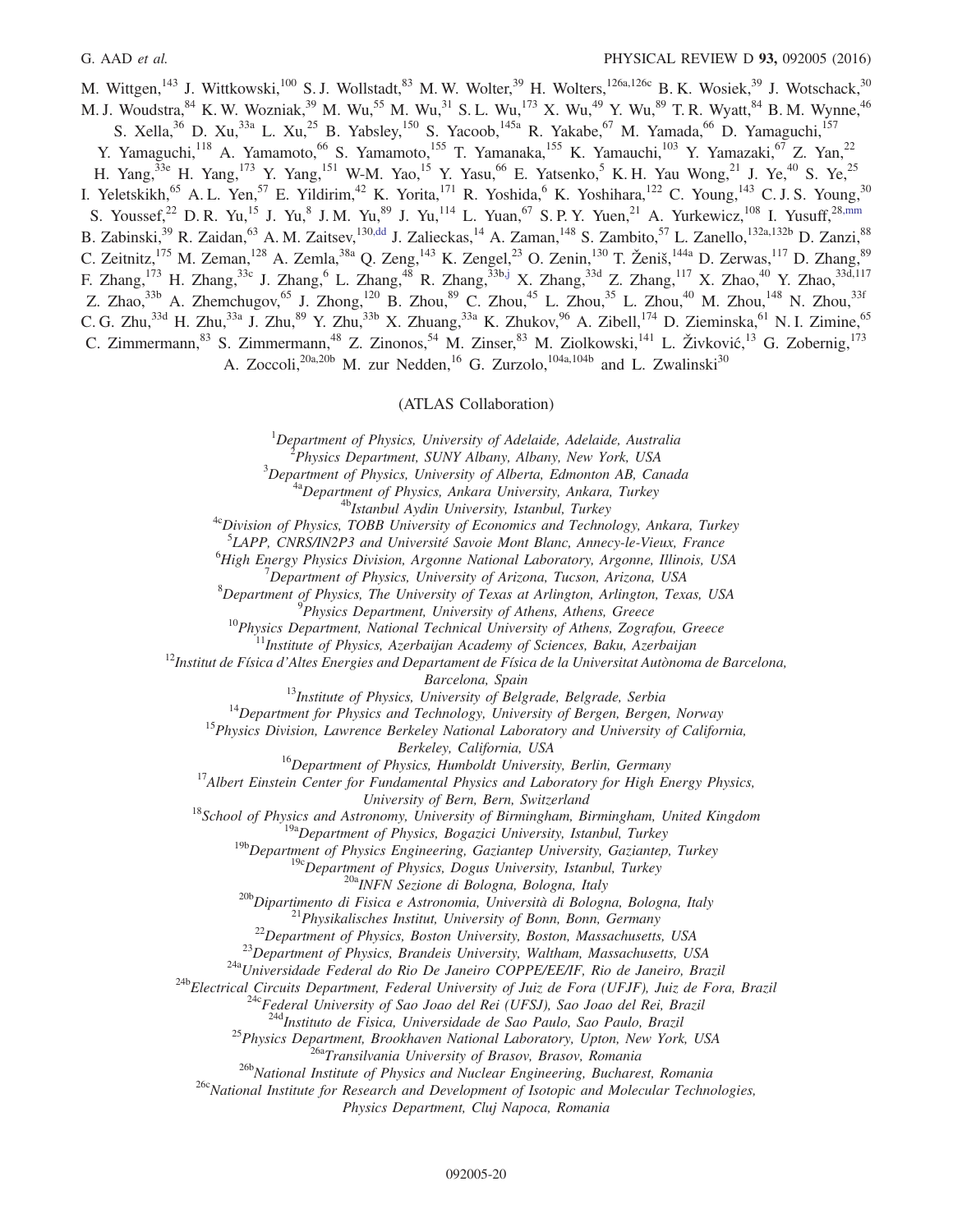M. Wittgen,[143] J. Wittkowski,[100] S. J. Wollstadt,[83] M. W. Wolter,[39] H. Wolters,[126a,126c] B. K. Wosiek,[39] J. Wotschack,[30] M. J. Woudstra,[84] K. W. Wozniak,[39] M. Wu,[55] M. Wu,[31] S. L. Wu,[173] X. Wu,[49] Y. Wu,[89] T. R. Wyatt,[84] B. M. Wynne,[46] S. Xella,[36] D. Xu,[33a] L. Xu,[25] B. Yabsley,[150] S. Yacoob,[145a] R. Yakabe,[67] M. Yamada,[66] D. Yamaguchi,[157] Y. Yamaguchi,[118] A. Yamamoto,[66] S. Yamamoto,[155] T. Yamanaka,[155] K. Yamauchi,[103] Y. Yamazaki,[67] Z. Yan,[22] H. Yang,[33e] H. Yang,[173] Y. Yang,[151] W-M. Yao,[15] Y. Yasu,[66] E. Yatsenko,[5] K. H. Yau Wong,[21] J. Ye,[40] S. Ye,[25] I. Yeletskikh,[65] A. L. Yen,[57] E. Yildirim,[42] K. Yorita,[171] R. Yoshida,[6] K. Yoshihara,[122] C. Young,[143] C. J. S. Young,[30] S. Youssef,[22] D. R. Yu,[15] J. Yu,[8] J. M. Yu,[89] J. Yu,[114] L. Yuan,[67] S. P. Y. Yuen,[21] A. Yurkewicz,[108] I. Yusuff,[28,mm] B. Zabinski,[39] R. Zaidan,[63] A. M. Zaitsev,[130,dd] J. Zalieckas,[14] A. Zaman,[148] S. Zambito,[57] L. Zanello,[132a,132b] D. Zanzi,[88] C. Zeitnitz,[175] M. Zeman,[128] A. Zemla,[38a] Q. Zeng,[143] K. Zengel,[23] O. Zenin,[130] T. Ženiš,[144a] D. Zerwas,[117] D. Zhang,[89] F. Zhang,[173] H. Zhang,[33c] J. Zhang,[6] L. Zhang,[48] R. Zhang,[33b,j] X. Zhang,[33d] Z. Zhang,[117] X. Zhao,[40] Y. Zhao,[33d,117] Z. Zhao,[33b] A. Zhemchugov,[65] J. Zhong,[120] B. Zhou,[89] C. Zhou,[45] L. Zhou,[35] L. Zhou,[40] M. Zhou,[148] N. Zhou,[33f] C. G. Zhu,[33d] H. Zhu,[33a] J. Zhu,[89] Y. Zhu,[33b] X. Zhuang,[33a] K. Zhukov,[96] A. Zibell,[174] D. Zieminska,[61] N. I. Zimine,[65] C. Zimmermann,[83] S. Zimmermann,[48] Z. Zinonos,[54] M. Zinser,[83] M. Ziolkowski,[141] L. Živković,[13] G. Zobernig,[173] A. Zoccoli,[20a,20b] M. zur Nedden,[16] G. Zurzolo,[104a,104b] and L. Zwalinski[30]

(ATLAS Collaboration)

[1]*Department of Physics, University of Adelaide, Adelaide, Australia*
[2]*Physics Department, SUNY Albany, Albany, New York, USA*
[3]*Department of Physics, University of Alberta, Edmonton AB, Canada*
[4a]*Department of Physics, Ankara University, Ankara, Turkey*
[4b]*Istanbul Aydin University, Istanbul, Turkey*
[4c]*Division of Physics, TOBB University of Economics and Technology, Ankara, Turkey*
[5]*LAPP, CNRS/IN2P3 and Université Savoie Mont Blanc, Annecy-le-Vieux, France*
[6]*High Energy Physics Division, Argonne National Laboratory, Argonne, Illinois, USA*
[7]*Department of Physics, University of Arizona, Tucson, Arizona, USA*
[8]*Department of Physics, The University of Texas at Arlington, Arlington, Texas, USA*
[9]*Physics Department, University of Athens, Athens, Greece*
[10]*Physics Department, National Technical University of Athens, Zografou, Greece*
[11]*Institute of Physics, Azerbaijan Academy of Sciences, Baku, Azerbaijan*
[12]*Institut de Física d'Altes Energies and Departament de Física de la Universitat Autònoma de Barcelona, Barcelona, Spain*
[13]*Institute of Physics, University of Belgrade, Belgrade, Serbia*
[14]*Department for Physics and Technology, University of Bergen, Bergen, Norway*
[15]*Physics Division, Lawrence Berkeley National Laboratory and University of California, Berkeley, California, USA*
[16]*Department of Physics, Humboldt University, Berlin, Germany*
[17]*Albert Einstein Center for Fundamental Physics and Laboratory for High Energy Physics, University of Bern, Bern, Switzerland*
[18]*School of Physics and Astronomy, University of Birmingham, Birmingham, United Kingdom*
[19a]*Department of Physics, Bogazici University, Istanbul, Turkey*
[19b]*Department of Physics Engineering, Gaziantep University, Gaziantep, Turkey*
[19c]*Department of Physics, Dogus University, Istanbul, Turkey*
[20a]*INFN Sezione di Bologna, Bologna, Italy*
[20b]*Dipartimento di Fisica e Astronomia, Università di Bologna, Bologna, Italy*
[21]*Physikalisches Institut, University of Bonn, Bonn, Germany*
[22]*Department of Physics, Boston University, Boston, Massachusetts, USA*
[23]*Department of Physics, Brandeis University, Waltham, Massachusetts, USA*
[24a]*Universidade Federal do Rio De Janeiro COPPE/EE/IF, Rio de Janeiro, Brazil*
[24b]*Electrical Circuits Department, Federal University of Juiz de Fora (UFJF), Juiz de Fora, Brazil*
[24c]*Federal University of Sao Joao del Rei (UFSJ), Sao Joao del Rei, Brazil*
[24d]*Instituto de Fisica, Universidade de Sao Paulo, Sao Paulo, Brazil*
[25]*Physics Department, Brookhaven National Laboratory, Upton, New York, USA*
[26a]*Transilvania University of Brasov, Brasov, Romania*
[26b]*National Institute of Physics and Nuclear Engineering, Bucharest, Romania*
[26c]*National Institute for Research and Development of Isotopic and Molecular Technologies, Physics Department, Cluj Napoca, Romania*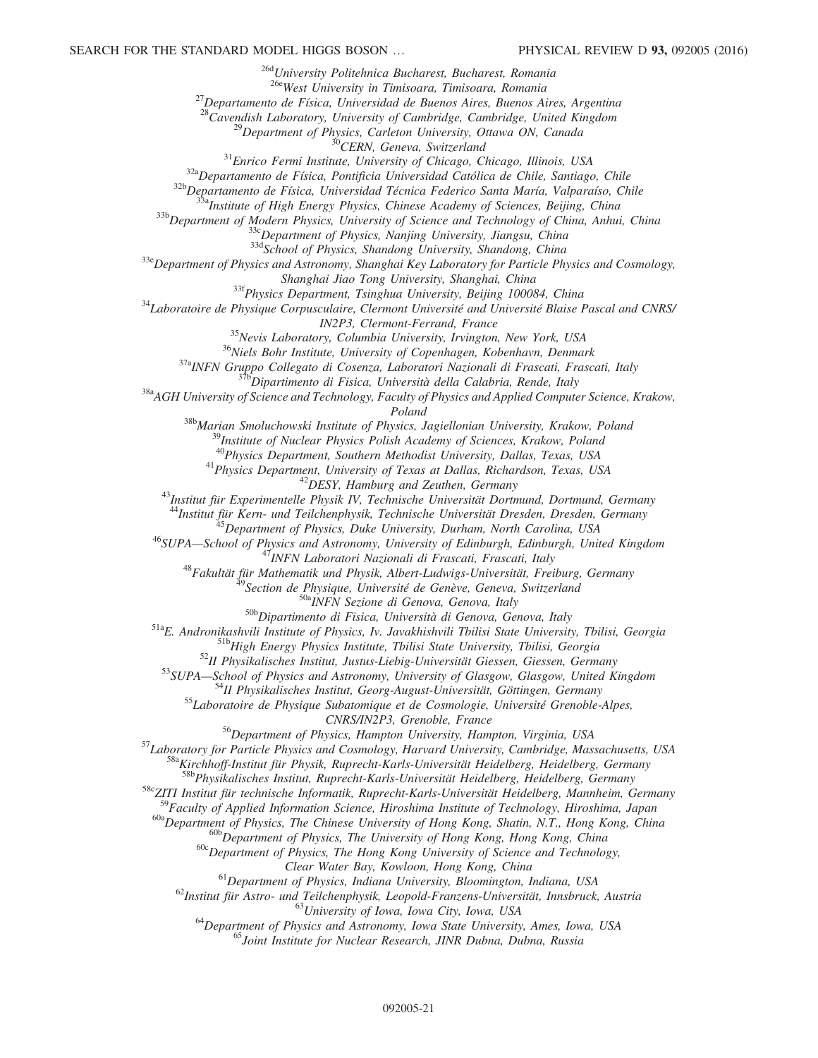[26d]University Politehnica Bucharest, Bucharest, Romania
[26e]West University in Timisoara, Timisoara, Romania
[27]Departamento de Física, Universidad de Buenos Aires, Buenos Aires, Argentina
[28]Cavendish Laboratory, University of Cambridge, Cambridge, United Kingdom
[29]Department of Physics, Carleton University, Ottawa ON, Canada
[30]CERN, Geneva, Switzerland
[31]Enrico Fermi Institute, University of Chicago, Chicago, Illinois, USA
[32a]Departamento de Física, Pontificia Universidad Católica de Chile, Santiago, Chile
[32b]Departamento de Física, Universidad Técnica Federico Santa María, Valparaíso, Chile
[33a]Institute of High Energy Physics, Chinese Academy of Sciences, Beijing, China
[33b]Department of Modern Physics, University of Science and Technology of China, Anhui, China
[33c]Department of Physics, Nanjing University, Jiangsu, China
[33d]School of Physics, Shandong University, Shandong, China
[33e]Department of Physics and Astronomy, Shanghai Key Laboratory for Particle Physics and Cosmology, Shanghai Jiao Tong University, Shanghai, China
[33f]Physics Department, Tsinghua University, Beijing 100084, China
[34]Laboratoire de Physique Corpusculaire, Clermont Université and Université Blaise Pascal and CNRS/IN2P3, Clermont-Ferrand, France
[35]Nevis Laboratory, Columbia University, Irvington, New York, USA
[36]Niels Bohr Institute, University of Copenhagen, Kobenhavn, Denmark
[37a]INFN Gruppo Collegato di Cosenza, Laboratori Nazionali di Frascati, Frascati, Italy
[37b]Dipartimento di Fisica, Università della Calabria, Rende, Italy
[38a]AGH University of Science and Technology, Faculty of Physics and Applied Computer Science, Krakow, Poland
[38b]Marian Smoluchowski Institute of Physics, Jagiellonian University, Krakow, Poland
[39]Institute of Nuclear Physics Polish Academy of Sciences, Krakow, Poland
[40]Physics Department, Southern Methodist University, Dallas, Texas, USA
[41]Physics Department, University of Texas at Dallas, Richardson, Texas, USA
[42]DESY, Hamburg and Zeuthen, Germany
[43]Institut für Experimentelle Physik IV, Technische Universität Dortmund, Dortmund, Germany
[44]Institut für Kern- und Teilchenphysik, Technische Universität Dresden, Dresden, Germany
[45]Department of Physics, Duke University, Durham, North Carolina, USA
[46]SUPA—School of Physics and Astronomy, University of Edinburgh, Edinburgh, United Kingdom
[47]INFN Laboratori Nazionali di Frascati, Frascati, Italy
[48]Fakultät für Mathematik und Physik, Albert-Ludwigs-Universität, Freiburg, Germany
[49]Section de Physique, Université de Genève, Geneva, Switzerland
[50a]INFN Sezione di Genova, Genova, Italy
[50b]Dipartimento di Fisica, Università di Genova, Genova, Italy
[51a]E. Andronikashvili Institute of Physics, Iv. Javakhishvili Tbilisi State University, Tbilisi, Georgia
[51b]High Energy Physics Institute, Tbilisi State University, Tbilisi, Georgia
[52]II Physikalisches Institut, Justus-Liebig-Universität Giessen, Giessen, Germany
[53]SUPA—School of Physics and Astronomy, University of Glasgow, Glasgow, United Kingdom
[54]II Physikalisches Institut, Georg-August-Universität, Göttingen, Germany
[55]Laboratoire de Physique Subatomique et de Cosmologie, Université Grenoble-Alpes, CNRS/IN2P3, Grenoble, France
[56]Department of Physics, Hampton University, Hampton, Virginia, USA
[57]Laboratory for Particle Physics and Cosmology, Harvard University, Cambridge, Massachusetts, USA
[58a]Kirchhoff-Institut für Physik, Ruprecht-Karls-Universität Heidelberg, Heidelberg, Germany
[58b]Physikalisches Institut, Ruprecht-Karls-Universität Heidelberg, Heidelberg, Germany
[58c]ZITI Institut für technische Informatik, Ruprecht-Karls-Universität Heidelberg, Mannheim, Germany
[59]Faculty of Applied Information Science, Hiroshima Institute of Technology, Hiroshima, Japan
[60a]Department of Physics, The Chinese University of Hong Kong, Shatin, N.T., Hong Kong, China
[60b]Department of Physics, The University of Hong Kong, Hong Kong, China
[60c]Department of Physics, The Hong Kong University of Science and Technology, Clear Water Bay, Kowloon, Hong Kong, China
[61]Department of Physics, Indiana University, Bloomington, Indiana, USA
[62]Institut für Astro- und Teilchenphysik, Leopold-Franzens-Universität, Innsbruck, Austria
[63]University of Iowa, Iowa City, Iowa, USA
[64]Department of Physics and Astronomy, Iowa State University, Ames, Iowa, USA
[65]Joint Institute for Nuclear Research, JINR Dubna, Dubna, Russia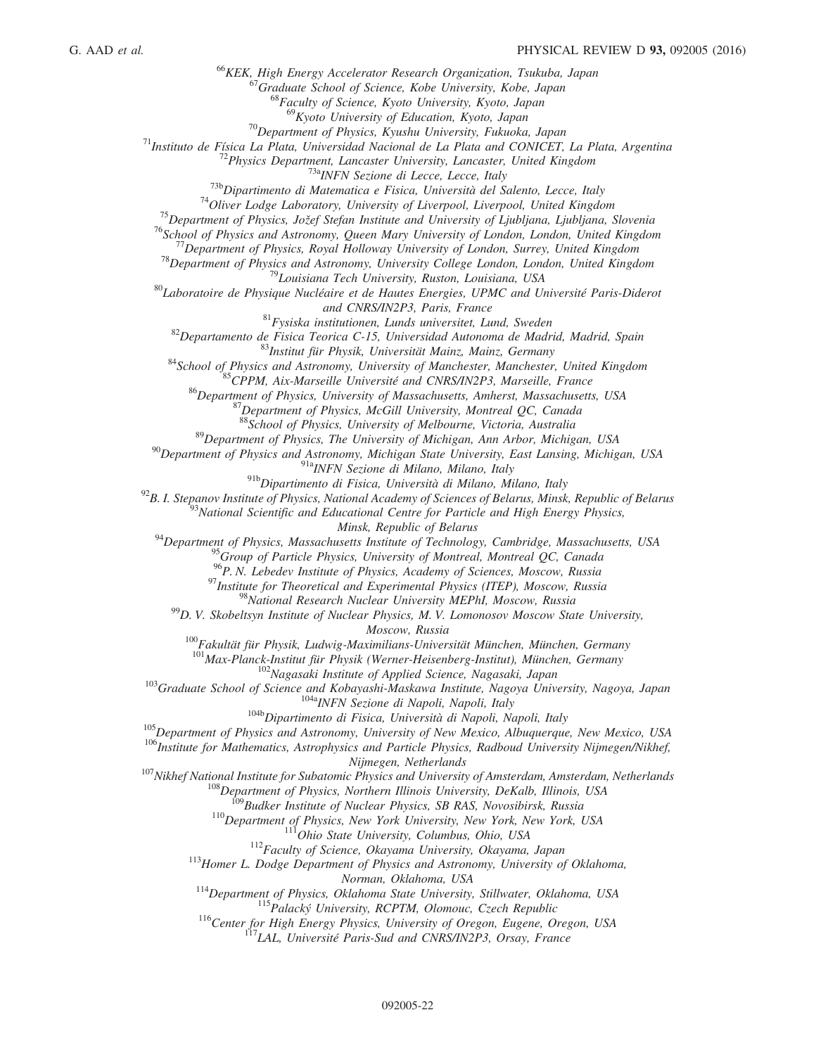[66]*KEK, High Energy Accelerator Research Organization, Tsukuba, Japan*
[67]*Graduate School of Science, Kobe University, Kobe, Japan*
[68]*Faculty of Science, Kyoto University, Kyoto, Japan*
[69]*Kyoto University of Education, Kyoto, Japan*
[70]*Department of Physics, Kyushu University, Fukuoka, Japan*
[71]*Instituto de Física La Plata, Universidad Nacional de La Plata and CONICET, La Plata, Argentina*
[72]*Physics Department, Lancaster University, Lancaster, United Kingdom*
[73a]*INFN Sezione di Lecce, Lecce, Italy*
[73b]*Dipartimento di Matematica e Fisica, Università del Salento, Lecce, Italy*
[74]*Oliver Lodge Laboratory, University of Liverpool, Liverpool, United Kingdom*
[75]*Department of Physics, Jožef Stefan Institute and University of Ljubljana, Ljubljana, Slovenia*
[76]*School of Physics and Astronomy, Queen Mary University of London, London, United Kingdom*
[77]*Department of Physics, Royal Holloway University of London, Surrey, United Kingdom*
[78]*Department of Physics and Astronomy, University College London, London, United Kingdom*
[79]*Louisiana Tech University, Ruston, Louisiana, USA*
[80]*Laboratoire de Physique Nucléaire et de Hautes Energies, UPMC and Université Paris-Diderot and CNRS/IN2P3, Paris, France*
[81]*Fysiska institutionen, Lunds universitet, Lund, Sweden*
[82]*Departamento de Fisica Teorica C-15, Universidad Autonoma de Madrid, Madrid, Spain*
[83]*Institut für Physik, Universität Mainz, Mainz, Germany*
[84]*School of Physics and Astronomy, University of Manchester, Manchester, United Kingdom*
[85]*CPPM, Aix-Marseille Université and CNRS/IN2P3, Marseille, France*
[86]*Department of Physics, University of Massachusetts, Amherst, Massachusetts, USA*
[87]*Department of Physics, McGill University, Montreal QC, Canada*
[88]*School of Physics, University of Melbourne, Victoria, Australia*
[89]*Department of Physics, The University of Michigan, Ann Arbor, Michigan, USA*
[90]*Department of Physics and Astronomy, Michigan State University, East Lansing, Michigan, USA*
[91a]*INFN Sezione di Milano, Milano, Italy*
[91b]*Dipartimento di Fisica, Università di Milano, Milano, Italy*
[92]*B. I. Stepanov Institute of Physics, National Academy of Sciences of Belarus, Minsk, Republic of Belarus*
[93]*National Scientific and Educational Centre for Particle and High Energy Physics, Minsk, Republic of Belarus*
[94]*Department of Physics, Massachusetts Institute of Technology, Cambridge, Massachusetts, USA*
[95]*Group of Particle Physics, University of Montreal, Montreal QC, Canada*
[96]*P. N. Lebedev Institute of Physics, Academy of Sciences, Moscow, Russia*
[97]*Institute for Theoretical and Experimental Physics (ITEP), Moscow, Russia*
[98]*National Research Nuclear University MEPhI, Moscow, Russia*
[99]*D. V. Skobeltsyn Institute of Nuclear Physics, M. V. Lomonosov Moscow State University, Moscow, Russia*
[100]*Fakultät für Physik, Ludwig-Maximilians-Universität München, München, Germany*
[101]*Max-Planck-Institut für Physik (Werner-Heisenberg-Institut), München, Germany*
[102]*Nagasaki Institute of Applied Science, Nagasaki, Japan*
[103]*Graduate School of Science and Kobayashi-Maskawa Institute, Nagoya University, Nagoya, Japan*
[104a]*INFN Sezione di Napoli, Napoli, Italy*
[104b]*Dipartimento di Fisica, Università di Napoli, Napoli, Italy*
[105]*Department of Physics and Astronomy, University of New Mexico, Albuquerque, New Mexico, USA*
[106]*Institute for Mathematics, Astrophysics and Particle Physics, Radboud University Nijmegen/Nikhef, Nijmegen, Netherlands*
[107]*Nikhef National Institute for Subatomic Physics and University of Amsterdam, Amsterdam, Netherlands*
[108]*Department of Physics, Northern Illinois University, DeKalb, Illinois, USA*
[109]*Budker Institute of Nuclear Physics, SB RAS, Novosibirsk, Russia*
[110]*Department of Physics, New York University, New York, New York, USA*
[111]*Ohio State University, Columbus, Ohio, USA*
[112]*Faculty of Science, Okayama University, Okayama, Japan*
[113]*Homer L. Dodge Department of Physics and Astronomy, University of Oklahoma, Norman, Oklahoma, USA*
[114]*Department of Physics, Oklahoma State University, Stillwater, Oklahoma, USA*
[115]*Palacký University, RCPTM, Olomouc, Czech Republic*
[116]*Center for High Energy Physics, University of Oregon, Eugene, Oregon, USA*
[117]*LAL, Université Paris-Sud and CNRS/IN2P3, Orsay, France*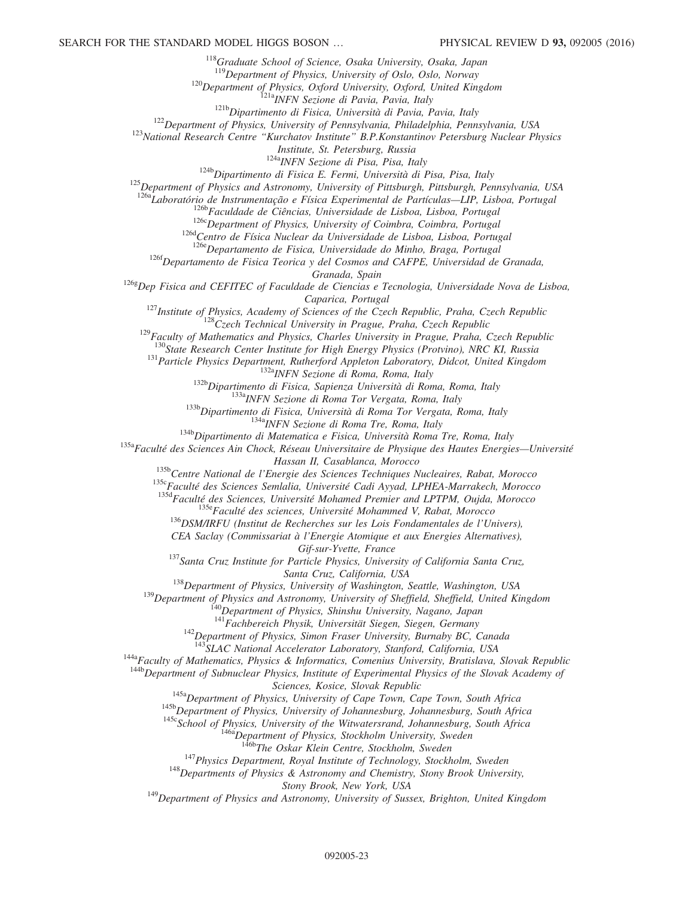[118]Graduate School of Science, Osaka University, Osaka, Japan
[119]Department of Physics, University of Oslo, Oslo, Norway
[120]Department of Physics, Oxford University, Oxford, United Kingdom
[121a]INFN Sezione di Pavia, Pavia, Italy
[121b]Dipartimento di Fisica, Università di Pavia, Pavia, Italy
[122]Department of Physics, University of Pennsylvania, Philadelphia, Pennsylvania, USA
[123]National Research Centre "Kurchatov Institute" B.P.Konstantinov Petersburg Nuclear Physics Institute, St. Petersburg, Russia
[124a]INFN Sezione di Pisa, Pisa, Italy
[124b]Dipartimento di Fisica E. Fermi, Università di Pisa, Pisa, Italy
[125]Department of Physics and Astronomy, University of Pittsburgh, Pittsburgh, Pennsylvania, USA
[126a]Laboratório de Instrumentação e Física Experimental de Partículas—LIP, Lisboa, Portugal
[126b]Faculdade de Ciências, Universidade de Lisboa, Lisboa, Portugal
[126c]Department of Physics, University of Coimbra, Coimbra, Portugal
[126d]Centro de Física Nuclear da Universidade de Lisboa, Lisboa, Portugal
[126e]Departamento de Fisica, Universidade do Minho, Braga, Portugal
[126f]Departamento de Fisica Teorica y del Cosmos and CAFPE, Universidad de Granada, Granada, Spain
[126g]Dep Fisica and CEFITEC of Faculdade de Ciencias e Tecnologia, Universidade Nova de Lisboa, Caparica, Portugal
[127]Institute of Physics, Academy of Sciences of the Czech Republic, Praha, Czech Republic
[128]Czech Technical University in Prague, Praha, Czech Republic
[129]Faculty of Mathematics and Physics, Charles University in Prague, Praha, Czech Republic
[130]State Research Center Institute for High Energy Physics (Protvino), NRC KI, Russia
[131]Particle Physics Department, Rutherford Appleton Laboratory, Didcot, United Kingdom
[132a]INFN Sezione di Roma, Roma, Italy
[132b]Dipartimento di Fisica, Sapienza Università di Roma, Roma, Italy
[133a]INFN Sezione di Roma Tor Vergata, Roma, Italy
[133b]Dipartimento di Fisica, Università di Roma Tor Vergata, Roma, Italy
[134a]INFN Sezione di Roma Tre, Roma, Italy
[134b]Dipartimento di Matematica e Fisica, Università Roma Tre, Roma, Italy
[135a]Faculté des Sciences Ain Chock, Réseau Universitaire de Physique des Hautes Energies—Université Hassan II, Casablanca, Morocco
[135b]Centre National de l'Energie des Sciences Techniques Nucleaires, Rabat, Morocco
[135c]Faculté des Sciences Semlalia, Université Cadi Ayyad, LPHEA-Marrakech, Morocco
[135d]Faculté des Sciences, Université Mohamed Premier and LPTPM, Oujda, Morocco
[135e]Faculté des sciences, Université Mohammed V, Rabat, Morocco
[136]DSM/IRFU (Institut de Recherches sur les Lois Fondamentales de l'Univers), CEA Saclay (Commissariat à l'Energie Atomique et aux Energies Alternatives), Gif-sur-Yvette, France
[137]Santa Cruz Institute for Particle Physics, University of California Santa Cruz, Santa Cruz, California, USA
[138]Department of Physics, University of Washington, Seattle, Washington, USA
[139]Department of Physics and Astronomy, University of Sheffield, Sheffield, United Kingdom
[140]Department of Physics, Shinshu University, Nagano, Japan
[141]Fachbereich Physik, Universität Siegen, Siegen, Germany
[142]Department of Physics, Simon Fraser University, Burnaby BC, Canada
[143]SLAC National Accelerator Laboratory, Stanford, California, USA
[144a]Faculty of Mathematics, Physics & Informatics, Comenius University, Bratislava, Slovak Republic
[144b]Department of Subnuclear Physics, Institute of Experimental Physics of the Slovak Academy of Sciences, Kosice, Slovak Republic
[145a]Department of Physics, University of Cape Town, Cape Town, South Africa
[145b]Department of Physics, University of Johannesburg, Johannesburg, South Africa
[145c]School of Physics, University of the Witwatersrand, Johannesburg, South Africa
[146a]Department of Physics, Stockholm University, Sweden
[146b]The Oskar Klein Centre, Stockholm, Sweden
[147]Physics Department, Royal Institute of Technology, Stockholm, Sweden
[148]Departments of Physics & Astronomy and Chemistry, Stony Brook University, Stony Brook, New York, USA
[149]Department of Physics and Astronomy, University of Sussex, Brighton, United Kingdom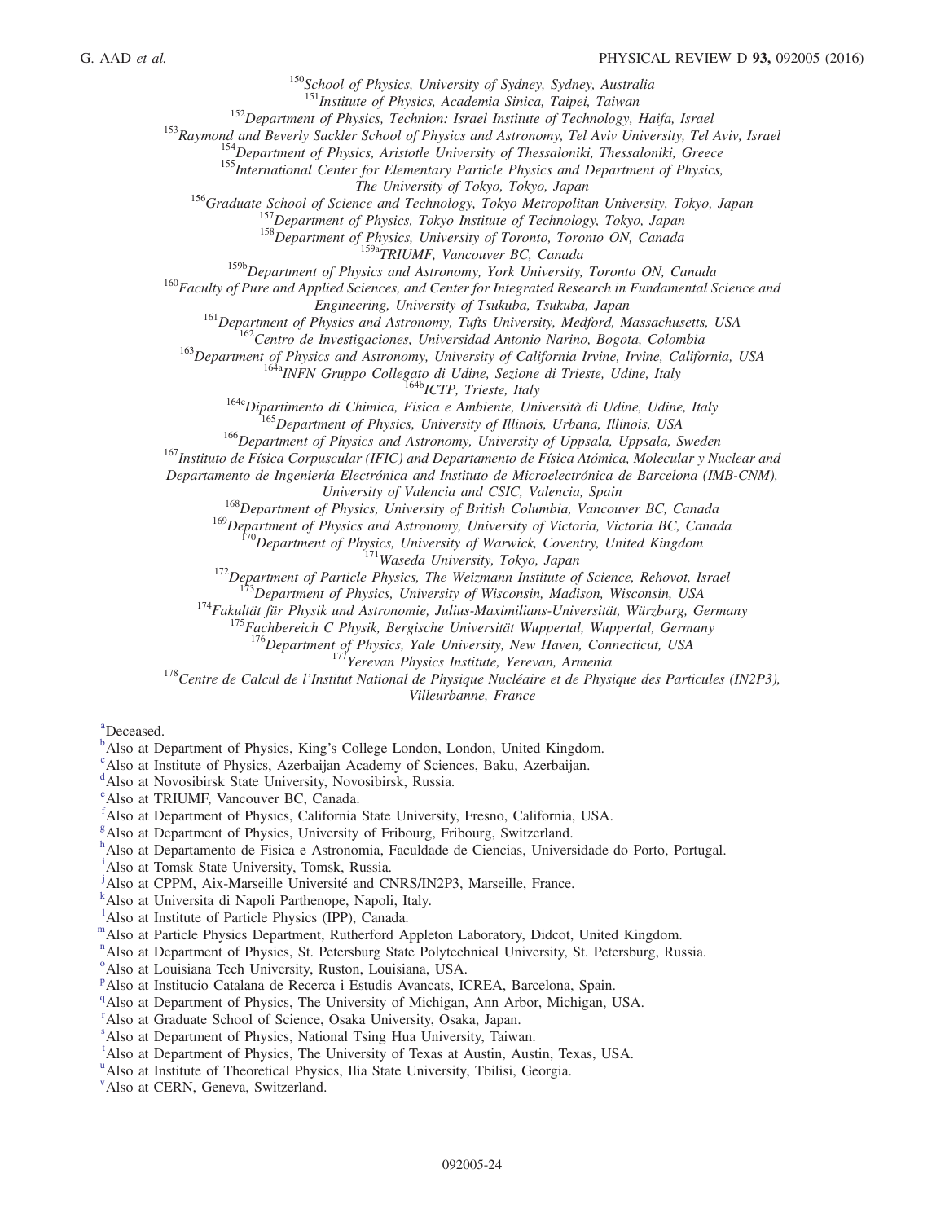[150]School of Physics, University of Sydney, Sydney, Australia
[151]Institute of Physics, Academia Sinica, Taipei, Taiwan
[152]Department of Physics, Technion: Israel Institute of Technology, Haifa, Israel
[153]Raymond and Beverly Sackler School of Physics and Astronomy, Tel Aviv University, Tel Aviv, Israel
[154]Department of Physics, Aristotle University of Thessaloniki, Thessaloniki, Greece
[155]International Center for Elementary Particle Physics and Department of Physics, The University of Tokyo, Tokyo, Japan
[156]Graduate School of Science and Technology, Tokyo Metropolitan University, Tokyo, Japan
[157]Department of Physics, Tokyo Institute of Technology, Tokyo, Japan
[158]Department of Physics, University of Toronto, Toronto ON, Canada
[159a]TRIUMF, Vancouver BC, Canada
[159b]Department of Physics and Astronomy, York University, Toronto ON, Canada
[160]Faculty of Pure and Applied Sciences, and Center for Integrated Research in Fundamental Science and Engineering, University of Tsukuba, Tsukuba, Japan
[161]Department of Physics and Astronomy, Tufts University, Medford, Massachusetts, USA
[162]Centro de Investigaciones, Universidad Antonio Narino, Bogota, Colombia
[163]Department of Physics and Astronomy, University of California Irvine, Irvine, California, USA
[164a]INFN Gruppo Collegato di Udine, Sezione di Trieste, Udine, Italy
[164b]ICTP, Trieste, Italy
[164c]Dipartimento di Chimica, Fisica e Ambiente, Università di Udine, Udine, Italy
[165]Department of Physics, University of Illinois, Urbana, Illinois, USA
[166]Department of Physics and Astronomy, University of Uppsala, Uppsala, Sweden
[167]Instituto de Física Corpuscular (IFIC) and Departamento de Física Atómica, Molecular y Nuclear and Departamento de Ingeniería Electrónica and Instituto de Microelectrónica de Barcelona (IMB-CNM), University of Valencia and CSIC, Valencia, Spain
[168]Department of Physics, University of British Columbia, Vancouver BC, Canada
[169]Department of Physics and Astronomy, University of Victoria, Victoria BC, Canada
[170]Department of Physics, University of Warwick, Coventry, United Kingdom
[171]Waseda University, Tokyo, Japan
[172]Department of Particle Physics, The Weizmann Institute of Science, Rehovot, Israel
[173]Department of Physics, University of Wisconsin, Madison, Wisconsin, USA
[174]Fakultät für Physik und Astronomie, Julius-Maximilians-Universität, Würzburg, Germany
[175]Fachbereich C Physik, Bergische Universität Wuppertal, Wuppertal, Germany
[176]Department of Physics, Yale University, New Haven, Connecticut, USA
[177]Yerevan Physics Institute, Yerevan, Armenia
[178]Centre de Calcul de l'Institut National de Physique Nucléaire et de Physique des Particules (IN2P3), Villeurbanne, France

[a]Deceased.
[b]Also at Department of Physics, King's College London, London, United Kingdom.
[c]Also at Institute of Physics, Azerbaijan Academy of Sciences, Baku, Azerbaijan.
[d]Also at Novosibirsk State University, Novosibirsk, Russia.
[e]Also at TRIUMF, Vancouver BC, Canada.
[f]Also at Department of Physics, California State University, Fresno, California, USA.
[g]Also at Department of Physics, University of Fribourg, Fribourg, Switzerland.
[h]Also at Departamento de Fisica e Astronomia, Faculdade de Ciencias, Universidade do Porto, Portugal.
[i]Also at Tomsk State University, Tomsk, Russia.
[j]Also at CPPM, Aix-Marseille Université and CNRS/IN2P3, Marseille, France.
[k]Also at Universita di Napoli Parthenope, Napoli, Italy.
[l]Also at Institute of Particle Physics (IPP), Canada.
[m]Also at Particle Physics Department, Rutherford Appleton Laboratory, Didcot, United Kingdom.
[n]Also at Department of Physics, St. Petersburg State Polytechnical University, St. Petersburg, Russia.
[o]Also at Louisiana Tech University, Ruston, Louisiana, USA.
[p]Also at Institucio Catalana de Recerca i Estudis Avancats, ICREA, Barcelona, Spain.
[q]Also at Department of Physics, The University of Michigan, Ann Arbor, Michigan, USA.
[r]Also at Graduate School of Science, Osaka University, Osaka, Japan.
[s]Also at Department of Physics, National Tsing Hua University, Taiwan.
[t]Also at Department of Physics, The University of Texas at Austin, Austin, Texas, USA.
[u]Also at Institute of Theoretical Physics, Ilia State University, Tbilisi, Georgia.
[v]Also at CERN, Geneva, Switzerland.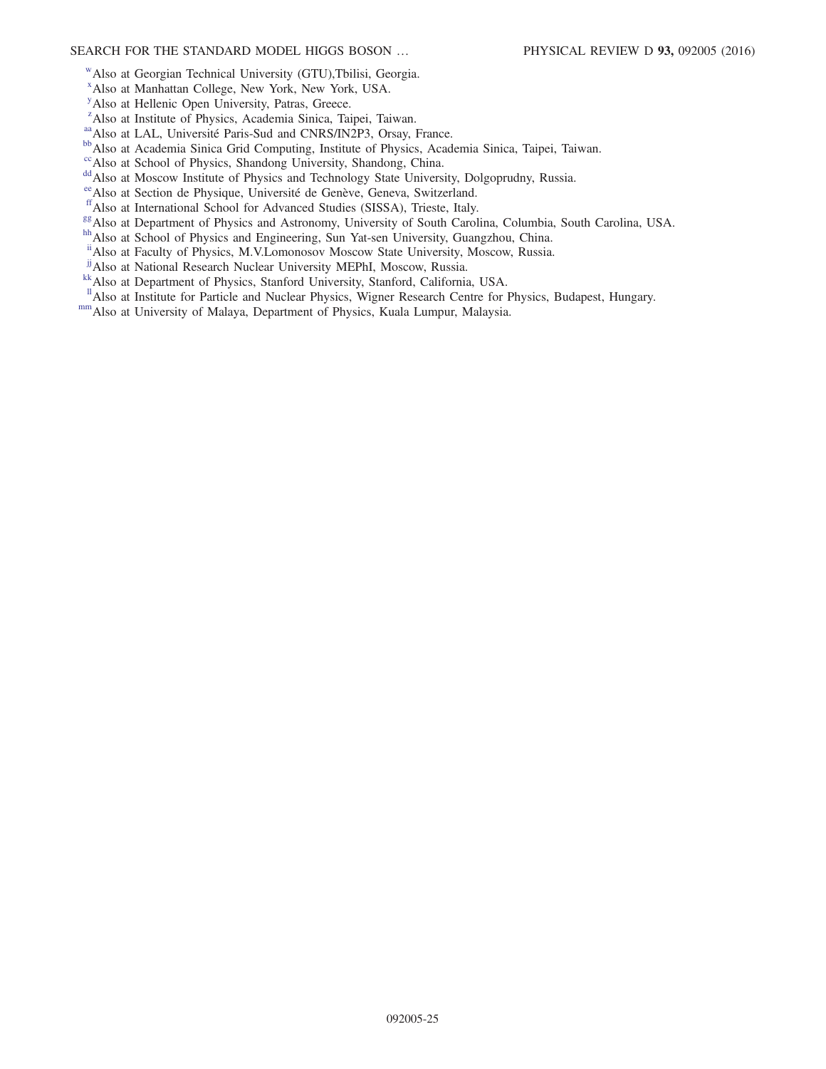[w]Also at Georgian Technical University (GTU),Tbilisi, Georgia.
[x]Also at Manhattan College, New York, New York, USA.
[y]Also at Hellenic Open University, Patras, Greece.
[z]Also at Institute of Physics, Academia Sinica, Taipei, Taiwan.
[aa]Also at LAL, Université Paris-Sud and CNRS/IN2P3, Orsay, France.
[bb]Also at Academia Sinica Grid Computing, Institute of Physics, Academia Sinica, Taipei, Taiwan.
[cc]Also at School of Physics, Shandong University, Shandong, China.
[dd]Also at Moscow Institute of Physics and Technology State University, Dolgoprudny, Russia.
[ee]Also at Section de Physique, Université de Genève, Geneva, Switzerland.
[ff]Also at International School for Advanced Studies (SISSA), Trieste, Italy.
[gg]Also at Department of Physics and Astronomy, University of South Carolina, Columbia, South Carolina, USA.
[hh]Also at School of Physics and Engineering, Sun Yat-sen University, Guangzhou, China.
[ii]Also at Faculty of Physics, M.V.Lomonosov Moscow State University, Moscow, Russia.
[jj]Also at National Research Nuclear University MEPhI, Moscow, Russia.
[kk]Also at Department of Physics, Stanford University, Stanford, California, USA.
[ll]Also at Institute for Particle and Nuclear Physics, Wigner Research Centre for Physics, Budapest, Hungary.
[mm]Also at University of Malaya, Department of Physics, Kuala Lumpur, Malaysia.